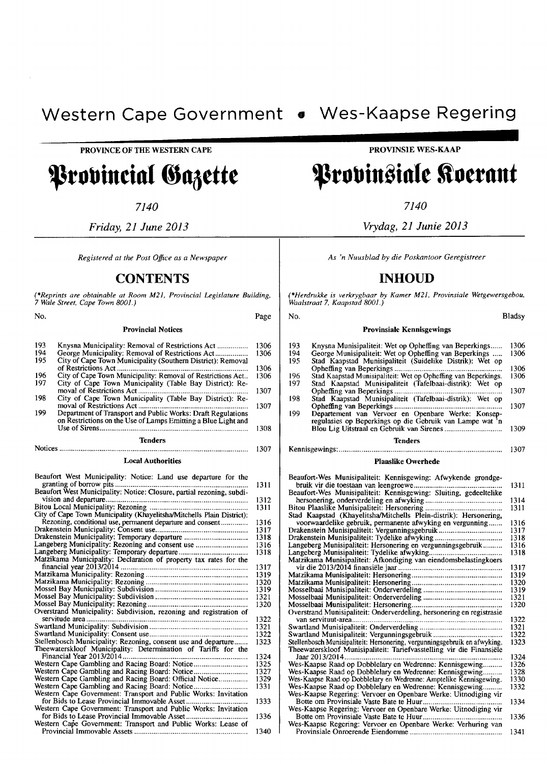# Western Cape Government • Wes-Kaapse Regering

PROVINCE OF THE WESTERN CAPE

# Provincial Gazette

7140

*Friday, 21 June 2013*

*Registered at the Post Office as a Newspaper*

## CONTENTS

*(\*Reprints are obtainable at Room M21, Provincial Legislature Building, 7 Wale Street, Cape Town 8001.)*

| No. | | Page |
|---|---|---|
| | **Provincial Notices** | |
| 193 | Knysna Municipality: Removal of Restrictions Act | 1306 |
| 194 | George Municipality: Removal of Restrictions Act | 1306 |
| 195 | City of Cape Town Municipality (Southern District): Removal of Restrictions Act | 1306 |
| 196 | City of Cape Town Municipality: Removal of Restrictions Act | 1306 |
| 197 | City of Cape Town Municipality (Table Bay District): Removal of Restrictions Act | 1307 |
| 198 | City of Cape Town Municipality (Table Bay District): Removal of Restrictions Act | 1307 |
| 199 | Department of Transport and Public Works: Draft Regulations on Restrictions on the Use of Lamps Emitting a Blue Light and Use of Sirens | 1308 |
| | **Tenders** | |
| Notices | | 1307 |
| | **Local Authorities** | |
| Beaufort West Municipality: Notice: Land use departure for the granting of borrow pits | | 1311 |
| Beaufort West Municipality: Notice: Closure, partial rezoning, subdivision and departure | | 1312 |
| Bitou Local Municipality: Rezoning | | 1311 |
| City of Cape Town Municipality (Khayelitsha/Mitchells Plain District): Rezoning, conditional use, permanent departure and consent | | 1316 |
| Drakenstein Municipality: Consent use | | 1317 |
| Drakenstein Municipality: Temporary departure | | 1318 |
| Langeberg Municipality: Rezoning and consent use | | 1316 |
| Langeberg Municipality: Temporary departure | | 1318 |
| Matzikama Municipality: Declaration of property tax rates for the financial year 2013/2014 | | 1317 |
| Matzikama Municipality: Rezoning | | 1319 |
| Matzikama Municipality: Rezoning | | 1320 |
| Mossel Bay Municipality: Subdivision | | 1319 |
| Mossel Bay Municipality: Subdivision | | 1321 |
| Mossel Bay Municipality: Rezoning | | 1320 |
| Overstrand Municipality: Subdivision, rezoning and registration of servitude area | | 1322 |
| Swartland Municipality: Subdivision | | 1321 |
| Swartland Municipality: Consent use | | 1322 |
| Stellenbosch Municipality: Rezoning, consent use and departure | | 1323 |
| Theewaterskloof Municipality: Determination of Tariffs for the Financial Year 2013/2014 | | 1324 |
| Western Cape Gambling and Racing Board: Notice | | 1325 |
| Western Cape Gambling and Racing Board: Notice | | 1327 |
| Western Cape Gambling and Racing Board: Official Notice | | 1329 |
| Western Cape Gambling and Racing Board: Notice | | 1331 |
| Western Cape Government: Transport and Public Works: Invitation for Bids to Lease Provincial Immovable Asset | | 1333 |
| Western Cape Government: Transport and Public Works: Invitation for Bids to Lease Provincial Immovable Asset | | 1336 |
| Western Cape Government: Transport and Public Works: Lease of Provincial Immovable Assets | | 1340 |

PROVINSIE WES-KAAP

# Provinsiale Koerant

7140

*Vrydag, 21 Junie 2013*

*As 'n Nuusblad by die Poskantoor Geregistreer*

## INHOUD

*(\*Herdrukke is verkrygbaar by Kamer M21, Provinsiale Wetgewersgebou, Waalstraat 7, Kaapstad 8001.)*

| No. | | Bladsy |
|---|---|---|
| | **Provinsiale Kennisgewings** | |
| 193 | Knysna Munisipaliteit: Wet op Opheffing van Beperkings | 1306 |
| 194 | George Munisipaliteit: Wet op Opheffing van Beperkings | 1306 |
| 195 | Stad Kaapstad Munisipaliteit (Suidelike Distrik): Wet op Opheffing van Beperkings | 1306 |
| 196 | Stad Kaapstad Munisipaliteit: Wet op Opheffing van Beperkings | 1306 |
| 197 | Stad Kaapstad Munisipaliteit (Tafelbaai-distrik): Wet op Opheffing van Beperkings | 1307 |
| 198 | Stad Kaapstad Munisipaliteit (Tafelbaai-distrik): Wet op Opheffing van Beperkings | 1307 |
| 199 | Departement van Vervoer en Openbare Werke: Konsepregulasies op Beperkings op die Gebruik van Lampe wat 'n Blou Lig Uitstraal en Gebruik van Sirenes | 1309 |
| | **Tenders** | |
| Kennisgewings: | | 1307 |
| | **Plaaslike Owerhede** | |
| Beaufort-Wes Munisipaliteit: Kennisgewing: Afwykende grondgebruik vir die toestaan van leengroewe | | 1311 |
| Beaufort-Wes Munisipaliteit: Kennisgewing: Sluiting, gedeeltelike hersonering, onderverdeling en afwyking | | 1314 |
| Bitou Plaaslike Munisipaliteit: Hersonering | | 1311 |
| Stad Kaapstad (Khayelitsha/Mitchells Plein-distrik): Hersonering, voorwaardelike gebruik, permanente afwyking en vergunning | | 1316 |
| Drakenstein Munisipaliteit: Vergunningsgebruik | | 1317 |
| Drakenstein Munisipaliteit: Tydelike afwyking | | 1318 |
| Langeberg Munisipaliteit: Hersonering en vergunningsgebruik | | 1316 |
| Langeberg Munisipaliteit: Tydelike afwyking | | 1318 |
| Matzikama Munisipaliteit: Afkondiging van eiendomsbelastingkoers vir die 2013/2014 finansiële jaar | | 1317 |
| Matzikama Munisipaliteit: Hersonering | | 1319 |
| Matzikama Munisipaliteit: Hersonering | | 1320 |
| Mosselbaai Munisipaliteit: Onderverdeling | | 1319 |
| Mosselbaai Munisipaliteit: Onderverdeling | | 1321 |
| Mosselbaai Munisipaliteit: Hersonering | | 1320 |
| Overstrand Munisipaliteit: Onderverdeling, hersonering en registrasie van servituut-area | | 1322 |
| Swartland Munisipaliteit: Onderverdeling | | 1321 |
| Swartland Munisipaliteit: Vergunningsgebruik | | 1322 |
| Stellenbosch Munisipaliteit: Hersonering, vergunningsgebruik en afwyking | | 1323 |
| Theewaterskloof Munisipaliteit: Tariefvasstelling vir die Finansiële Jaar 2013/2014 | | 1324 |
| Wes-Kaapse Raad op Dobbelary en Wedrenne: Kennisgewing | | 1326 |
| Wes-Kaapse Raad op Dobbelary en Wedrenne: Kennisgewing | | 1328 |
| Wes-Kaapse Raad op Dobbelary en Wedrenne: Amptelike Kennisgewing | | 1330 |
| Wes-Kaapse Raad op Dobbelary en Wedrenne: Kennisgewing | | 1332 |
| Wes-Kaapse Regering: Vervoer en Openbare Werke: Uitnodiging vir Botte om Provinsiale Vaste Bate te Huur | | 1334 |
| Wes-Kaapse Regering: Vervoer en Openbare Werke: Uitnodiging vir Botte om Provinsiale Vaste Bate te Huur | | 1336 |
| Wes-Kaapse Regering: Vervoer en Openbare Werke: Verhuring van Provinsiale Onroerende Eiendomme | | 1341 |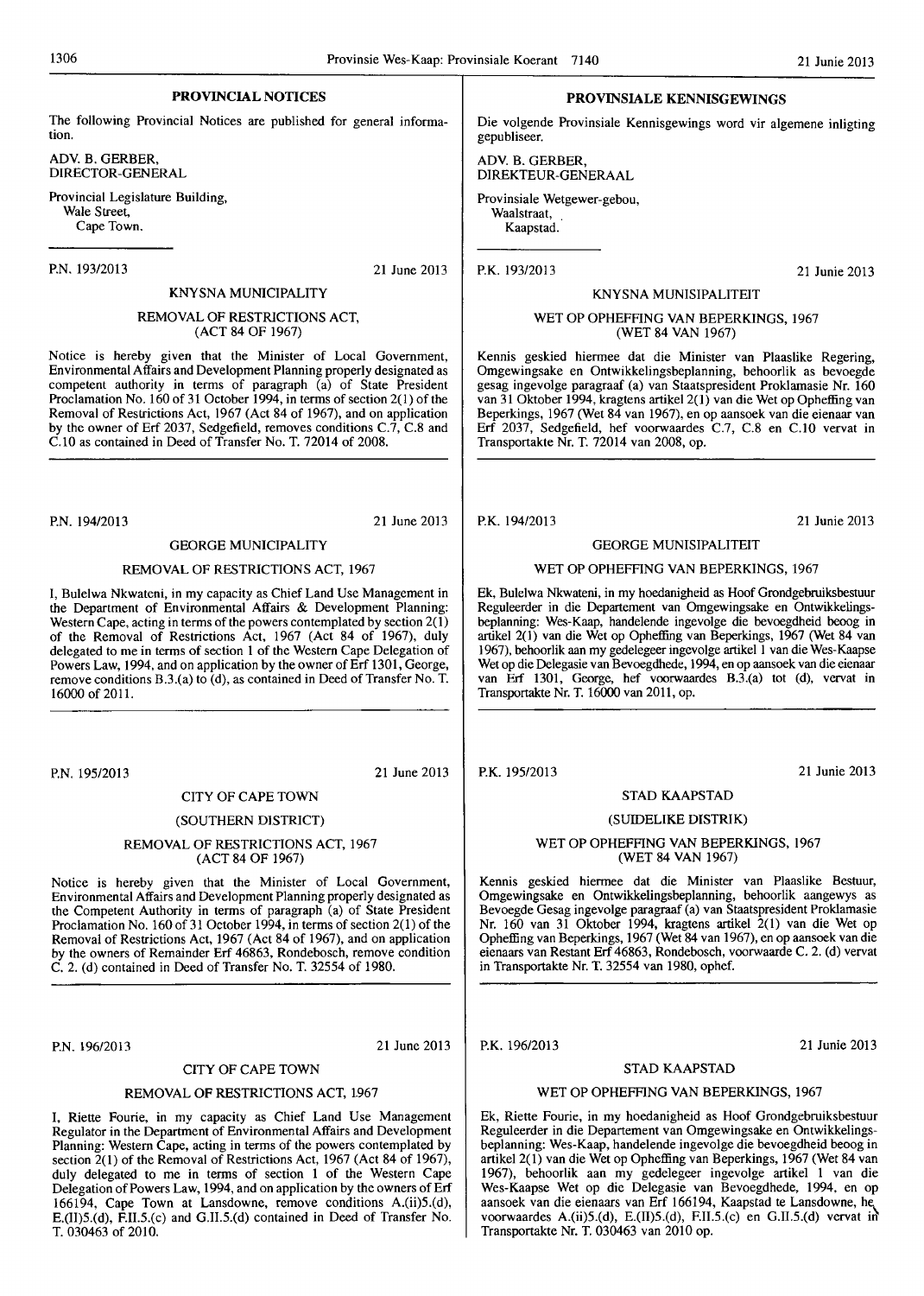## PROVINCIAL NOTICES

The following Provincial Notices are published for general information.

ADV. B. GERBER,
DIRECTOR-GENERAL

Provincial Legislature Building,
Wale Street,
Cape Town.

P.N. 193/2013 21 June 2013

### KNYSNA MUNICIPALITY

REMOVAL OF RESTRICTIONS ACT,
(ACT 84 OF 1967)

Notice is hereby given that the Minister of Local Government, Environmental Affairs and Development Planning properly designated as competent authority in terms of paragraph (a) of State President Proclamation No. 160 of 31 October 1994, in terms of section 2(1) of the Removal of Restrictions Act, 1967 (Act 84 of 1967), and on application by the owner of Erf 2037, Sedgefield, removes conditions C.7, C.8 and C.10 as contained in Deed of Transfer No. T. 72014 of 2008.

P.N. 194/2013 21 June 2013

### GEORGE MUNICIPALITY

REMOVAL OF RESTRICTIONS ACT, 1967

I, Bulelwa Nkwateni, in my capacity as Chief Land Use Management in the Department of Environmental Affairs & Development Planning: Western Cape, acting in terms of the powers contemplated by section 2(1) of the Removal of Restrictions Act, 1967 (Act 84 of 1967), duly delegated to me in terms of section 1 of the Western Cape Delegation of Powers Law, 1994, and on application by the owner of Erf 1301, George, remove conditions B.3.(a) to (d), as contained in Deed of Transfer No. T. 16000 of 2011.

P.N. 195/2013 21 June 2013

### CITY OF CAPE TOWN

(SOUTHERN DISTRICT)

REMOVAL OF RESTRICTIONS ACT, 1967
(ACT 84 OF 1967)

Notice is hereby given that the Minister of Local Government, Environmental Affairs and Development Planning properly designated as the Competent Authority in terms of paragraph (a) of State President Proclamation No. 160 of 31 October 1994, in terms of section 2(1) of the Removal of Restrictions Act, 1967 (Act 84 of 1967), and on application by the owners of Remainder Erf 46863, Rondebosch, remove condition C. 2. (d) contained in Deed of Transfer No. T. 32554 of 1980.

P.N. 196/2013 21 June 2013

### CITY OF CAPE TOWN

REMOVAL OF RESTRICTIONS ACT, 1967

I, Riette Fourie, in my capacity as Chief Land Use Management Regulator in the Department of Environmental Affairs and Development Planning: Western Cape, acting in terms of the powers contemplated by section 2(1) of the Removal of Restrictions Act, 1967 (Act 84 of 1967), duly delegated to me in terms of section 1 of the Western Cape Delegation of Powers Law, 1994, and on application by the owners of Erf 166194, Cape Town at Lansdowne, remove conditions A.(ii)5.(d), E.(II)5.(d), F.II.5.(c) and G.II.5.(d) contained in Deed of Transfer No. T. 030463 of 2010.

## PROVINSIALE KENNISGEWINGS

Die volgende Provinsiale Kennisgewings word vir algemene inligting gepubliseer.

ADV. B. GERBER,
DIREKTEUR-GENERAAL

Provinsiale Wetgewer-gebou,
Waalstraat,
Kaapstad.

P.K. 193/2013 21 Junie 2013

### KNYSNA MUNISIPALITEIT

WET OP OPHEFFING VAN BEPERKINGS, 1967
(WET 84 VAN 1967)

Kennis geskied hiermee dat die Minister van Plaaslike Regering, Omgewingsake en Ontwikkelingsbeplanning, behoorlik as bevoegde gesag ingevolge paragraaf (a) van Staatspresident Proklamasie Nr. 160 van 31 Oktober 1994, kragtens artikel 2(1) van die Wet op Opheffing van Beperkings, 1967 (Wet 84 van 1967), en op aansoek van die eienaar van Erf 2037, Sedgefield, hef voorwaardes C.7, C.8 en C.10 vervat in Transportakte Nr. T. 72014 van 2008, op.

P.K. 194/2013 21 Junie 2013

### GEORGE MUNISIPALITEIT

WET OP OPHEFFING VAN BEPERKINGS, 1967

Ek, Bulelwa Nkwateni, in my hoedanigheid as Hoof Grondgebruiksbestuur Reguleerder in die Departement van Omgewingsake en Ontwikkelingsbeplanning: Wes-Kaap, handelende ingevolge die bevoegdheid beoog in artikel 2(1) van die Wet op Opheffing van Beperkings, 1967 (Wet 84 van 1967), behoorlik aan my gedelegeer ingevolge artikel 1 van die Wes-Kaapse Wet op die Delegasie van Bevoegdhede, 1994, en op aansoek van die eienaar van Erf 1301, George, hef voorwaardes B.3.(a) tot (d), vervat in Transportakte Nr. T. 16000 van 2011, op.

P.K. 195/2013 21 Junie 2013

### STAD KAAPSTAD

(SUIDELIKE DISTRIK)

WET OP OPHEFFING VAN BEPERKINGS, 1967
(WET 84 VAN 1967)

Kennis geskied hiermee dat die Minister van Plaaslike Bestuur, Omgewingsake en Ontwikkelingsbeplanning, behoorlik aangewys as Bevoegde Gesag ingevolge paragraaf (a) van Staatspresident Proklamasie Nr. 160 van 31 Oktober 1994, kragtens artikel 2(1) van die Wet op Opheffing van Beperkings, 1967 (Wet 84 van 1967), en op aansoek van die eienaars van Restant Erf 46863, Rondebosch, voorwaarde C. 2. (d) vervat in Transportakte Nr. T. 32554 van 1980, ophef.

P.K. 196/2013 21 Junie 2013

### STAD KAAPSTAD

WET OP OPHEFFING VAN BEPERKINGS, 1967

Ek, Riette Fourie, in my hoedanigheid as Hoof Grondgebruiksbestuur Reguleerder in die Departement van Omgewingsake en Ontwikkelingsbeplanning: Wes-Kaap, handelende ingevolge die bevoegdheid beoog in artikel 2(1) van die Wet op Opheffing van Beperkings, 1967 (Wet 84 van 1967), behoorlik aan my gedelegeer ingevolge artikel 1 van die Wes-Kaapse Wet op die Delegasie van Bevoegdhede, 1994, en op aansoek van die eienaars van Erf 166194, Kaapstad te Lansdowne, hef voorwaardes A.(ii)5.(d), E.(II)5.(d), F.II.5.(c) en G.II.5.(d) vervat in Transportakte Nr. T. 030463 van 2010 op.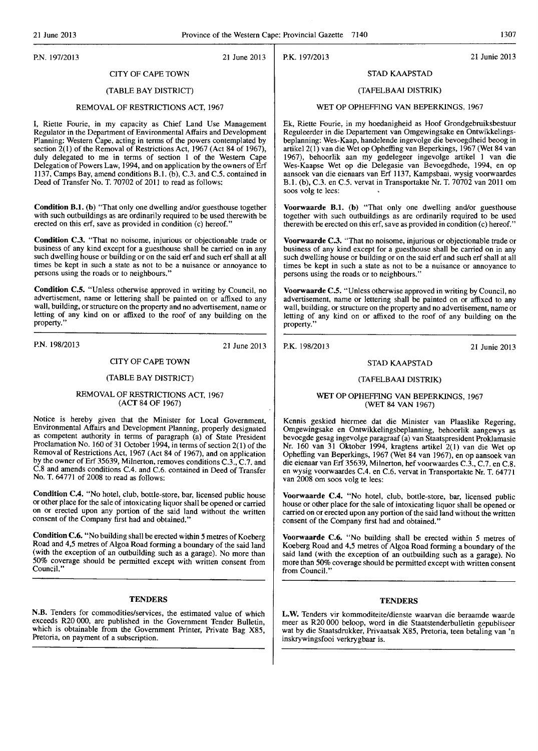P.N. 197/2013 21 June 2013

CITY OF CAPE TOWN

(TABLE BAY DISTRICT)

REMOVAL OF RESTRICTIONS ACT, 1967

I, Riette Fourie, in my capacity as Chief Land Use Management Regulator in the Department of Environmental Affairs and Development Planning: Western Cape, acting in terms of the powers contemplated by section 2(1) of the Removal of Restrictions Act, 1967 (Act 84 of 1967), duly delegated to me in terms of section 1 of the Western Cape Delegation of Powers Law, 1994, and on application by the owners of Erf 1137, Camps Bay, amend conditions B.1. (b), C.3. and C.5. contained in Deed of Transfer No. T. 70702 of 2011 to read as follows:

**Condition B.1. (b)** "That only one dwelling and/or guesthouse together with such outbuildings as are ordinarily required to be used therewith be erected on this erf, save as provided in condition (c) hereof."

**Condition C.3.** "That no noisome, injurious or objectionable trade or business of any kind except for a guesthouse shall be carried on in any such dwelling house or building or on the said erf and such erf shall at all times be kept in such a state as not to be a nuisance or annoyance to persons using the roads or to neighbours."

**Condition C.5.** "Unless otherwise approved in writing by Council, no advertisement, name or lettering shall be painted on or affixed to any wall, building, or structure on the property and no advertisement, name or letting of any kind on or affixed to the roof of any building on the property."

P.K. 197/2013 21 Junie 2013

STAD KAAPSTAD

(TAFELBAAI DISTRIK)

WET OP OPHEFFING VAN BEPERKINGS, 1967

Ek, Riette Fourie, in my hoedanigheid as Hoof Grondgebruiksbestuur Reguleerder in die Departement van Omgewingsake en Ontwikkelingsbeplanning: Wes-Kaap, handelende ingevolge die bevoegdheid beoog in artikel 2(1) van die Wet op Opheffing van Beperkings, 1967 (Wet 84 van 1967), behoorlik aan my gedelegeer ingevolge artikel 1 van die Wes-Kaapse Wet op die Delegasie van Bevoegdhede, 1994, en op aansoek van die eienaars van Erf 1137, Kampsbaai, wysig voorwaardes B.1. (b), C.3. en C.5. vervat in Transportakte Nr. T. 70702 van 2011 om soos volg te lees:

**Voorwaarde B.1. (b)** "That only one dwelling and/or guesthouse together with such outbuildings as are ordinarily required to be used therewith be erected on this erf, save as provided in condition (c) hereof."

**Voorwaarde C.3.** "That no noisome, injurious or objectionable trade or business of any kind except for a guesthouse shall be carried on in any such dwelling house or building or on the said erf and such erf shall at all times be kept in such a state as not to be a nuisance or annoyance to persons using the roads or to neighbours."

**Voorwaarde C.5.** "Unless otherwise approved in writing by Council, no advertisement, name or lettering shall be painted on or affixed to any wall, building, or structure on the property and no advertisement, name or letting of any kind on or affixed to the roof of any building on the property."

P.N. 198/2013 21 June 2013

CITY OF CAPE TOWN

(TABLE BAY DISTRICT)

REMOVAL OF RESTRICTIONS ACT, 1967 (ACT 84 OF 1967)

Notice is hereby given that the Minister for Local Government, Environmental Affairs and Development Planning, properly designated as competent authority in terms of paragraph (a) of State President Proclamation No. 160 of 31 October 1994, in terms of section 2(1) of the Removal of Restrictions Act, 1967 (Act 84 of 1967), and on application by the owner of Erf 35639, Milnerton, removes conditions C.3., C.7. and C.8 and amends conditions C.4. and C.6. contained in Deed of Transfer No. T. 64771 of 2008 to read as follows:

**Condition C.4.** "No hotel, club, bottle-store, bar, licensed public house or other place for the sale of intoxicating liquor shall be opened or carried on or erected upon any portion of the said land without the written consent of the Company first had and obtained."

**Condition C.6.** "No building shall be erected within 5 metres of Koeberg Road and 4,5 metres of Algoa Road forming a boundary of the said land (with the exception of an outbuilding such as a garage). No more than 50% coverage should be permitted except with written consent from Council."

P.K. 198/2013 21 Junie 2013

STAD KAAPSTAD

(TAFELBAAI DISTRIK)

WET OP OPHEFFING VAN BEPERKINGS, 1967 (WET 84 VAN 1967)

Kennis geskied hiermee dat die Minister van Plaaslike Regering, Omgewingsake en Ontwikkelingsbeplanning, behoorlik aangewys as bevoegde gesag ingevolge paragraaf (a) van Staatspresident Proklamasie Nr. 160 van 31 Oktober 1994, kragtens artikel 2(1) van die Wet op Opheffing van Beperkings, 1967 (Wet 84 van 1967), en op aansoek van die eienaar van Erf 35639, Milnerton, hef voorwaardes C.3., C.7. en C.8. en wysig voorwaardes C.4. en C.6. vervat in Transportakte Nr. T. 64771 van 2008 om soos volg te lees:

**Voorwaarde C.4.** "No hotel, club, bottle-store, bar, licensed public house or other place for the sale of intoxicating liquor shall be opened or carried on or erected upon any portion of the said land without the written consent of the Company first had and obtained."

**Voorwaarde C.6.** "No building shall be erected within 5 metres of Koeberg Road and 4,5 metres of Algoa Road forming a boundary of the said land (with the exception of an outbuilding such as a garage). No more than 50% coverage should be permitted except with written consent from Council."

## TENDERS

**N.B.** Tenders for commodities/services, the estimated value of which exceeds R20 000, are published in the Government Tender Bulletin, which is obtainable from the Government Printer, Private Bag X85, Pretoria, on payment of a subscription.

## TENDERS

**L.W.** Tenders vir kommoditeite/dienste waarvan die beraamde waarde meer as R20 000 beloop, word in die Staatstenderbulletin gepubliseer wat by die Staatsdrukker, Privaatsak X85, Pretoria, teen betaling van 'n inskrywingsfooi verkrygbaar is.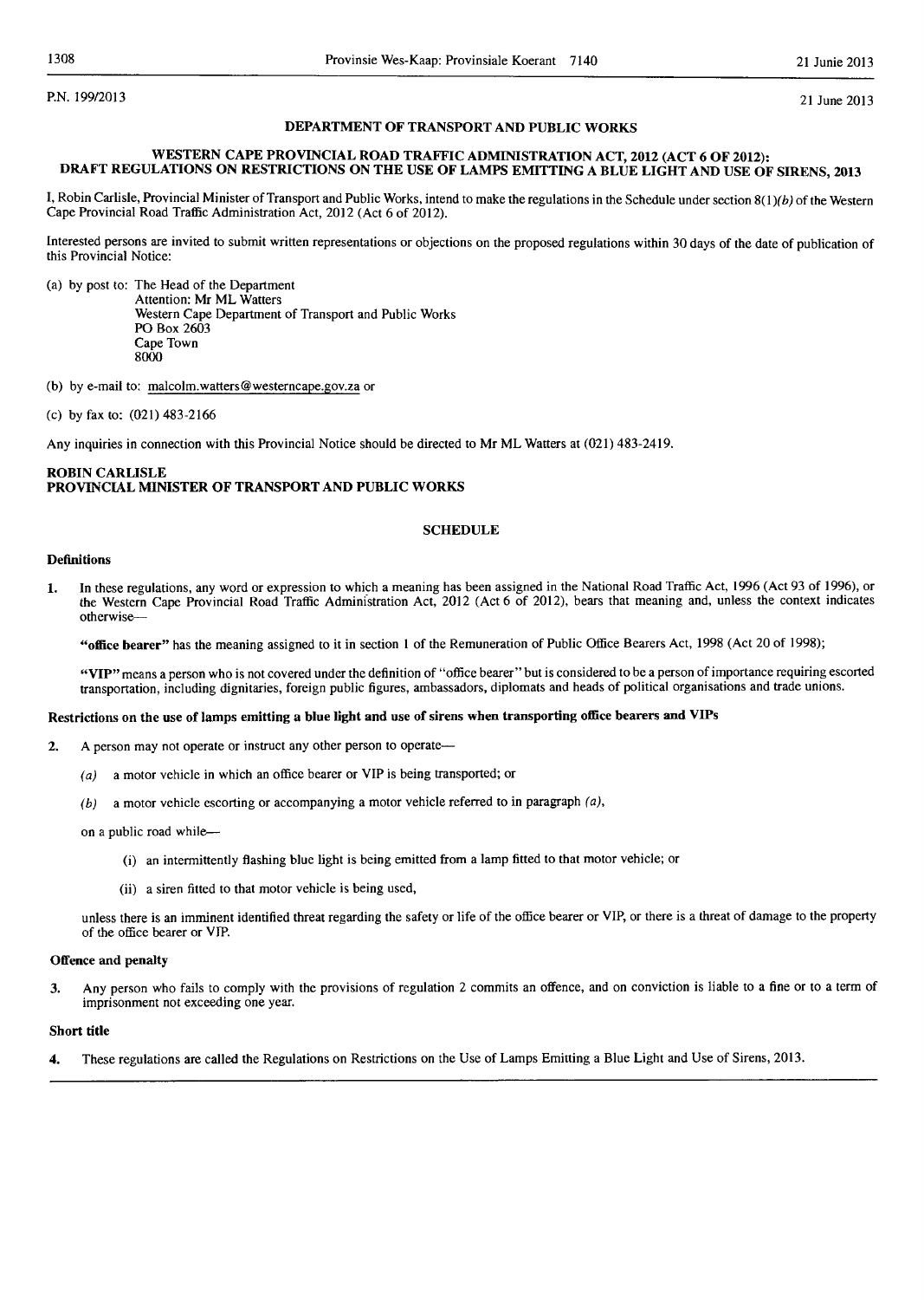P.N. 199/2013

21 June 2013

## DEPARTMENT OF TRANSPORT AND PUBLIC WORKS

### WESTERN CAPE PROVINCIAL ROAD TRAFFIC ADMINISTRATION ACT, 2012 (ACT 6 OF 2012): DRAFT REGULATIONS ON RESTRICTIONS ON THE USE OF LAMPS EMITTING A BLUE LIGHT AND USE OF SIRENS, 2013

I, Robin Carlisle, Provincial Minister of Transport and Public Works, intend to make the regulations in the Schedule under section 8(1)*(b)* of the Western Cape Provincial Road Traffic Administration Act, 2012 (Act 6 of 2012).

Interested persons are invited to submit written representations or objections on the proposed regulations within 30 days of the date of publication of this Provincial Notice:

(a) by post to: The Head of the Department
Attention: Mr ML Watters
Western Cape Department of Transport and Public Works
PO Box 2603
Cape Town
8000

(b) by e-mail to: malcolm.watters@westerncape.gov.za or

(c) by fax to: (021) 483-2166

Any inquiries in connection with this Provincial Notice should be directed to Mr ML Watters at (021) 483-2419.

**ROBIN CARLISLE**
**PROVINCIAL MINISTER OF TRANSPORT AND PUBLIC WORKS**

### SCHEDULE

**Definitions**

1. In these regulations, any word or expression to which a meaning has been assigned in the National Road Traffic Act, 1996 (Act 93 of 1996), or the Western Cape Provincial Road Traffic Administration Act, 2012 (Act 6 of 2012), bears that meaning and, unless the context indicates otherwise—

   **"office bearer"** has the meaning assigned to it in section 1 of the Remuneration of Public Office Bearers Act, 1998 (Act 20 of 1998);

   **"VIP"** means a person who is not covered under the definition of "office bearer" but is considered to be a person of importance requiring escorted transportation, including dignitaries, foreign public figures, ambassadors, diplomats and heads of political organisations and trade unions.

**Restrictions on the use of lamps emitting a blue light and use of sirens when transporting office bearers and VIPs**

2. A person may not operate or instruct any other person to operate—

   *(a)* a motor vehicle in which an office bearer or VIP is being transported; or

   *(b)* a motor vehicle escorting or accompanying a motor vehicle referred to in paragraph *(a)*,

   on a public road while—

   (i) an intermittently flashing blue light is being emitted from a lamp fitted to that motor vehicle; or

   (ii) a siren fitted to that motor vehicle is being used,

   unless there is an imminent identified threat regarding the safety or life of the office bearer or VIP, or there is a threat of damage to the property of the office bearer or VIP.

**Offence and penalty**

3. Any person who fails to comply with the provisions of regulation 2 commits an offence, and on conviction is liable to a fine or to a term of imprisonment not exceeding one year.

**Short title**

4. These regulations are called the Regulations on Restrictions on the Use of Lamps Emitting a Blue Light and Use of Sirens, 2013.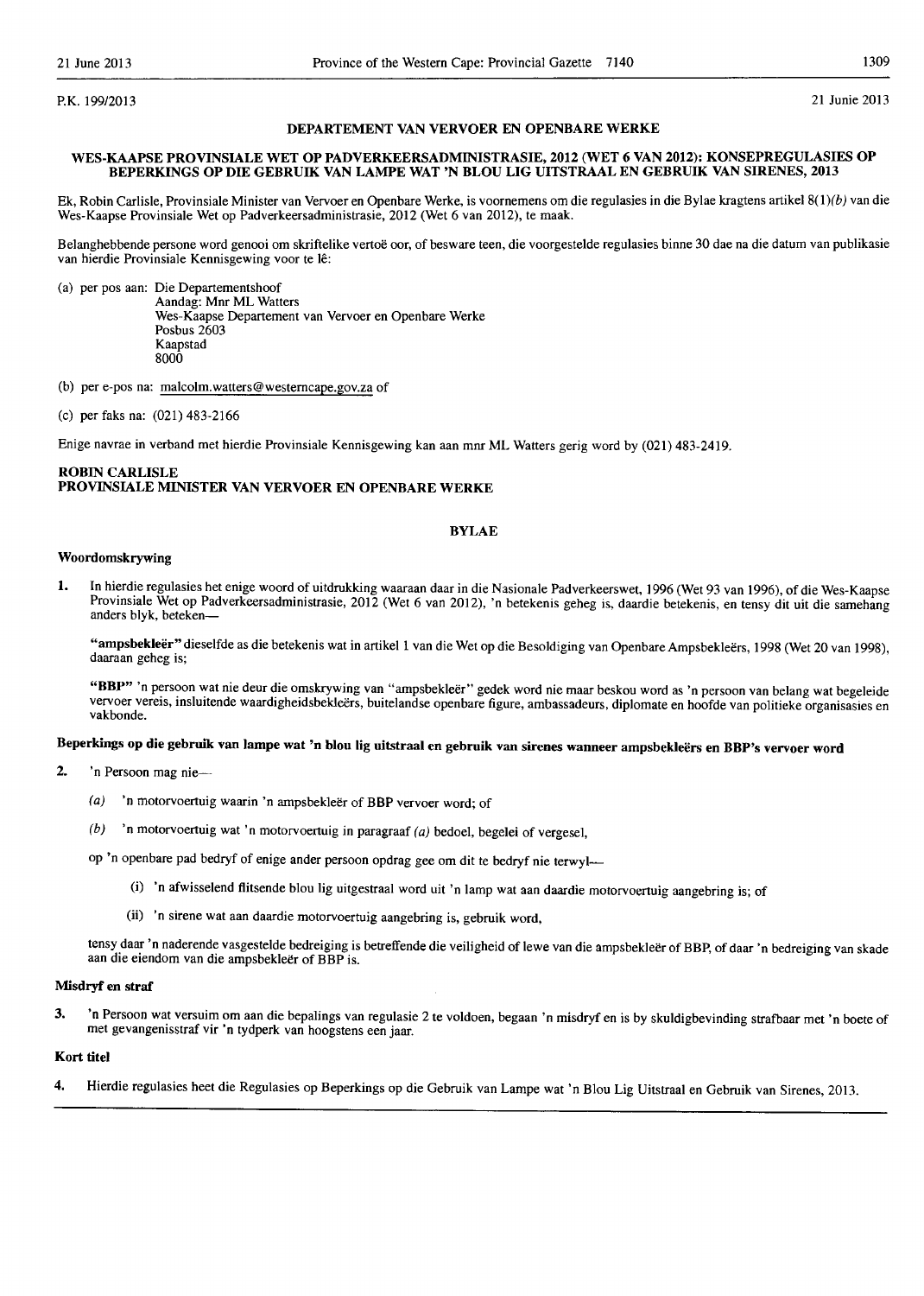P.K. 199/2013

21 Junie 2013

## DEPARTEMENT VAN VERVOER EN OPENBARE WERKE

### WES-KAAPSE PROVINSIALE WET OP PADVERKEERSADMINISTRASIE, 2012 (WET 6 VAN 2012): KONSEPREGULASIES OP BEPERKINGS OP DIE GEBRUIK VAN LAMPE WAT 'N BLOU LIG UITSTRAAL EN GEBRUIK VAN SIRENES, 2013

Ek, Robin Carlisle, Provinsiale Minister van Vervoer en Openbare Werke, is voornemens om die regulasies in die Bylae kragtens artikel 8(1)*(b)* van die Wes-Kaapse Provinsiale Wet op Padverkeersadministrasie, 2012 (Wet 6 van 2012), te maak.

Belanghebbende persone word genooi om skriftelike vertoë oor, of besware teen, die voorgestelde regulasies binne 30 dae na die datum van publikasie van hierdie Provinsiale Kennisgewing voor te lê:

(a) per pos aan: Die Departementshoof
Aandag: Mnr ML Watters
Wes-Kaapse Departement van Vervoer en Openbare Werke
Posbus 2603
Kaapstad
8000

(b) per e-pos na: malcolm.watters@westerncape.gov.za of

(c) per faks na: (021) 483-2166

Enige navrae in verband met hierdie Provinsiale Kennisgewing kan aan mnr ML Watters gerig word by (021) 483-2419.

**ROBIN CARLISLE**
**PROVINSIALE MINISTER VAN VERVOER EN OPENBARE WERKE**

## BYLAE

### Woordomskrywing

1. In hierdie regulasies het enige woord of uitdrukking waaraan daar in die Nasionale Padverkeerswet, 1996 (Wet 93 van 1996), of die Wes-Kaapse Provinsiale Wet op Padverkeersadministrasie, 2012 (Wet 6 van 2012), 'n betekenis geheg is, daardie betekenis, en tensy dit uit die samehang anders blyk, beteken—

**"ampsbekleër"** dieselfde as die betekenis wat in artikel 1 van die Wet op die Besoldiging van Openbare Ampsbekleërs, 1998 (Wet 20 van 1998), daaraan geheg is;

**"BBP"** 'n persoon wat nie deur die omskrywing van "ampsbekleër" gedek word nie maar beskou word as 'n persoon van belang wat begeleide vervoer vereis, insluitende waardigheidsbekleërs, buitelandse openbare figure, ambassadeurs, diplomate en hoofde van politieke organisasies en vakbonde.

### Beperkings op die gebruik van lampe wat 'n blou lig uitstraal en gebruik van sirenes wanneer ampsbekleërs en BBP's vervoer word

2. 'n Persoon mag nie—

*(a)* 'n motorvoertuig waarin 'n ampsbekleër of BBP vervoer word; of

*(b)* 'n motorvoertuig wat 'n motorvoertuig in paragraaf *(a)* bedoel, begelei of vergesel,

op 'n openbare pad bedryf of enige ander persoon opdrag gee om dit te bedryf nie terwyl—

(i) 'n afwisselend flitsende blou lig uitgestraal word uit 'n lamp wat aan daardie motorvoertuig aangebring is; of

(ii) 'n sirene wat aan daardie motorvoertuig aangebring is, gebruik word,

tensy daar 'n naderende vasgestelde bedreiging is betreffende die veiligheid of lewe van die ampsbekleër of BBP, of daar 'n bedreiging van skade aan die eiendom van die ampsbekleër of BBP is.

### Misdryf en straf

3. 'n Persoon wat versuim om aan die bepalings van regulasie 2 te voldoen, begaan 'n misdryf en is by skuldigbevinding strafbaar met 'n boete of met gevangenisstraf vir 'n tydperk van hoogstens een jaar.

### Kort titel

4. Hierdie regulasies heet die Regulasies op Beperkings op die Gebruik van Lampe wat 'n Blou Lig Uitstraal en Gebruik van Sirenes, 2013.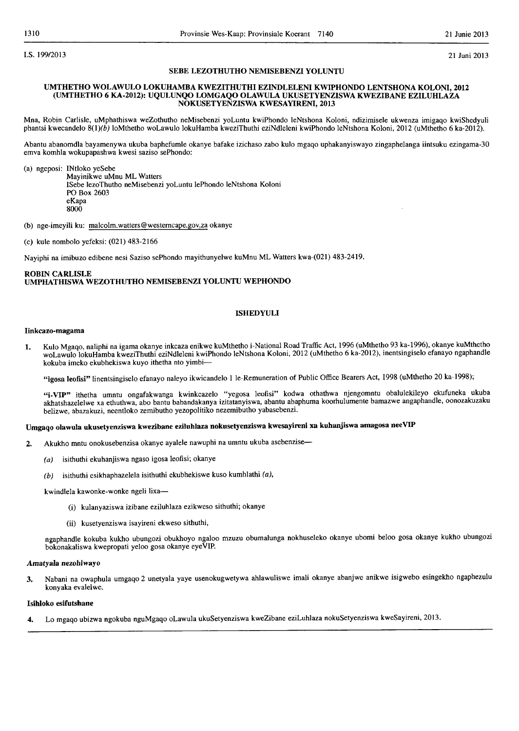I.S. 199/2013

21 Juni 2013

## SEBE LEZOTHUTHO NEMISEBENZI YOLUNTU

### UMTHETHO WOLAWULO LOKUHAMBA KWEZITHUTHI EZINDLELENI KWIPHONDO LENTSHONA KOLONI, 2012 (UMTHETHO 6 KA-2012): UQULUNQO LOMGAQO OLAWULA UKUSETYENZISWA KWEZIBANE EZILUHLAZA NOKUSETYENZISWA KWESAYIRENI, 2013

Mna, Robin Carlisle, uMphathiswa weZothutho neMisebenzi yoLuntu kwiPhondo leNtshona Koloni, ndizimisele ukwenza imigaqo kwiShedyuli phantsi kwecandelo 8(1)*(b)* loMthetho woLawulo lokuHamba kweziThuthi eziNdleleni kwiPhondo leNtshona Koloni, 2012 (uMthetho 6 ka-2012).

Abantu abanomdla bayamenywa ukuba baphefumle okanye bafake izichaso zabo kulo mgaqo uphakanyiswayo zingaphelanga iintsuku ezingama-30 emva komhla wokupapashwa kwesi saziso sePhondo:

(a) ngeposi: INtloko yeSebe
Mayinikwe uMnu ML Watters
ISebe lezoThutho neMisebenzi yoLuntu lePhondo leNtshona Koloni
PO Box 2603
eKapa
8000

(b) nge-imeyili ku: malcolm.watters@westerncape.gov.za okanye

(c) kule nombolo yefeksi: (021) 483-2166

Nayiphi na imibuzo edibene nesi Saziso sePhondo mayithunyelwe kuMnu ML Watters kwa-(021) 483-2419.

**ROBIN CARLISLE**
**UMPHATHISWA WEZOTHUTHO NEMISEBENZI YOLUNTU WEPHONDO**

## ISHEDYULI

**Iinkcazo-magama**

**1.** Kulo Mgaqo, naliphi na igama okanye inkcaza enikwe kuMthetho i-National Road Traffic Act, 1996 (uMthetho 93 ka-1996), okanye kuMthetho woLawulo lokuHamba kweziThuthi eziNdleleni kwiPhondo leNtshona Koloni, 2012 (uMthetho 6 ka-2012), inentsingiselo efanayo ngaphandle kokuba imeko ekubhekiswa kuyo ithetha nto yimbi—

**"igosa leofisi"** linentsingiselo efanayo naleyo ikwicandelo 1 le-Remuneration of Public Office Bearers Act, 1998 (uMthetho 20 ka-1998);

**"i-VIP"** ithetha umntu ongafakwanga kwinkcazelo "yegosa leofisi" kodwa othathwa njengomntu obalulekileyo ekufuneka ukuba akhatshazelelwe xa ethuthwa, abo bantu babandakanya izitatanyiswa, abantu abaphuma koorhulumente bamazwe angaphandle, oonozakuzaku belizwe, abazakuzi, neentloko zemibutho yezopolitiko nezemibutho yabasebenzi.

**Umgaqo olawula ukusetyenziswa kwezibane eziluhlaza nokusetyenziswa kwesayireni xa kuhanjiswa amagosa neeVIP**

**2.** Akukho mntu onokusebenzisa okanye ayalele nawuphi na umntu ukuba asebenzise—

*(a)* isithuthi ekuhanjiswa ngaso igosa leofisi; okanye

*(b)* isithuthi esikhaphazelela isithuthi ekubhekiswe kuso kumhlathi *(a)*,

kwindlela kawonke-wonke ngeli lixa—

(i) kulanyaziswa izibane eziluhlaza ezikweso sithuthi; okanye

(ii) kusetyenziswa isayireni ekweso sithuthi,

ngaphandle kokuba kukho ubungozi obukhoyo ngaloo mzuzu obumalunga nokhuseleko okanye ubomi beloo gosa okanye kukho ubungozi bokonakaliswa kwepropati yeloo gosa okanye eyeVIP.

***Amatyala nezohlwayo***

**3.** Nabani na owaphula umgaqo 2 unetyala yaye usenokugwetywa ahlawuliswe imali okanye abanjwe anikwe isigwebo esingekho ngaphezulu konyaka evalelwe.

**Isihloko esifutshane**

**4.** Lo mgaqo ubizwa ngokuba nguMgaqo oLawula ukuSetyenziswa kweZibane eziLuhlaza nokuSetyenziswa kweSayireni, 2013.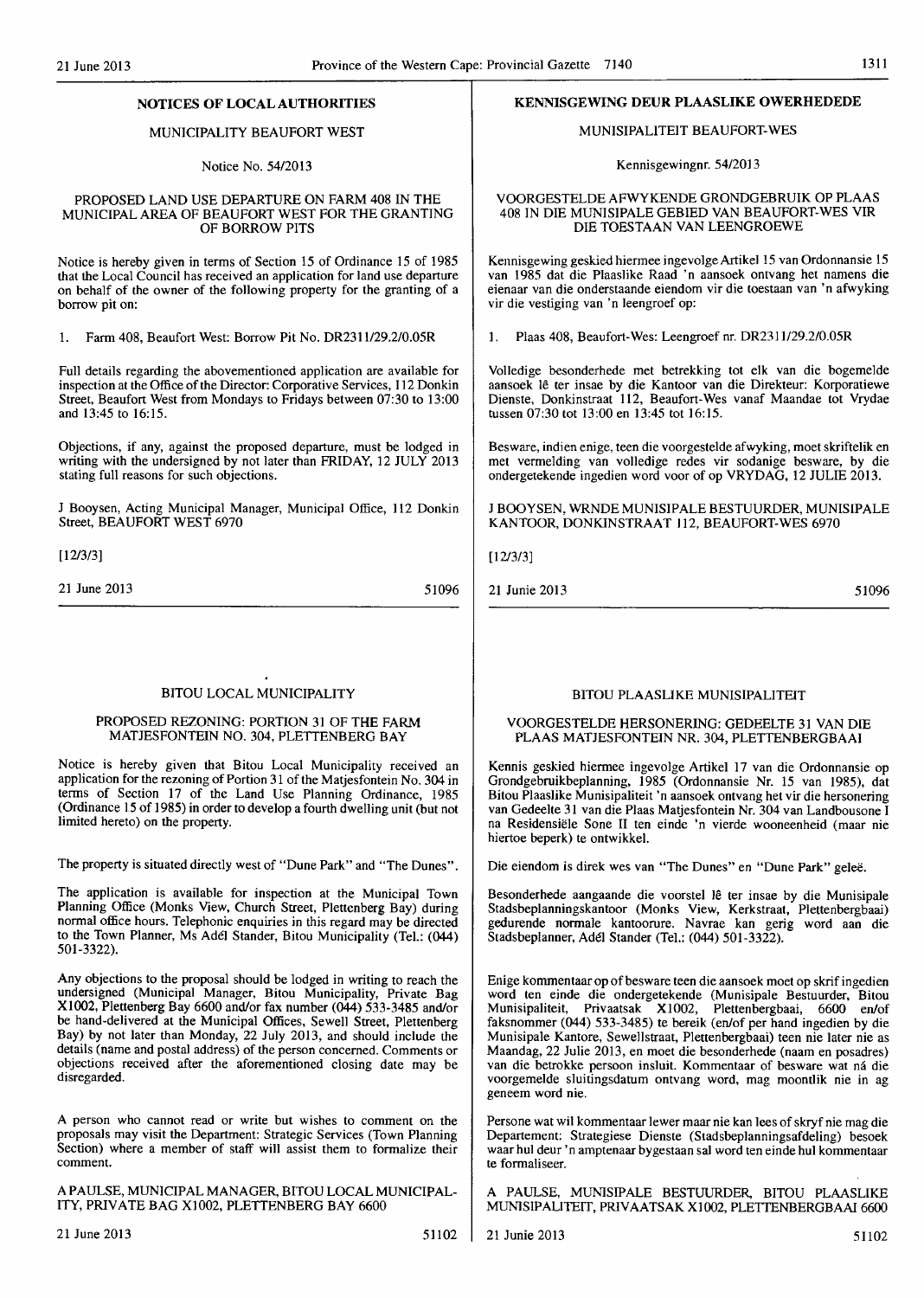## NOTICES OF LOCAL AUTHORITIES

MUNICIPALITY BEAUFORT WEST

Notice No. 54/2013

PROPOSED LAND USE DEPARTURE ON FARM 408 IN THE MUNICIPAL AREA OF BEAUFORT WEST FOR THE GRANTING OF BORROW PITS

Notice is hereby given in terms of Section 15 of Ordinance 15 of 1985 that the Local Council has received an application for land use departure on behalf of the owner of the following property for the granting of a borrow pit on:

1. Farm 408, Beaufort West: Borrow Pit No. DR2311/29.2/0.05R

Full details regarding the abovementioned application are available for inspection at the Office of the Director: Corporative Services, 112 Donkin Street, Beaufort West from Mondays to Fridays between 07:30 to 13:00 and 13:45 to 16:15.

Objections, if any, against the proposed departure, must be lodged in writing with the undersigned by not later than FRIDAY, 12 JULY 2013 stating full reasons for such objections.

J Booysen, Acting Municipal Manager, Municipal Office, 112 Donkin Street, BEAUFORT WEST 6970

[12/3/3]

21 June 2013 51096

## KENNISGEWING DEUR PLAASLIKE OWERHEDEDE

MUNISIPALITEIT BEAUFORT-WES

Kennisgewingnr. 54/2013

VOORGESTELDE AFWYKENDE GRONDGEBRUIK OP PLAAS 408 IN DIE MUNISIPALE GEBIED VAN BEAUFORT-WES VIR DIE TOESTAAN VAN LEENGROEWE

Kennisgewing geskied hiermee ingevolge Artikel 15 van Ordonnansie 15 van 1985 dat die Plaaslike Raad 'n aansoek ontvang het namens die eienaar van die onderstaande eiendom vir die toestaan van 'n afwyking vir die vestiging van 'n leengroef op:

1. Plaas 408, Beaufort-Wes: Leengroef nr. DR2311/29.2/0.05R

Volledige besonderhede met betrekking tot elk van die bogemelde aansoek lê ter insae by die Kantoor van die Direkteur: Korporatiewe Dienste, Donkinstraat 112, Beaufort-Wes vanaf Maandae tot Vrydae tussen 07:30 tot 13:00 en 13:45 tot 16:15.

Besware, indien enige, teen die voorgestelde afwyking, moet skriftelik en met vermelding van volledige redes vir sodanige besware, by die ondergetekende ingedien word voor of op VRYDAG, 12 JULIE 2013.

J BOOYSEN, WRNDE MUNISIPALE BESTUURDER, MUNISIPALE KANTOOR, DONKINSTRAAT 112, BEAUFORT-WES 6970

[12/3/3]

21 Junie 2013 51096

BITOU LOCAL MUNICIPALITY

PROPOSED REZONING: PORTION 31 OF THE FARM MATJESFONTEIN NO. 304, PLETTENBERG BAY

Notice is hereby given that Bitou Local Municipality received an application for the rezoning of Portion 31 of the Matjesfontein No. 304 in terms of Section 17 of the Land Use Planning Ordinance, 1985 (Ordinance 15 of 1985) in order to develop a fourth dwelling unit (but not limited hereto) on the property.

The property is situated directly west of "Dune Park" and "The Dunes".

The application is available for inspection at the Municipal Town Planning Office (Monks View, Church Street, Plettenberg Bay) during normal office hours. Telephonic enquiries in this regard may be directed to the Town Planner, Ms Adél Stander, Bitou Municipality (Tel.: (044) 501-3322).

Any objections to the proposal should be lodged in writing to reach the undersigned (Municipal Manager, Bitou Municipality, Private Bag X1002, Plettenberg Bay 6600 and/or fax number (044) 533-3485 and/or be hand-delivered at the Municipal Offices, Sewell Street, Plettenberg Bay) by not later than Monday, 22 July 2013, and should include the details (name and postal address) of the person concerned. Comments or objections received after the aforementioned closing date may be disregarded.

A person who cannot read or write but wishes to comment on the proposals may visit the Department: Strategic Services (Town Planning Section) where a member of staff will assist them to formalize their comment.

A PAULSE, MUNICIPAL MANAGER, BITOU LOCAL MUNICIPALITY, PRIVATE BAG X1002, PLETTENBERG BAY 6600

21 June 2013 51102

BITOU PLAASLIKE MUNISIPALITEIT

VOORGESTELDE HERSONERING: GEDEELTE 31 VAN DIE PLAAS MATJESFONTEIN NR. 304, PLETTENBERGBAAI

Kennis geskied hiermee ingevolge Artikel 17 van die Ordonnansie op Grondgebruikbeplanning, 1985 (Ordonnansie Nr. 15 van 1985), dat Bitou Plaaslike Munisipaliteit 'n aansoek ontvang het vir die hersonering van Gedeelte 31 van die Plaas Matjesfontein Nr. 304 van Landbousone I na Residensiële Sone II ten einde 'n vierde wooneenheid (maar nie hiertoe beperk) te ontwikkel.

Die eiendom is direk wes van "The Dunes" en "Dune Park" geleë.

Besonderhede aangaande die voorstel lê ter insae by die Munisipale Stadsbeplanningskantoor (Monks View, Kerkstraat, Plettenbergbaai) gedurende normale kantoorure. Navrae kan gerig word aan die Stadsbeplanner, Adél Stander (Tel.: (044) 501-3322).

Enige kommentaar op of besware teen die aansoek moet op skrif ingedien word ten einde die ondergetekende (Munisipale Bestuurder, Bitou Munisipaliteit, Privaatsak X1002, Plettenbergbaai, 6600 en/of faksnommer (044) 533-3485) te bereik (en/of per hand ingedien by die Munisipale Kantore, Sewellstraat, Plettenbergbaai) teen nie later nie as Maandag, 22 Julie 2013, en moet die besonderhede (naam en posadres) van die betrokke persoon insluit. Kommentaar of besware wat ná die voorgemelde sluitingsdatum ontvang word, mag moontlik nie in ag geneem word nie.

Persone wat wil kommentaar lewer maar nie kan lees of skryf nie mag die Departement: Strategiese Dienste (Stadsbeplanningsafdeling) besoek waar hul deur 'n amptenaar bygestaan sal word ten einde hul kommentaar te formaliseer.

A PAULSE, MUNISIPALE BESTUURDER, BITOU PLAASLIKE MUNISIPALITEIT, PRIVAATSAK X1002, PLETTENBERGBAAI 6600

21 Junie 2013 51102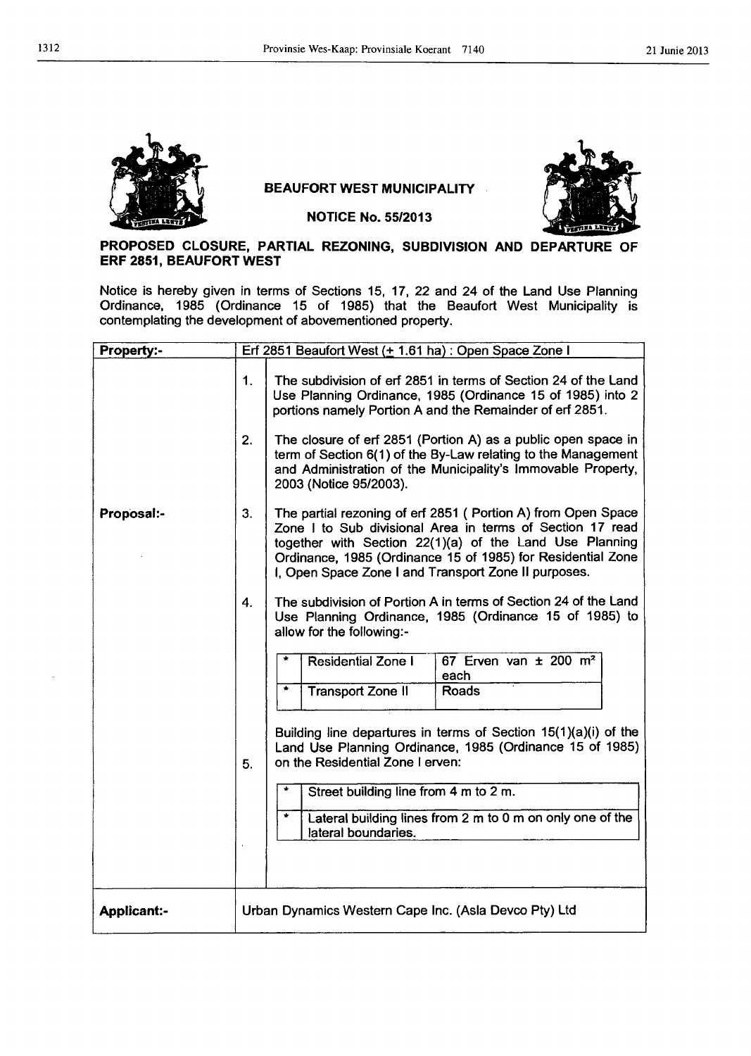**BEAUFORT WEST MUNICIPALITY**

**NOTICE No. 55/2013**

## PROPOSED CLOSURE, PARTIAL REZONING, SUBDIVISION AND DEPARTURE OF ERF 2851, BEAUFORT WEST

Notice is hereby given in terms of Sections 15, 17, 22 and 24 of the Land Use Planning Ordinance, 1985 (Ordinance 15 of 1985) that the Beaufort West Municipality is contemplating the development of abovementioned property.

| **Property:-** | Erf 2851 Beaufort West (± 1.61 ha) : Open Space Zone I |
|---|---|
| **Proposal:-** | 1. The subdivision of erf 2851 in terms of Section 24 of the Land Use Planning Ordinance, 1985 (Ordinance 15 of 1985) into 2 portions namely Portion A and the Remainder of erf 2851.<br><br>2. The closure of erf 2851 (Portion A) as a public open space in term of Section 6(1) of the By-Law relating to the Management and Administration of the Municipality's Immovable Property, 2003 (Notice 95/2003).<br><br>3. The partial rezoning of erf 2851 ( Portion A) from Open Space Zone I to Sub divisional Area in terms of Section 17 read together with Section 22(1)(a) of the Land Use Planning Ordinance, 1985 (Ordinance 15 of 1985) for Residential Zone I, Open Space Zone I and Transport Zone II purposes.<br><br>4. The subdivision of Portion A in terms of Section 24 of the Land Use Planning Ordinance, 1985 (Ordinance 15 of 1985) to allow for the following:-<br>* Residential Zone I — 67 Erven van ± 200 m² each<br>* Transport Zone II — Roads<br><br>5. Building line departures in terms of Section 15(1)(a)(i) of the Land Use Planning Ordinance, 1985 (Ordinance 15 of 1985) on the Residential Zone I erven:<br>* Street building line from 4 m to 2 m.<br>* Lateral building lines from 2 m to 0 m on only one of the lateral boundaries. |
| **Applicant:-** | Urban Dynamics Western Cape Inc. (Asla Devco Pty) Ltd |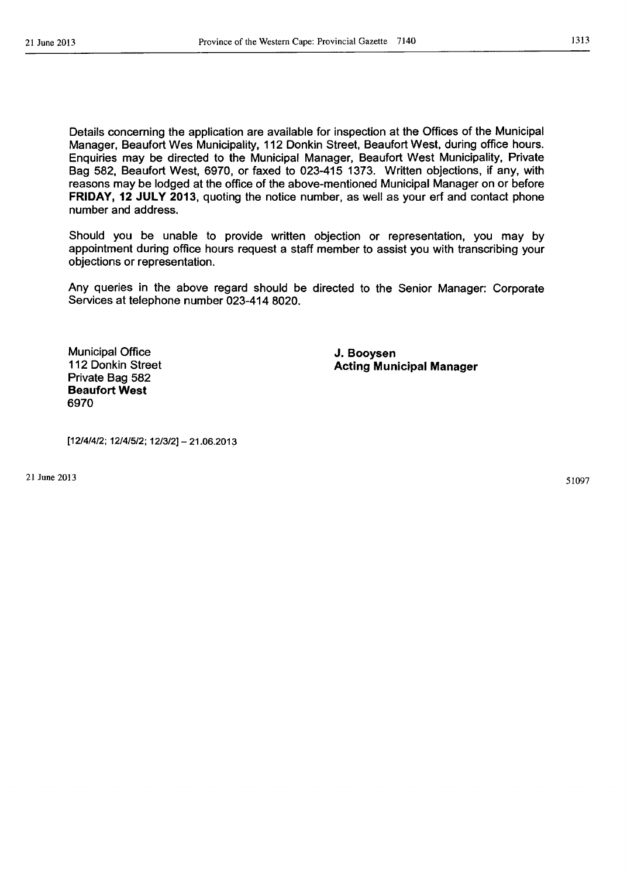Details concerning the application are available for inspection at the Offices of the Municipal Manager, Beaufort Wes Municipality, 112 Donkin Street, Beaufort West, during office hours. Enquiries may be directed to the Municipal Manager, Beaufort West Municipality, Private Bag 582, Beaufort West, 6970, or faxed to 023-415 1373. Written objections, if any, with reasons may be lodged at the office of the above-mentioned Municipal Manager on or before **FRIDAY, 12 JULY 2013**, quoting the notice number, as well as your erf and contact phone number and address.

Should you be unable to provide written objection or representation, you may by appointment during office hours request a staff member to assist you with transcribing your objections or representation.

Any queries in the above regard should be directed to the Senior Manager: Corporate Services at telephone number 023-414 8020.

Municipal Office
112 Donkin Street
Private Bag 582
**Beaufort West**
6970

**J. Booysen**
**Acting Municipal Manager**

[12/4/4/2; 12/4/5/2; 12/3/2] – 21.06.2013

21 June 2013 51097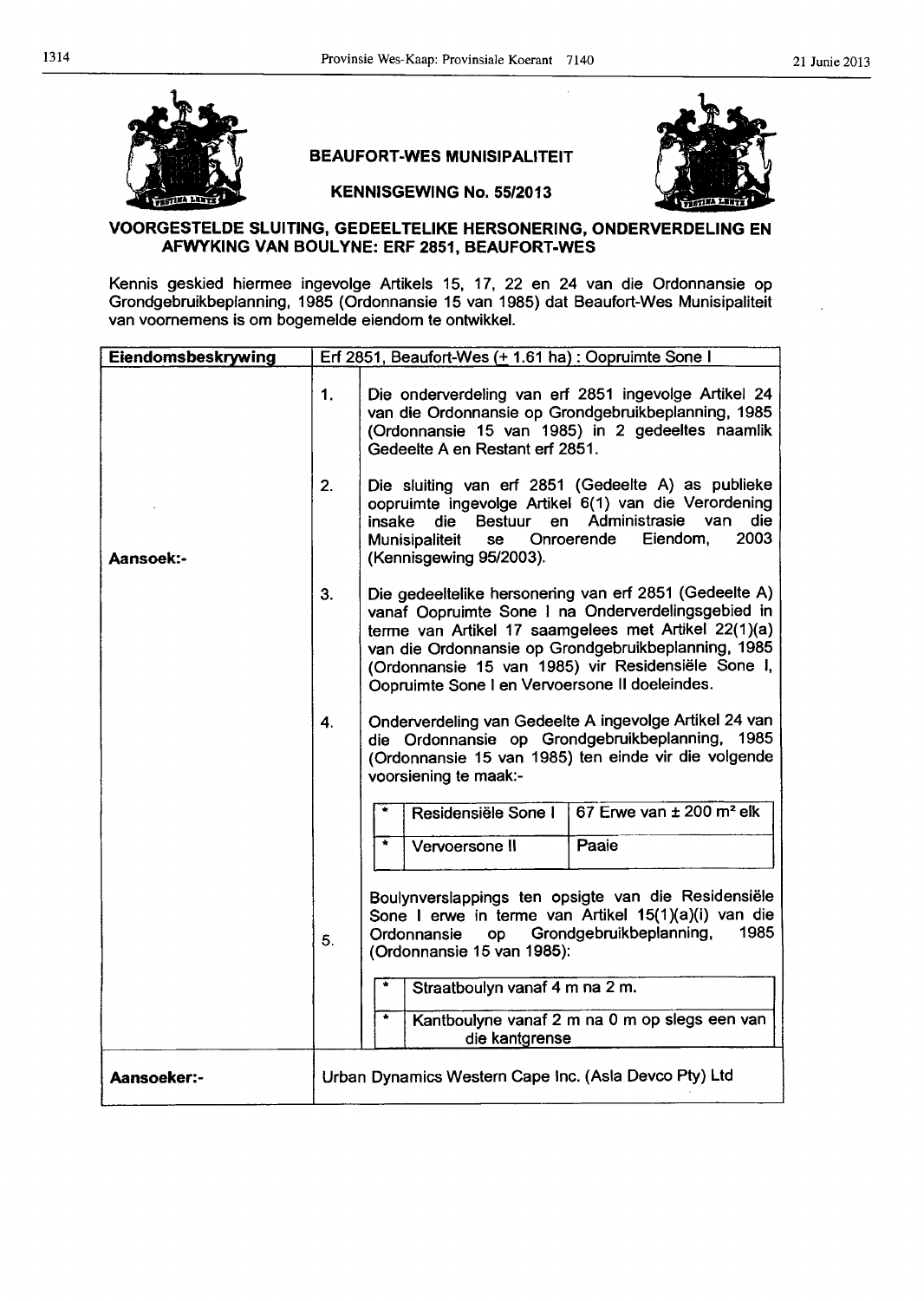**BEAUFORT-WES MUNISIPALITEIT**

**KENNISGEWING No. 55/2013**

## VOORGESTELDE SLUITING, GEDEELTELIKE HERSONERING, ONDERVERDELING EN AFWYKING VAN BOULYNE: ERF 2851, BEAUFORT-WES

Kennis geskied hiermee ingevolge Artikels 15, 17, 22 en 24 van die Ordonnansie op Grondgebruikbeplanning, 1985 (Ordonnansie 15 van 1985) dat Beaufort-Wes Munisipaliteit van voornemens is om bogemelde eiendom te ontwikkel.

| **Eiendomsbeskrywing** | Erf 2851, Beaufort-Wes (± 1.61 ha) : Oopruimte Sone I |
|---|---|
| **Aansoek:-** | 1. Die onderverdeling van erf 2851 ingevolge Artikel 24 van die Ordonnansie op Grondgebruikbeplanning, 1985 (Ordonnansie 15 van 1985) in 2 gedeeltes naamlik Gedeelte A en Restant erf 2851.<br><br>2. Die sluiting van erf 2851 (Gedeelte A) as publieke oopruimte ingevolge Artikel 6(1) van die Verordening insake die Bestuur en Administrasie van die Munisipaliteit se Onroerende Eiendom, 2003 (Kennisgewing 95/2003).<br><br>3. Die gedeeltelike hersonering van erf 2851 (Gedeelte A) vanaf Oopruimte Sone I na Onderverdelingsgebied in terme van Artikel 17 saamgelees met Artikel 22(1)(a) van die Ordonnansie op Grondgebruikbeplanning, 1985 (Ordonnansie 15 van 1985) vir Residensiële Sone I, Oopruimte Sone I en Vervoersone II doeleindes.<br><br>4. Onderverdeling van Gedeelte A ingevolge Artikel 24 van die Ordonnansie op Grondgebruikbeplanning, 1985 (Ordonnansie 15 van 1985) ten einde vir die volgende voorsiening te maak:-<br>* Residensiële Sone I — 67 Erwe van ± 200 m² elk<br>* Vervoersone II — Paaie<br><br>5. Boulynverslappings ten opsigte van die Residensiële Sone I erwe in terme van Artikel 15(1)(a)(i) van die Ordonnansie op Grondgebruikbeplanning, 1985 (Ordonnansie 15 van 1985):<br>* Straatboulyn vanaf 4 m na 2 m.<br>* Kantboulyne vanaf 2 m na 0 m op slegs een van die kantgrense |
| **Aansoeker:-** | Urban Dynamics Western Cape Inc. (Asla Devco Pty) Ltd |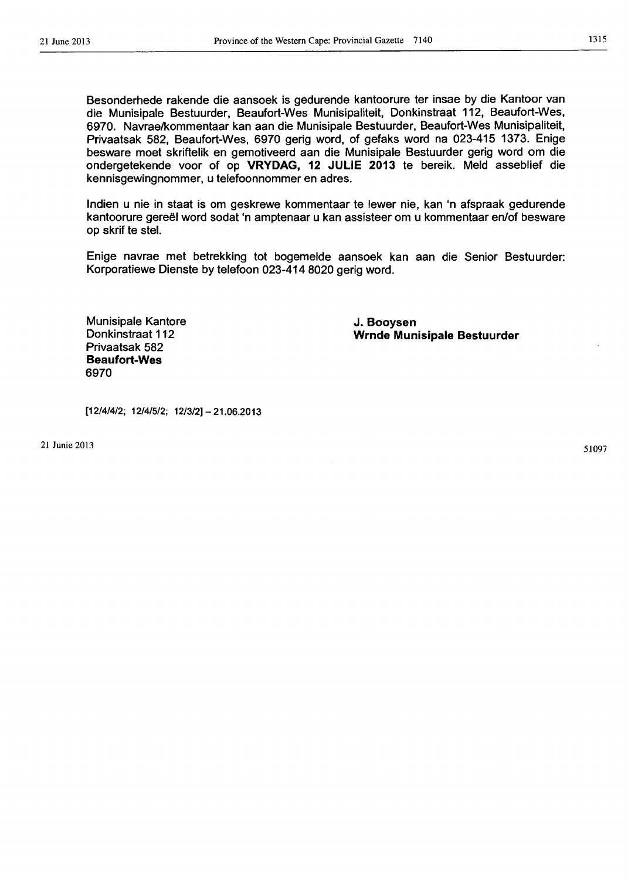Besonderhede rakende die aansoek is gedurende kantoorure ter insae by die Kantoor van die Munisipale Bestuurder, Beaufort-Wes Munisipaliteit, Donkinstraat 112, Beaufort-Wes, 6970. Navrae/kommentaar kan aan die Munisipale Bestuurder, Beaufort-Wes Munisipaliteit, Privaatsak 582, Beaufort-Wes, 6970 gerig word, of gefaks word na 023-415 1373. Enige besware moet skriftelik en gemotiveerd aan die Munisipale Bestuurder gerig word om die ondergetekende voor of op **VRYDAG, 12 JULIE 2013** te bereik. Meld asseblief die kennisgewingnommer, u telefoonnommer en adres.

Indien u nie in staat is om geskrewe kommentaar te lewer nie, kan 'n afspraak gedurende kantoorure gereël word sodat 'n amptenaar u kan assisteer om u kommentaar en/of besware op skrif te stel.

Enige navrae met betrekking tot bogemelde aansoek kan aan die Senior Bestuurder: Korporatiewe Dienste by telefoon 023-414 8020 gerig word.

**J. Booysen**
**Wrnde Munisipale Bestuurder**

Munisipale Kantore
Donkinstraat 112
Privaatsak 582
**Beaufort-Wes**
6970

[12/4/4/2; 12/4/5/2; 12/3/2] – 21.06.2013

21 Junie 2013

51097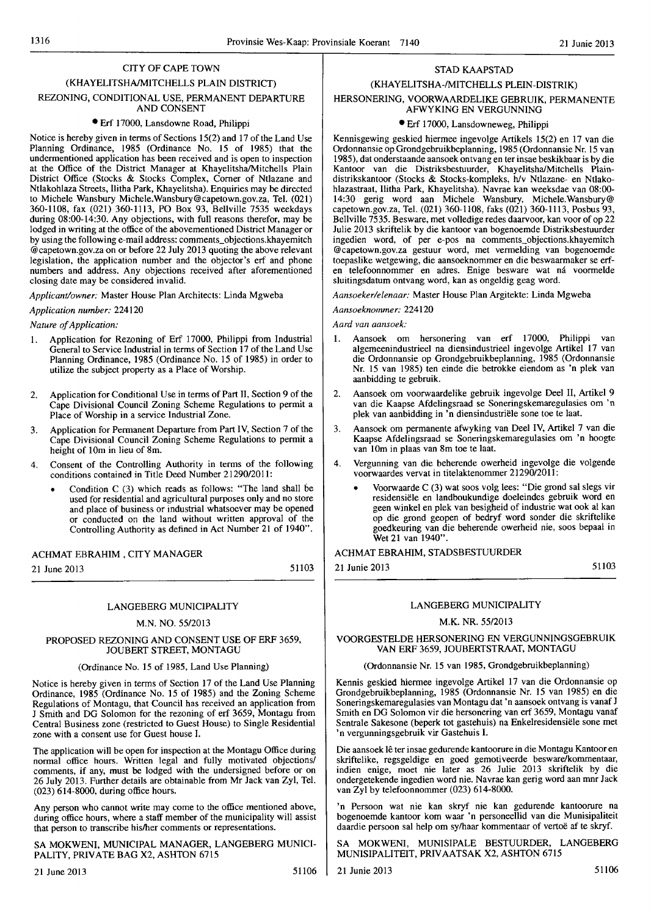## CITY OF CAPE TOWN

### (KHAYELITSHA/MITCHELLS PLAIN DISTRICT)

### REZONING, CONDITIONAL USE, PERMANENT DEPARTURE AND CONSENT

• Erf 17000, Lansdowne Road, Philippi

Notice is hereby given in terms of Sections 15(2) and 17 of the Land Use Planning Ordinance, 1985 (Ordinance No. 15 of 1985) that the undermentioned application has been received and is open to inspection at the Office of the District Manager at Khayelitsha/Mitchells Plain District Office (Stocks & Stocks Complex, Corner of Ntlazane and Ntlakohlaza Streets, Ilitha Park, Khayelitsha). Enquiries may be directed to Michele Wansbury Michele.Wansbury@capetown.gov.za, Tel. (021) 360-1108, fax (021) 360-1113, PO Box 93, Bellville 7535 weekdays during 08:00-14:30. Any objections, with full reasons therefor, may be lodged in writing at the office of the abovementioned District Manager or by using the following e-mail address: comments_objections.khayemitch@capetown.gov.za on or before 22 July 2013 quoting the above relevant legislation, the application number and the objector's erf and phone numbers and address. Any objections received after aforementioned closing date may be considered invalid.

*Applicant/owner:* Master House Plan Architects: Linda Mgweba

*Application number:* 224120

*Nature of Application:*

1. Application for Rezoning of Erf 17000, Philippi from Industrial General to Service Industrial in terms of Section 17 of the Land Use Planning Ordinance, 1985 (Ordinance No. 15 of 1985) in order to utilize the subject property as a Place of Worship.
2. Application for Conditional Use in terms of Part II, Section 9 of the Cape Divisional Council Zoning Scheme Regulations to permit a Place of Worship in a service Industrial Zone.
3. Application for Permanent Departure from Part IV, Section 7 of the Cape Divisional Council Zoning Scheme Regulations to permit a height of 10m in lieu of 8m.
4. Consent of the Controlling Authority in terms of the following conditions contained in Title Deed Number 21290/2011:
   - Condition C (3) which reads as follows: "The land shall be used for residential and agricultural purposes only and no store and place of business or industrial whatsoever may be opened or conducted on the land without written approval of the Controlling Authority as defined in Act Number 21 of 1940".

ACHMAT EBRAHIM , CITY MANAGER

21 June 2013 51103

## STAD KAAPSTAD

### (KHAYELITSHA-/MITCHELLS PLEIN-DISTRIK)

### HERSONERING, VOORWAARDELIKE GEBRUIK, PERMANENTE AFWYKING EN VERGUNNING

• Erf 17000, Lansdowneweg, Philippi

Kennisgewing geskied hiermee ingevolge Artikels 15(2) en 17 van die Ordonnansie op Grondgebruikbeplanning, 1985 (Ordonnansie Nr. 15 van 1985), dat onderstaande aansoek ontvang en ter insae beskikbaar is by die Kantoor van die Distriksbestuurder, Khayelitsha/Mitchells Plain-distrikskantoor (Stocks & Stocks-kompleks, h/v Ntlazane- en Ntlakohlazastraat, Ilitha Park, Khayelitsha). Navrae kan weeksdae van 08:00-14:30 gerig word aan Michele Wansbury, Michele.Wansbury@capetown.gov.za, Tel. (021) 360-1108, faks (021) 360-1113, Posbus 93, Bellville 7535. Besware, met volledige redes daarvoor, kan voor of op 22 Julie 2013 skriftelik by die kantoor van bogenoemde Distriksbestuurder ingedien word, of per e-pos na comments_objections.khayemitch@capetown.gov.za gestuur word, met vermelding van bogenoemde toepaslike wetgewing, die aansoeknommer en die beswaarmaker se erf- en telefoonnommer en adres. Enige besware wat ná voormelde sluitingsdatum ontvang word, kan as ongeldig geag word.

*Aansoeker/eienaar:* Master House Plan Argitekte: Linda Mgweba

*Aansoeknommer:* 224120

*Aard van aansoek:*

1. Aansoek om hersonering van erf 17000, Philippi van algemeenindustrieel na diensindustrieel ingevolge Artikel 17 van die Ordonnansie op Grondgebruikbeplanning, 1985 (Ordonnansie Nr. 15 van 1985) ten einde die betrokke eiendom as 'n plek van aanbidding te gebruik.
2. Aansoek om voorwaardelike gebruik ingevolge Deel II, Artikel 9 van die Kaapse Afdelingsraad se Soneringskemaregulasies om 'n plek van aanbidding in 'n diensindustriële sone toe te laat.
3. Aansoek om permanente afwyking van Deel IV, Artikel 7 van die Kaapse Afdelingsraad se Soneringskemaregulasies om 'n hoogte van 10m in plaas van 8m toe te laat.
4. Vergunning van die beherende owerheid ingevolge die volgende voorwaardes vervat in titelaktenommer 21290/2011:
   - Voorwaarde C (3) wat soos volg lees: "Die grond sal slegs vir residensiële en landboukundige doeleindes gebruik word en geen winkel en plek van besigheid of industrie wat ook al kan op die grond geopen of bedryf word sonder die skriftelike goedkeuring van die beherende owerheid nie, soos bepaal in Wet 21 van 1940".

ACHMAT EBRAHIM, STADSBESTUURDER

21 Junie 2013 51103

## LANGEBERG MUNICIPALITY

### M.N. NO. 55/2013

### PROPOSED REZONING AND CONSENT USE OF ERF 3659, JOUBERT STREET, MONTAGU

(Ordinance No. 15 of 1985, Land Use Planning)

Notice is hereby given in terms of Section 17 of the Land Use Planning Ordinance, 1985 (Ordinance No. 15 of 1985) and the Zoning Scheme Regulations of Montagu, that Council has received an application from J Smith and DG Solomon for the rezoning of erf 3659, Montagu from Central Business zone (restricted to Guest House) to Single Residential zone with a consent use for Guest house I.

The application will be open for inspection at the Montagu Office during normal office hours. Written legal and fully motivated objections/comments, if any, must be lodged with the undersigned before or on 26 July 2013. Further details are obtainable from Mr Jack van Zyl, Tel. (023) 614-8000, during office hours.

Any person who cannot write may come to the office mentioned above, during office hours, where a staff member of the municipality will assist that person to transcribe his/her comments or representations.

SA MOKWENI, MUNICIPAL MANAGER, LANGEBERG MUNICIPALITY, PRIVATE BAG X2, ASHTON 6715

21 June 2013 51106

## LANGEBERG MUNICIPALITY

### M.K. NR. 55/2013

### VOORGESTELDE HERSONERING EN VERGUNNINGSGEBRUIK VAN ERF 3659, JOUBERTSTRAAT, MONTAGU

(Ordonnansie Nr. 15 van 1985, Grondgebruikbeplanning)

Kennis geskied hiermee ingevolge Artikel 17 van die Ordonnansie op Grondgebruikbeplanning, 1985 (Ordonnansie Nr. 15 van 1985) en die Soneringskemaregulasies van Montagu dat 'n aansoek ontvang is vanaf J Smith en DG Solomon vir die hersonering van erf 3659, Montagu vanaf Sentrale Sakesone (beperk tot gastehuis) na Enkelresidensiële sone met 'n vergunningsgebruik vir Gastehuis I.

Die aansoek lê ter insae gedurende kantoorure in die Montagu Kantoor en skriftelike, regsgeldige en goed gemotiveerde besware/kommentaar, indien enige, moet nie later as 26 Julie 2013 skriftelik by die ondergetekende ingedien word nie. Navrae kan gerig word aan mnr Jack van Zyl by telefoonnommer (023) 614-8000.

'n Persoon wat nie kan skryf nie kan gedurende kantoorure na bogenoemde kantoor kom waar 'n personeellid van die Munisipaliteit daardie persoon sal help om sy/haar kommentaar of vertoë af te skryf.

SA MOKWENI, MUNISIPALE BESTUURDER, LANGEBERG MUNISIPALITEIT, PRIVAATSAK X2, ASHTON 6715

21 Junie 2013 51106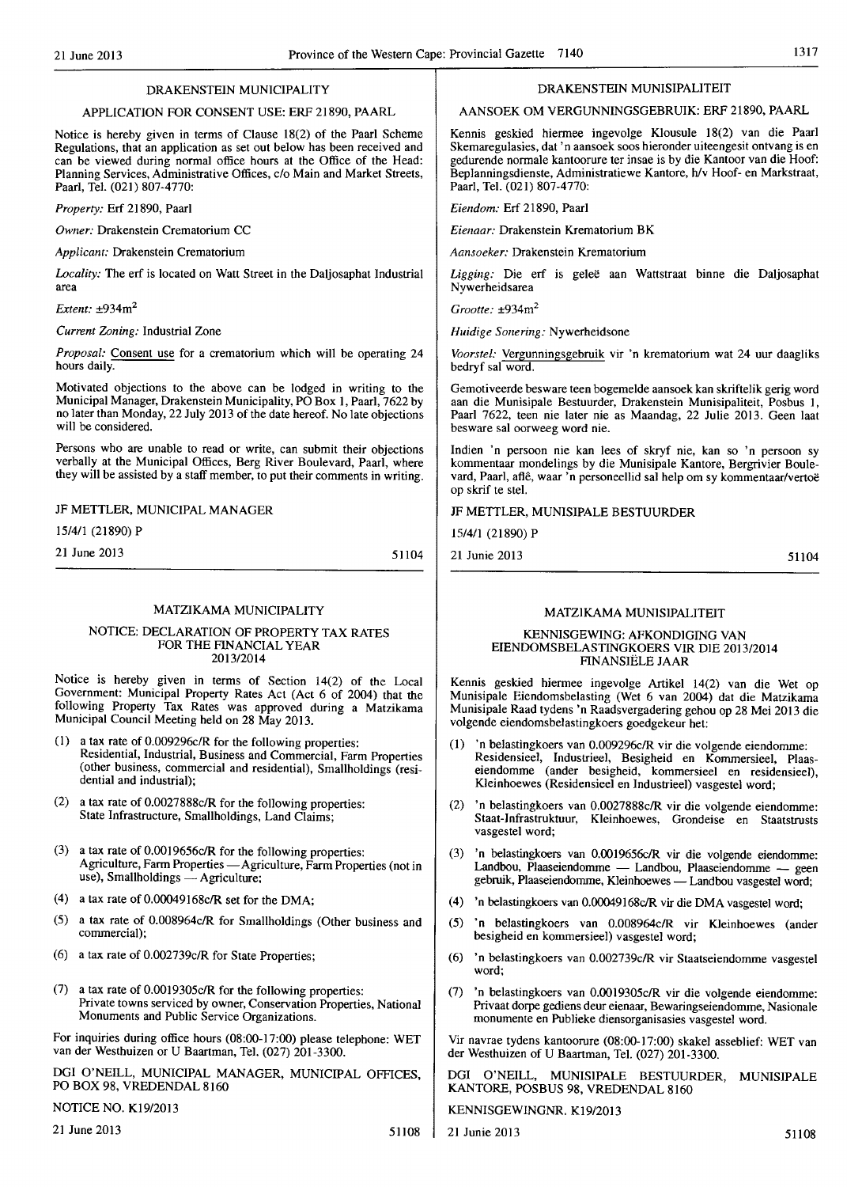## DRAKENSTEIN MUNICIPALITY

### APPLICATION FOR CONSENT USE: ERF 21890, PAARL

Notice is hereby given in terms of Clause 18(2) of the Paarl Scheme Regulations, that an application as set out below has been received and can be viewed during normal office hours at the Office of the Head: Planning Services, Administrative Offices, c/o Main and Market Streets, Paarl, Tel. (021) 807-4770:

*Property:* Erf 21890, Paarl

*Owner:* Drakenstein Crematorium CC

*Applicant:* Drakenstein Crematorium

*Locality:* The erf is located on Watt Street in the Daljosaphat Industrial area

*Extent:* ±934m²

*Current Zoning:* Industrial Zone

*Proposal:* Consent use for a crematorium which will be operating 24 hours daily.

Motivated objections to the above can be lodged in writing to the Municipal Manager, Drakenstein Municipality, PO Box 1, Paarl, 7622 by no later than Monday, 22 July 2013 of the date hereof. No late objections will be considered.

Persons who are unable to read or write, can submit their objections verbally at the Municipal Offices, Berg River Boulevard, Paarl, where they will be assisted by a staff member, to put their comments in writing.

JF METTLER, MUNICIPAL MANAGER

15/4/1 (21890) P

21 June 2013 51104

## DRAKENSTEIN MUNISIPALITEIT

### AANSOEK OM VERGUNNINGSGEBRUIK: ERF 21890, PAARL

Kennis geskied hiermee ingevolge Klousule 18(2) van die Paarl Skemaregulasies, dat 'n aansoek soos hieronder uiteengesit ontvang is en gedurende normale kantoorure ter insae is by die Kantoor van die Hoof: Beplanningsdienste, Administratiewe Kantore, h/v Hoof- en Markstraat, Paarl, Tel. (021) 807-4770:

*Eiendom:* Erf 21890, Paarl

*Eienaar:* Drakenstein Krematorium BK

*Aansoeker:* Drakenstein Krematorium

*Ligging:* Die erf is geleë aan Wattstraat binne die Daljosaphat Nywerheidsarea

*Grootte:* ±934m²

*Huidige Sonering:* Nywerheidsone

*Voorstel:* Vergunningsgebruik vir 'n krematorium wat 24 uur daagliks bedryf sal word.

Gemotiveerde besware teen bogemelde aansoek kan skriftelik gerig word aan die Munisipale Bestuurder, Drakenstein Munisipaliteit, Posbus 1, Paarl 7622, teen nie later nie as Maandag, 22 Julie 2013. Geen laat besware sal oorweeg word nie.

Indien 'n persoon nie kan lees of skryf nie, kan so 'n persoon sy kommentaar mondelings by die Munisipale Kantore, Bergrivier Boulevard, Paarl, aflê, waar 'n personeellid sal help om sy kommentaar/vertoë op skrif te stel.

JF METTLER, MUNISIPALE BESTUURDER

15/4/1 (21890) P

21 Junie 2013 51104

## MATZIKAMA MUNICIPALITY

### NOTICE: DECLARATION OF PROPERTY TAX RATES FOR THE FINANCIAL YEAR 2013/2014

Notice is hereby given in terms of Section 14(2) of the Local Government: Municipal Property Rates Act (Act 6 of 2004) that the following Property Tax Rates was approved during a Matzikama Municipal Council Meeting held on 28 May 2013.

(1) a tax rate of 0.009296c/R for the following properties: Residential, Industrial, Business and Commercial, Farm Properties (other business, commercial and residential), Smallholdings (residential and industrial);

(2) a tax rate of 0.0027888c/R for the following properties: State Infrastructure, Smallholdings, Land Claims;

(3) a tax rate of 0.0019656c/R for the following properties: Agriculture, Farm Properties — Agriculture, Farm Properties (not in use), Smallholdings — Agriculture;

(4) a tax rate of 0.00049168c/R set for the DMA;

(5) a tax rate of 0.008964c/R for Smallholdings (Other business and commercial);

(6) a tax rate of 0.002739c/R for State Properties;

(7) a tax rate of 0.0019305c/R for the following properties: Private towns serviced by owner, Conservation Properties, National Monuments and Public Service Organizations.

For inquiries during office hours (08:00-17:00) please telephone: WET van der Westhuizen or U Baartman, Tel. (027) 201-3300.

DGI O'NEILL, MUNICIPAL MANAGER, MUNICIPAL OFFICES, PO BOX 98, VREDENDAL 8160

NOTICE NO. K19/2013

21 June 2013 51108

## MATZIKAMA MUNISIPALITEIT

### KENNISGEWING: AFKONDIGING VAN EIENDOMSBELASTINGKOERS VIR DIE 2013/2014 FINANSIËLE JAAR

Kennis geskied hiermee ingevolge Artikel 14(2) van die Wet op Munisipale Eiendomsbelasting (Wet 6 van 2004) dat die Matzikama Munisipale Raad tydens 'n Raadsvergadering gehou op 28 Mei 2013 die volgende eiendomsbelastingkoers goedgekeur het:

(1) 'n belastingkoers van 0.009296c/R vir die volgende eiendomme: Residensieel, Industrieel, Besigheid en Kommersieel, Plaaseiendomme (ander besigheid, kommersieel en residensieel), Kleinhoewes (Residensieel en Industrieel) vasgestel word;

(2) 'n belastingkoers van 0.0027888c/R vir die volgende eiendomme: Staat-Infrastruktuur, Kleinhoewes, Grondeise en Staatstrusts vasgestel word;

(3) 'n belastingkoers van 0.0019656c/R vir die volgende eiendomme: Landbou, Plaaseiendomme — Landbou, Plaaseiendomme — geen gebruik, Plaaseiendomme, Kleinhoewes — Landbou vasgestel word;

(4) 'n belastingkoers van 0.00049168c/R vir die DMA vasgestel word;

(5) 'n belastingkoers van 0.008964c/R vir Kleinhoewes (ander besigheid en kommersieel) vasgestel word;

(6) 'n belastingkoers van 0.002739c/R vir Staatseiendomme vasgestel word;

(7) 'n belastingkoers van 0.0019305c/R vir die volgende eiendomme: Privaat dorpe gediens deur eienaar, Bewaringseiendomme, Nasionale monumente en Publieke diensorganisasies vasgestel word.

Vir navrae tydens kantoorure (08:00-17:00) skakel asseblief: WET van der Westhuizen of U Baartman, Tel. (027) 201-3300.

DGI O'NEILL, MUNISIPALE BESTUURDER, MUNISIPALE KANTORE, POSBUS 98, VREDENDAL 8160

KENNISGEWINGNR. K19/2013

21 Junie 2013 51108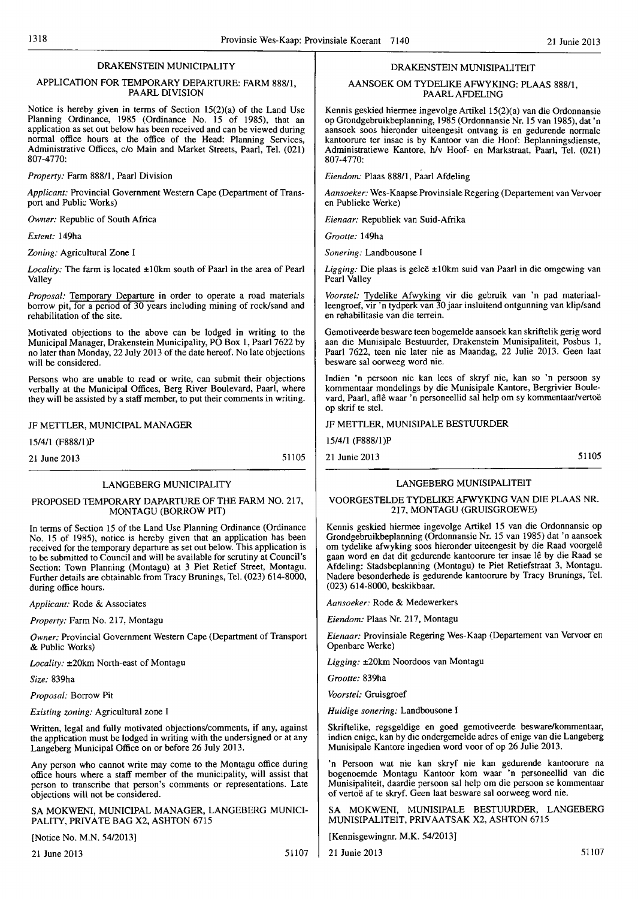## DRAKENSTEIN MUNICIPALITY

### APPLICATION FOR TEMPORARY DEPARTURE: FARM 888/1, PAARL DIVISION

Notice is hereby given in terms of Section 15(2)(a) of the Land Use Planning Ordinance, 1985 (Ordinance No. 15 of 1985), that an application as set out below has been received and can be viewed during normal office hours at the office of the Head: Planning Services, Administrative Offices, c/o Main and Market Streets, Paarl, Tel. (021) 807-4770:

*Property:* Farm 888/1, Paarl Division

*Applicant:* Provincial Government Western Cape (Department of Transport and Public Works)

*Owner:* Republic of South Africa

*Extent:* 149ha

*Zoning:* Agricultural Zone I

*Locality:* The farm is located ±10km south of Paarl in the area of Pearl Valley

*Proposal:* Temporary Departure in order to operate a road materials borrow pit, for a period of 30 years including mining of rock/sand and rehabilitation of the site.

Motivated objections to the above can be lodged in writing to the Municipal Manager, Drakenstein Municipality, PO Box 1, Paarl 7622 by no later than Monday, 22 July 2013 of the date hereof. No late objections will be considered.

Persons who are unable to read or write, can submit their objections verbally at the Municipal Offices, Berg River Boulevard, Paarl, where they will be assisted by a staff member, to put their comments in writing.

JF METTLER, MUNICIPAL MANAGER

15/4/1 (F888/1)P

21 June 2013 51105

## DRAKENSTEIN MUNISIPALITEIT

### AANSOEK OM TYDELIKE AFWYKING: PLAAS 888/1, PAARL AFDELING

Kennis geskied hiermee ingevolge Artikel 15(2)(a) van die Ordonnansie op Grondgebruikbeplanning, 1985 (Ordonnansie Nr. 15 van 1985), dat 'n aansoek soos hieronder uiteengesit ontvang is en gedurende normale kantoorure ter insae is by Kantoor van die Hoof: Beplanningsdienste, Administratiewe Kantore, h/v Hoof- en Markstraat, Paarl, Tel. (021) 807-4770:

*Eiendom:* Plaas 888/1, Paarl Afdeling

*Aansoeker:* Wes-Kaapse Provinsiale Regering (Departement van Vervoer en Publieke Werke)

*Eienaar:* Republiek van Suid-Afrika

*Grootte:* 149ha

*Sonering:* Landbousone I

*Ligging:* Die plaas is geleë ±10km suid van Paarl in die omgewing van Pearl Valley

*Voorstel:* Tydelike Afwyking vir die gebruik van 'n pad materiaal-leengroef, vir 'n tydperk van 30 jaar insluitend ontgunning van klip/sand en rehabilitasie van die terrein.

Gemotiveerde besware teen bogemelde aansoek kan skriftelik gerig word aan die Munisipale Bestuurder, Drakenstein Munisipaliteit, Posbus 1, Paarl 7622, teen nie later nie as Maandag, 22 Julie 2013. Geen laat besware sal oorweeg word nie.

Indien 'n persoon nie kan lees of skryf nie, kan so 'n persoon sy kommentaar mondelings by die Munisipale Kantore, Bergrivier Boulevard, Paarl, aflê waar 'n personeellid sal help om sy kommentaar/vertoë op skrif te stel.

JF METTLER, MUNISIPALE BESTUURDER

15/4/1 (F888/1)P

21 Junie 2013 51105

## LANGEBERG MUNICIPALITY

### PROPOSED TEMPORARY DAPARTURE OF THE FARM NO. 217, MONTAGU (BORROW PIT)

In terms of Section 15 of the Land Use Planning Ordinance (Ordinance No. 15 of 1985), notice is hereby given that an application has been received for the temporary departure as set out below. This application is to be submitted to Council and will be available for scrutiny at Council's Section: Town Planning (Montagu) at 3 Piet Retief Street, Montagu. Further details are obtainable from Tracy Brunings, Tel. (023) 614-8000, during office hours.

*Applicant:* Rode & Associates

*Property:* Farm No. 217, Montagu

*Owner:* Provincial Government Western Cape (Department of Transport & Public Works)

*Locality:* ±20km North-east of Montagu

*Size:* 839ha

*Proposal:* Borrow Pit

*Existing zoning:* Agricultural zone I

Written, legal and fully motivated objections/comments, if any, against the application must be lodged in writing with the undersigned or at any Langeberg Municipal Office on or before 26 July 2013.

Any person who cannot write may come to the Montagu office during office hours where a staff member of the municipality, will assist that person to transcribe that person's comments or representations. Late objections will not be considered.

SA MOKWENI, MUNICIPAL MANAGER, LANGEBERG MUNICIPALITY, PRIVATE BAG X2, ASHTON 6715

[Notice No. M.N. 54/2013]

21 June 2013 51107

## LANGEBERG MUNISIPALITEIT

### VOORGESTELDE TYDELIKE AFWYKING VAN DIE PLAAS NR. 217, MONTAGU (GRUISGROEWE)

Kennis geskied hiermee ingevolge Artikel 15 van die Ordonnansie op Grondgebruikbeplanning (Ordonnansie Nr. 15 van 1985) dat 'n aansoek om tydelike afwyking soos hieronder uiteengesit by die Raad voorgelê gaan word en dat dit gedurende kantoorure ter insae lê by die Raad se Afdeling: Stadsbeplanning (Montagu) te Piet Retiefstraat 3, Montagu. Nadere besonderhede is gedurende kantoorure by Tracy Brunings, Tel. (023) 614-8000, beskikbaar.

*Aansoeker:* Rode & Medewerkers

*Eiendom:* Plaas Nr. 217, Montagu

*Eienaar:* Provinsiale Regering Wes-Kaap (Departement van Vervoer en Openbare Werke)

*Ligging:* ±20km Noordoos van Montagu

*Grootte:* 839ha

*Voorstel:* Gruisgroef

*Huidige sonering:* Landbousone I

Skriftelike, regsgeldige en goed gemotiveerde besware/kommentaar, indien enige, kan by die ondergemelde adres of enige van die Langeberg Munisipale Kantore ingedien word voor of op 26 Julie 2013.

'n Persoon wat nie kan skryf nie kan gedurende kantoorure na bogenoemde Montagu Kantoor kom waar 'n personeellid van die Munisipaliteit, daardie persoon sal help om die persoon se kommentaar of vertoë af te skryf. Geen laat besware sal oorweeg word nie.

SA MOKWENI, MUNISIPALE BESTUURDER, LANGEBERG MUNISIPALITEIT, PRIVAATSAK X2, ASHTON 6715

[Kennisgewingnr. M.K. 54/2013]

21 Junie 2013 51107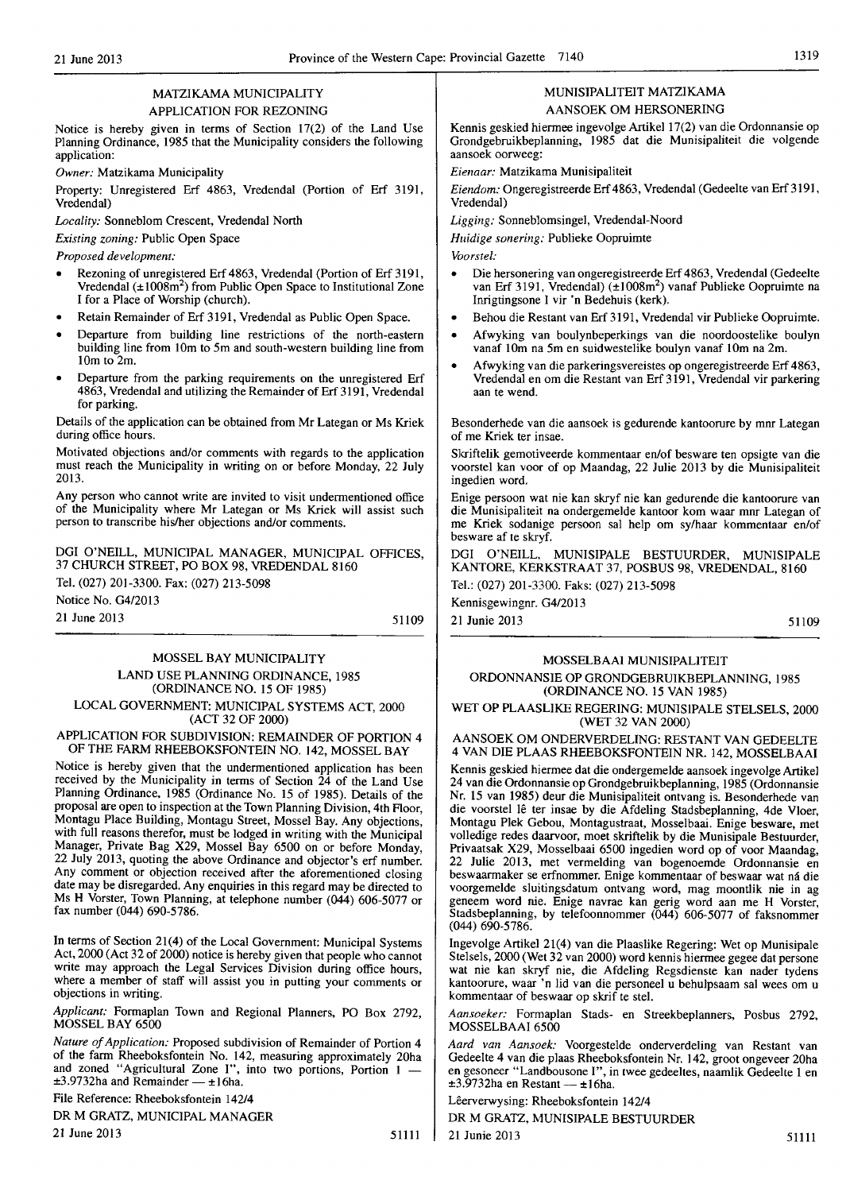MATZIKAMA MUNICIPALITY

APPLICATION FOR REZONING

Notice is hereby given in terms of Section 17(2) of the Land Use Planning Ordinance, 1985 that the Municipality considers the following application:

*Owner:* Matzikama Municipality

Property: Unregistered Erf 4863, Vredendal (Portion of Erf 3191, Vredendal)

*Locality:* Sonneblom Crescent, Vredendal North

*Existing zoning:* Public Open Space

*Proposed development:*

- Rezoning of unregistered Erf 4863, Vredendal (Portion of Erf 3191, Vredendal) (±1008m$^2$) from Public Open Space to Institutional Zone I for a Place of Worship (church).
- Retain Remainder of Erf 3191, Vredendal as Public Open Space.
- Departure from building line restrictions of the north-eastern building line from 10m to 5m and south-western building line from 10m to 2m.
- Departure from the parking requirements on the unregistered Erf 4863, Vredendal and utilizing the Remainder of Erf 3191, Vredendal for parking.

Details of the application can be obtained from Mr Lategan or Ms Kriek during office hours.

Motivated objections and/or comments with regards to the application must reach the Municipality in writing on or before Monday, 22 July 2013.

Any person who cannot write are invited to visit undermentioned office of the Municipality where Mr Lategan or Ms Kriek will assist such person to transcribe his/her objections and/or comments.

DGI O'NEILL, MUNICIPAL MANAGER, MUNICIPAL OFFICES, 37 CHURCH STREET, PO BOX 98, VREDENDAL 8160

Tel. (027) 201-3300. Fax: (027) 213-5098

Notice No. G4/2013

21 June 2013 51109

---

MUNISIPALITEIT MATZIKAMA

AANSOEK OM HERSONERING

Kennis geskied hiermee ingevolge Artikel 17(2) van die Ordonnansie op Grondgebruikbeplanning, 1985 dat die Munisipaliteit die volgende aansoek oorweeg:

*Eienaar:* Matzikama Munisipaliteit

*Eiendom:* Ongeregistreerde Erf 4863, Vredendal (Gedeelte van Erf 3191, Vredendal)

*Ligging:* Sonneblomsingel, Vredendal-Noord

*Huidige sonering:* Publieke Oopruimte

*Voorstel:*

- Die hersonering van ongeregistreerde Erf 4863, Vredendal (Gedeelte van Erf 3191, Vredendal) (±1008m$^2$) vanaf Publieke Oopruimte na Inrigtingsone I vir 'n Bedehuis (kerk).
- Behou die Restant van Erf 3191, Vredendal vir Publieke Oopruimte.
- Afwyking van boulynbeperkings van die noordoostelike boulyn vanaf 10m na 5m en suidwestelike boulyn vanaf 10m na 2m.
- Afwyking van die parkeringsvereistes op ongeregistreerde Erf 4863, Vredendal en om die Restant van Erf 3191, Vredendal vir parkering aan te wend.

Besonderhede van die aansoek is gedurende kantoorure by mnr Lategan of me Kriek ter insae.

Skriftelik gemotiveerde kommentaar en/of besware ten opsigte van die voorstel kan voor of op Maandag, 22 Julie 2013 by die Munisipaliteit ingedien word.

Enige persoon wat nie kan skryf nie kan gedurende die kantoorure van die Munisipaliteit na ondergemelde kantoor kom waar mnr Lategan of me Kriek sodanige persoon sal help om sy/haar kommentaar en/of besware af te skryf.

DGI O'NEILL, MUNISIPALE BESTUURDER, MUNISIPALE KANTORE, KERKSTRAAT 37, POSBUS 98, VREDENDAL, 8160

Tel.: (027) 201-3300. Faks: (027) 213-5098

Kennisgewingnr. G4/2013

21 Junie 2013 51109

---

MOSSEL BAY MUNICIPALITY

LAND USE PLANNING ORDINANCE, 1985 (ORDINANCE NO. 15 OF 1985)

LOCAL GOVERNMENT: MUNICIPAL SYSTEMS ACT, 2000 (ACT 32 OF 2000)

APPLICATION FOR SUBDIVISION: REMAINDER OF PORTION 4 OF THE FARM RHEEBOKSFONTEIN NO. 142, MOSSEL BAY

Notice is hereby given that the undermentioned application has been received by the Municipality in terms of Section 24 of the Land Use Planning Ordinance, 1985 (Ordinance No. 15 of 1985). Details of the proposal are open to inspection at the Town Planning Division, 4th Floor, Montagu Place Building, Montagu Street, Mossel Bay. Any objections, with full reasons therefor, must be lodged in writing with the Municipal Manager, Private Bag X29, Mossel Bay 6500 on or before Monday, 22 July 2013, quoting the above Ordinance and objector's erf number. Any comment or objection received after the aforementioned closing date may be disregarded. Any enquiries in this regard may be directed to Ms H Vorster, Town Planning, at telephone number (044) 606-5077 or fax number (044) 690-5786.

In terms of Section 21(4) of the Local Government: Municipal Systems Act, 2000 (Act 32 of 2000) notice is hereby given that people who cannot write may approach the Legal Services Division during office hours, where a member of staff will assist you in putting your comments or objections in writing.

*Applicant:* Formaplan Town and Regional Planners, PO Box 2792, MOSSEL BAY 6500

*Nature of Application:* Proposed subdivision of Remainder of Portion 4 of the farm Rheeboksfontein No. 142, measuring approximately 20ha and zoned "Agricultural Zone I", into two portions, Portion 1 — ±3.9732ha and Remainder — ±16ha.

File Reference: Rheeboksfontein 142/4

DR M GRATZ, MUNICIPAL MANAGER

21 June 2013 51111

---

MOSSELBAAI MUNISIPALITEIT

ORDONNANSIE OP GRONDGEBRUIKBEPLANNING, 1985 (ORDINANCE NO. 15 VAN 1985)

WET OP PLAASLIKE REGERING: MUNISIPALE STELSELS, 2000 (WET 32 VAN 2000)

AANSOEK OM ONDERVERDELING: RESTANT VAN GEDEELTE 4 VAN DIE PLAAS RHEEBOKSFONTEIN NR. 142, MOSSELBAAI

Kennis geskied hiermee dat die ondergemelde aansoek ingevolge Artikel 24 van die Ordonnansie op Grondgebruikbeplanning, 1985 (Ordonnansie Nr. 15 van 1985) deur die Munisipaliteit ontvang is. Besonderhede van die voorstel lê ter insae by die Afdeling Stadsbeplanning, 4de Vloer, Montagu Plek Gebou, Montagustraat, Mosselbaai. Enige besware, met volledige redes daarvoor, moet skriftelik by die Munisipale Bestuurder, Privaatsak X29, Mosselbaai 6500 ingedien word op of voor Maandag, 22 Julie 2013, met vermelding van bogenoemde Ordonnansie en beswaarmaker se erfnommer. Enige kommentaar of beswaar wat ná die voorgemelde sluitingsdatum ontvang word, mag moontlik nie in ag geneem word nie. Enige navrae kan gerig word aan me H Vorster, Stadsbeplanning, by telefoonnommer (044) 606-5077 of faksnommer (044) 690-5786.

Ingevolge Artikel 21(4) van die Plaaslike Regering: Wet op Munisipale Stelsels, 2000 (Wet 32 van 2000) word kennis hiermee gegee dat persone wat nie kan skryf nie, die Afdeling Regsdienste kan nader tydens kantoorure, waar 'n lid van die personeel u behulpsaam sal wees om u kommentaar of beswaar op skrif te stel.

*Aansoeker:* Formaplan Stads- en Streekbeplanners, Posbus 2792, MOSSELBAAI 6500

*Aard van Aansoek:* Voorgestelde onderverdeling van Restant van Gedeelte 4 van die plaas Rheeboksfontein Nr. 142, groot ongeveer 20ha en gesoneer "Landbousone I", in twee gedeeltes, naamlik Gedeelte 1 en ±3.9732ha en Restant — ±16ha.

Lêerverwysing: Rheeboksfontein 142/4

DR M GRATZ, MUNISIPALE BESTUURDER

21 Junie 2013 51111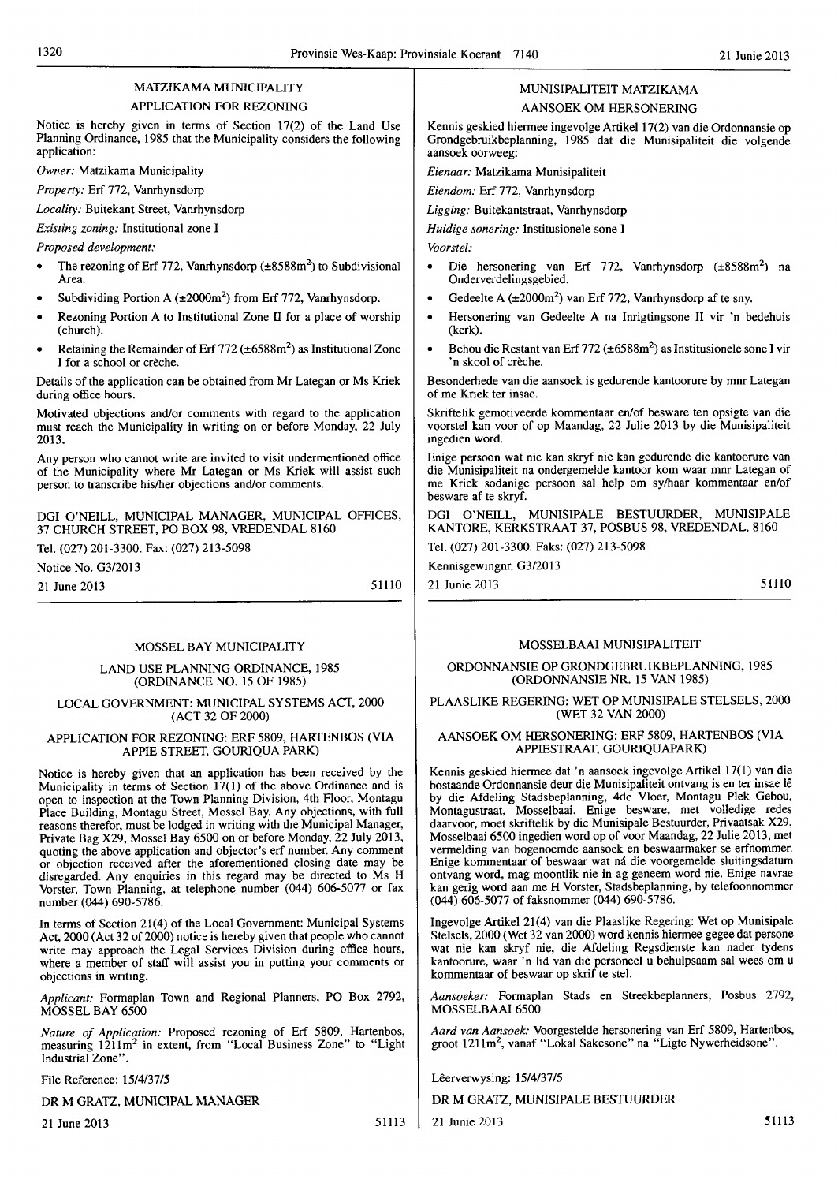## MATZIKAMA MUNICIPALITY

### APPLICATION FOR REZONING

Notice is hereby given in terms of Section 17(2) of the Land Use Planning Ordinance, 1985 that the Municipality considers the following application:

*Owner:* Matzikama Municipality

*Property:* Erf 772, Vanrhynsdorp

*Locality:* Buitekant Street, Vanrhynsdorp

*Existing zoning:* Institutional zone I

*Proposed development:*

- The rezoning of Erf 772, Vanrhynsdorp (±8588m$^2$) to Subdivisional Area.
- Subdividing Portion A (±2000m$^2$) from Erf 772, Vanrhynsdorp.
- Rezoning Portion A to Institutional Zone II for a place of worship (church).
- Retaining the Remainder of Erf 772 (±6588m$^2$) as Institutional Zone I for a school or crèche.

Details of the application can be obtained from Mr Lategan or Ms Kriek during office hours.

Motivated objections and/or comments with regard to the application must reach the Municipality in writing on or before Monday, 22 July 2013.

Any person who cannot write are invited to visit undermentioned office of the Municipality where Mr Lategan or Ms Kriek will assist such person to transcribe his/her objections and/or comments.

DGI O'NEILL, MUNICIPAL MANAGER, MUNICIPAL OFFICES, 37 CHURCH STREET, PO BOX 98, VREDENDAL 8160

Tel. (027) 201-3300. Fax: (027) 213-5098

Notice No. G3/2013

21 June 2013 51110

## MUNISIPALITEIT MATZIKAMA

### AANSOEK OM HERSONERING

Kennis geskied hiermee ingevolge Artikel 17(2) van die Ordonnansie op Grondgebruikbeplanning, 1985 dat die Munisipaliteit die volgende aansoek oorweeg:

*Eienaar:* Matzikama Munisipaliteit

*Eiendom:* Erf 772, Vanrhynsdorp

*Ligging:* Buitekantstraat, Vanrhynsdorp

*Huidige sonering:* Institusionele sone I

*Voorstel:*

- Die hersonering van Erf 772, Vanrhynsdorp (±8588m$^2$) na Onderverdelingsgebied.
- Gedeelte A (±2000m$^2$) van Erf 772, Vanrhynsdorp af te sny.
- Hersonering van Gedeelte A na Inrigtingsone II vir 'n bedehuis (kerk).
- Behou die Restant van Erf 772 (±6588m$^2$) as Institusionele sone I vir 'n skool of crèche.

Besonderhede van die aansoek is gedurende kantoorure by mnr Lategan of me Kriek ter insae.

Skriftelik gemotiveerde kommentaar en/of besware ten opsigte van die voorstel kan voor of op Maandag, 22 Julie 2013 by die Munisipaliteit ingedien word.

Enige persoon wat nie kan skryf nie kan gedurende die kantoorure van die Munisipaliteit na ondergemelde kantoor kom waar mnr Lategan of me Kriek sodanige persoon sal help om sy/haar kommentaar en/of besware af te skryf.

DGI O'NEILL, MUNISIPALE BESTUURDER, MUNISIPALE KANTORE, KERKSTRAAT 37, POSBUS 98, VREDENDAL, 8160

Tel. (027) 201-3300. Faks: (027) 213-5098

Kennisgewingnr. G3/2013

21 Junie 2013 51110

## MOSSEL BAY MUNICIPALITY

### LAND USE PLANNING ORDINANCE, 1985 (ORDINANCE NO. 15 OF 1985)

### LOCAL GOVERNMENT: MUNICIPAL SYSTEMS ACT, 2000 (ACT 32 OF 2000)

### APPLICATION FOR REZONING: ERF 5809, HARTENBOS (VIA APPIE STREET, GOURIQUA PARK)

Notice is hereby given that an application has been received by the Municipality in terms of Section 17(1) of the above Ordinance and is open to inspection at the Town Planning Division, 4th Floor, Montagu Place Building, Montagu Street, Mossel Bay. Any objections, with full reasons therefor, must be lodged in writing with the Municipal Manager, Private Bag X29, Mossel Bay 6500 on or before Monday, 22 July 2013, quoting the above application and objector's erf number. Any comment or objection received after the aforementioned closing date may be disregarded. Any enquiries in this regard may be directed to Ms H Vorster, Town Planning, at telephone number (044) 606-5077 or fax number (044) 690-5786.

In terms of Section 21(4) of the Local Government: Municipal Systems Act, 2000 (Act 32 of 2000) notice is hereby given that people who cannot write may approach the Legal Services Division during office hours, where a member of staff will assist you in putting your comments or objections in writing.

*Applicant:* Formaplan Town and Regional Planners, PO Box 2792, MOSSEL BAY 6500

*Nature of Application:* Proposed rezoning of Erf 5809, Hartenbos, measuring 1211m$^2$ in extent, from "Local Business Zone" to "Light Industrial Zone".

File Reference: 15/4/37/5

DR M GRATZ, MUNICIPAL MANAGER

21 June 2013 51113

## MOSSELBAAI MUNISIPALITEIT

### ORDONNANSIE OP GRONDGEBRUIKBEPLANNING, 1985 (ORDONNANSIE NR. 15 VAN 1985)

### PLAASLIKE REGERING: WET OP MUNISIPALE STELSELS, 2000 (WET 32 VAN 2000)

### AANSOEK OM HERSONERING: ERF 5809, HARTENBOS (VIA APPIESTRAAT, GOURIQUAPARK)

Kennis geskied hiermee dat 'n aansoek ingevolge Artikel 17(1) van die bostaande Ordonnansie deur die Munisipaliteit ontvang is en ter insae lê by die Afdeling Stadsbeplanning, 4de Vloer, Montagu Plek Gebou, Montagustraat, Mosselbaai. Enige besware, met volledige redes daarvoor, moet skriftelik by die Munisipale Bestuurder, Privaatsak X29, Mosselbaai 6500 ingedien word op of voor Maandag, 22 Julie 2013, met vermelding van bogenoemde aansoek en beswaarmaker se erfnommer. Enige kommentaar of beswaar wat ná die voorgemelde sluitingsdatum ontvang word, mag moontlik nie in ag geneem word nie. Enige navrae kan gerig word aan me H Vorster, Stadsbeplanning, by telefoonnommer (044) 606-5077 of faksnommer (044) 690-5786.

Ingevolge Artikel 21(4) van die Plaaslike Regering: Wet op Munisipale Stelsels, 2000 (Wet 32 van 2000) word kennis hiermee gegee dat persone wat nie kan skryf nie, die Afdeling Regsdienste kan nader tydens kantoorure, waar 'n lid van die personeel u behulpsaam sal wees om u kommentaar of beswaar op skrif te stel.

*Aansoeker:* Formaplan Stads en Streekbeplanners, Posbus 2792, MOSSELBAAI 6500

*Aard van Aansoek:* Voorgestelde hersonering van Erf 5809, Hartenbos, groot 1211m$^2$, vanaf "Lokal Sakesone" na "Ligte Nywerheidsone".

Lêerverwysing: 15/4/37/5

DR M GRATZ, MUNISIPALE BESTUURDER

21 Junie 2013 51113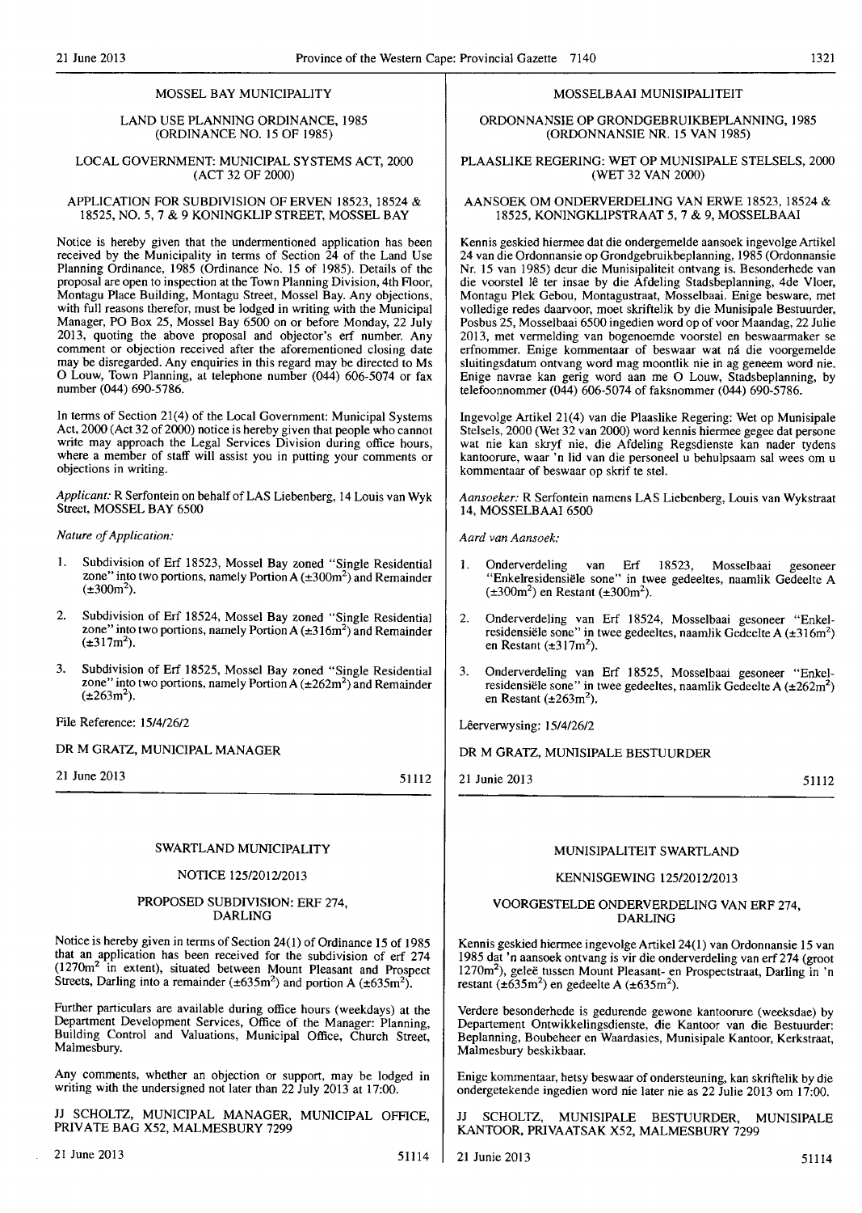## MOSSEL BAY MUNICIPALITY

### LAND USE PLANNING ORDINANCE, 1985 (ORDINANCE NO. 15 OF 1985)

### LOCAL GOVERNMENT: MUNICIPAL SYSTEMS ACT, 2000 (ACT 32 OF 2000)

### APPLICATION FOR SUBDIVISION OF ERVEN 18523, 18524 & 18525, NO. 5, 7 & 9 KONINGKLIP STREET, MOSSEL BAY

Notice is hereby given that the undermentioned application has been received by the Municipality in terms of Section 24 of the Land Use Planning Ordinance, 1985 (Ordinance No. 15 of 1985). Details of the proposal are open to inspection at the Town Planning Division, 4th Floor, Montagu Place Building, Montagu Street, Mossel Bay. Any objections, with full reasons therefor, must be lodged in writing with the Municipal Manager, PO Box 25, Mossel Bay 6500 on or before Monday, 22 July 2013, quoting the above proposal and objector's erf number. Any comment or objection received after the aforementioned closing date may be disregarded. Any enquiries in this regard may be directed to Ms O Louw, Town Planning, at telephone number (044) 606-5074 or fax number (044) 690-5786.

In terms of Section 21(4) of the Local Government: Municipal Systems Act, 2000 (Act 32 of 2000) notice is hereby given that people who cannot write may approach the Legal Services Division during office hours, where a member of staff will assist you in putting your comments or objections in writing.

*Applicant:* R Serfontein on behalf of LAS Liebenberg, 14 Louis van Wyk Street, MOSSEL BAY 6500

*Nature of Application:*

1. Subdivision of Erf 18523, Mossel Bay zoned "Single Residential zone" into two portions, namely Portion A (±300m$^2$) and Remainder (±300m$^2$).
2. Subdivision of Erf 18524, Mossel Bay zoned "Single Residential zone" into two portions, namely Portion A (±316m$^2$) and Remainder (±317m$^2$).
3. Subdivision of Erf 18525, Mossel Bay zoned "Single Residential zone" into two portions, namely Portion A (±262m$^2$) and Remainder (±263m$^2$).

File Reference: 15/4/26/2

DR M GRATZ, MUNICIPAL MANAGER

21 June 2013 51112

## MOSSELBAAI MUNISIPALITEIT

### ORDONNANSIE OP GRONDGEBRUIKBEPLANNING, 1985 (ORDONNANSIE NR. 15 VAN 1985)

### PLAASLIKE REGERING: WET OP MUNISIPALE STELSELS, 2000 (WET 32 VAN 2000)

### AANSOEK OM ONDERVERDELING VAN ERWE 18523, 18524 & 18525, KONINGKLIPSTRAAT 5, 7 & 9, MOSSELBAAI

Kennis geskied hiermee dat die ondergemelde aansoek ingevolge Artikel 24 van die Ordonnansie op Grondgebruikbeplanning, 1985 (Ordonnansie Nr. 15 van 1985) deur die Munisipaliteit ontvang is. Besonderhede van die voorstel lê ter insae by die Afdeling Stadsbeplanning, 4de Vloer, Montagu Plek Gebou, Montagustraat, Mosselbaai. Enige besware, met volledige redes daarvoor, moet skriftelik by die Munisipale Bestuurder, Posbus 25, Mosselbaai 6500 ingedien word op of voor Maandag, 22 Julie 2013, met vermelding van bogenoemde voorstel en beswaarmaker se erfnommer. Enige kommentaar of beswaar wat ná die voorgemelde sluitingsdatum ontvang word mag moontlik nie in ag geneem word nie. Enige navrae kan gerig word aan me O Louw, Stadsbeplanning, by telefoonnommer (044) 606-5074 of faksnommer (044) 690-5786.

Ingevolge Artikel 21(4) van die Plaaslike Regering: Wet op Munisipale Stelsels, 2000 (Wet 32 van 2000) word kennis hiermee gegee dat persone wat nie kan skryf nie, die Afdeling Regsdienste kan nader tydens kantoorure, waar 'n lid van die personeel u behulpsaam sal wees om u kommentaar of beswaar op skrif te stel.

*Aansoeker:* R Serfontein namens LAS Liebenberg, Louis van Wykstraat 14, MOSSELBAAI 6500

*Aard van Aansoek:*

1. Onderverdeling van Erf 18523, Mosselbaai gesoneer "Enkelresidensiële sone" in twee gedeeltes, naamlik Gedeelte A (±300m$^2$) en Restant (±300m$^2$).
2. Onderverdeling van Erf 18524, Mosselbaai gesoneer "Enkelresidensiële sone" in twee gedeeltes, naamlik Gedeelte A (±316m$^2$) en Restant (±317m$^2$).
3. Onderverdeling van Erf 18525, Mosselbaai gesoneer "Enkelresidensiële sone" in twee gedeeltes, naamlik Gedeelte A (±262m$^2$) en Restant (±263m$^2$).

Lêerverwysing: 15/4/26/2

DR M GRATZ, MUNISIPALE BESTUURDER

21 Junie 2013 51112

## SWARTLAND MUNICIPALITY

### NOTICE 125/2012/2013

### PROPOSED SUBDIVISION: ERF 274, DARLING

Notice is hereby given in terms of Section 24(1) of Ordinance 15 of 1985 that an application has been received for the subdivision of erf 274 (1270m$^2$ in extent), situated between Mount Pleasant and Prospect Streets, Darling into a remainder (±635m$^2$) and portion A (±635m$^2$).

Further particulars are available during office hours (weekdays) at the Department Development Services, Office of the Manager: Planning, Building Control and Valuations, Municipal Office, Church Street, Malmesbury.

Any comments, whether an objection or support, may be lodged in writing with the undersigned not later than 22 July 2013 at 17:00.

JJ SCHOLTZ, MUNICIPAL MANAGER, MUNICIPAL OFFICE, PRIVATE BAG X52, MALMESBURY 7299

21 June 2013 51114

## MUNISIPALITEIT SWARTLAND

### KENNISGEWING 125/2012/2013

### VOORGESTELDE ONDERVERDELING VAN ERF 274, DARLING

Kennis geskied hiermee ingevolge Artikel 24(1) van Ordonnansie 15 van 1985 dat 'n aansoek ontvang is vir die onderverdeling van erf 274 (groot 1270m$^2$), geleë tussen Mount Pleasant- en Prospectstraat, Darling in 'n restant (±635m$^2$) en gedeelte A (±635m$^2$).

Verdere besonderhede is gedurende gewone kantoorure (weeksdae) by Departement Ontwikkelingsdienste, die Kantoor van die Bestuurder: Beplanning, Boubeheer en Waardasies, Munisipale Kantoor, Kerkstraat, Malmesbury beskikbaar.

Enige kommentaar, hetsy beswaar of ondersteuning, kan skriftelik by die ondergetekende ingedien word nie later nie as 22 Julie 2013 om 17:00.

JJ SCHOLTZ, MUNISIPALE BESTUURDER, MUNISIPALE KANTOOR, PRIVAATSAK X52, MALMESBURY 7299

21 Junie 2013 51114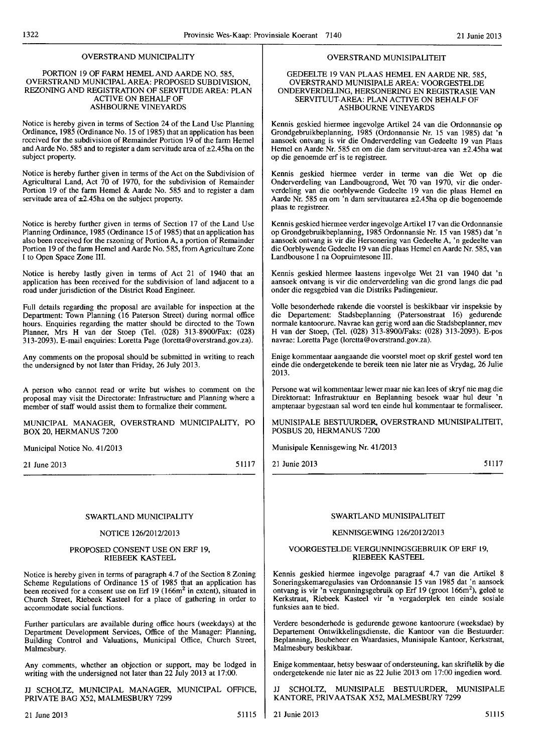## OVERSTRAND MUNICIPALITY

### PORTION 19 OF FARM HEMEL AND AARDE NO. 585, OVERSTRAND MUNICIPAL AREA: PROPOSED SUBDIVISION, REZONING AND REGISTRATION OF SERVITUDE AREA: PLAN ACTIVE ON BEHALF OF ASHBOURNE VINEYARDS

Notice is hereby given in terms of Section 24 of the Land Use Planning Ordinance, 1985 (Ordinance No. 15 of 1985) that an application has been received for the subdivision of Remainder Portion 19 of the farm Hemel and Aarde No. 585 and to register a dam servitude area of ±2.45ha on the subject property.

Notice is hereby further given in terms of the Act on the Subdivision of Agricultural Land, Act 70 of 1970, for the subdivision of Remainder Portion 19 of the farm Hemel & Aarde No. 585 and to register a dam servitude area of ±2.45ha on the subject property.

Notice is hereby further given in terms of Section 17 of the Land Use Planning Ordinance, 1985 (Ordinance 15 of 1985) that an application has also been received for the rszoning of Portion A, a portion of Remainder Portion 19 of the farm Hemel and Aarde No. 585, from Agriculture Zone I to Open Space Zone III.

Notice is hereby lastly given in terms of Act 21 of 1940 that an application has been received for the subdivision of land adjacent to a road under jurisdiction of the District Road Engineer.

Full details regarding the proposal are available for inspection at the Department: Town Planning (16 Paterson Street) during normal office hours. Enquiries regarding the matter should be directed to the Town Planner, Mrs H van der Stoep (Tel. (028) 313-8900/Fax: (028) 313-2093). E-mail enquiries: Loretta Page (loretta@overstrand.gov.za).

Any comments on the proposal should be submitted in writing to reach the undersigned by not later than Friday, 26 July 2013.

A person who cannot read or write but wishes to comment on the proposal may visit the Directorate: Infrastructure and Planning where a member of staff would assist them to formalize their comment.

MUNICIPAL MANAGER, OVERSTRAND MUNICIPALITY, PO BOX 20, HERMANUS 7200

Municipal Notice No. 41/2013

21 June 2013 51117

---

## OVERSTRAND MUNISIPALITEIT

### GEDEELTE 19 VAN PLAAS HEMEL EN AARDE NR. 585, OVERSTRAND MUNISIPALE AREA: VOORGESTELDE ONDERVERDELING, HERSONERING EN REGISTRASIE VAN SERVITUUT-AREA: PLAN ACTIVE ON BEHALF OF ASHBOURNE VINEYARDS

Kennis geskied hiermee ingevolge Artikel 24 van die Ordonnansie op Grondgebruikbeplanning, 1985 (Ordonnansie Nr. 15 van 1985) dat 'n aansoek ontvang is vir die Onderverdeling van Gedeelte 19 van Plaas Hemel en Aarde Nr. 585 en om die dam servituut-area van ±2.45ha wat op die genoemde erf is te registreer.

Kennis geskied hiermee verder in terme van die Wet op die Onderverdeling van Landbougrond, Wet 70 van 1970, vir die onderverdeling van die oorblywende Gedeelte 19 van die plaas Hemel en Aarde Nr. 585 en om 'n dam servituutarea ±2.45ha op die bogenoemde plaas te registreer.

Kennis geskied hiermee verder ingevolge Artikel 17 van die Ordonnansie op Grondgebruikbeplanning, 1985 Ordonnansie Nr. 15 van 1985) dat 'n aansoek ontvang is vir die Hersonering van Gedeelte A, 'n gedeelte van die Oorblywende Gedeelte 19 van die plaas Hemel en Aarde Nr. 585, van Landbousone I na Oopruimtesone III.

Kennis geskied hiermee laastens ingevolge Wet 21 van 1940 dat 'n aansoek ontvang is vir die onderverdeling van die grond langs die pad onder die regsgebied van die Distriks Padingenieur.

Volle besonderhede rakende die voorstel is beskikbaar vir inspeksie by die Departement: Stadsbeplanning (Patersonstraat 16) gedurende normale kantoorure. Navrae kan gerig word aan die Stadsbeplanner, mev H van der Stoep, (Tel. (028) 313-8900/Faks: (028) 313-2093). E-pos navrae: Loretta Page (loretta@overstrand.gov.za).

Enige kommentaar aangaande die voorstel moet op skrif gestel word ten einde die ondergetekende te bereik teen nie later nie as Vrydag, 26 Julie 2013.

Persone wat wil kommentaar lewer maar nie kan lees of skryf nie mag die Direktoraat: Infrastruktuur en Beplanning besoek waar hul deur 'n amptenaar bygestaan sal word ten einde hul kommentaar te formaliseer.

MUNISIPALE BESTUURDER, OVERSTRAND MUNISIPALITEIT, POSBUS 20, HERMANUS 7200

Munisipale Kennisgewing Nr. 41/2013

21 Junie 2013 51117

---

## SWARTLAND MUNICIPALITY

### NOTICE 126/2012/2013

### PROPOSED CONSENT USE ON ERF 19, RIEBEEK KASTEEL

Notice is hereby given in terms of paragraph 4.7 of the Section 8 Zoning Scheme Regulations of Ordinance 15 of 1985 that an application has been received for a consent use on Erf 19 (166m$^2$ in extent), situated in Church Street, Riebeek Kasteel for a place of gathering in order to accommodate social functions.

Further particulars are available during office hours (weekdays) at the Department Development Services, Office of the Manager: Planning, Building Control and Valuations, Municipal Office, Church Street, Malmesbury.

Any comments, whether an objection or support, may be lodged in writing with the undersigned not later than 22 July 2013 at 17:00.

JJ SCHOLTZ, MUNICIPAL MANAGER, MUNICIPAL OFFICE, PRIVATE BAG X52, MALMESBURY 7299

21 June 2013 51115

---

## SWARTLAND MUNISIPALITEIT

### KENNISGEWING 126/2012/2013

### VOORGESTELDE VERGUNNINGSGEBRUIK OP ERF 19, RIEBEEK KASTEEL

Kennis geskied hiermee ingevolge paragraaf 4.7 van die Artikel 8 Soneringskemaregulasies van Ordonnansie 15 van 1985 dat 'n aansoek ontvang is vir 'n vergunningsgebruik op Erf 19 (groot 166m$^2$), geleë te Kerkstraat, Riebeek Kasteel vir 'n vergaderplek ten einde sosiale funksies aan te bied.

Verdere besonderhede is gedurende gewone kantoorure (weeksdae) by Departement Ontwikkelingsdienste, die Kantoor van die Bestuurder: Beplanning, Boubeheer en Waardasies, Munisipale Kantoor, Kerkstraat, Malmesbury beskikbaar.

Enige kommentaar, hetsy beswaar of ondersteuning, kan skriftelik by die ondergetekende nie later nie as 22 Julie 2013 om 17:00 ingedien word.

JJ SCHOLTZ, MUNISIPALE BESTUURDER, MUNISIPALE KANTORE, PRIVAATSAK X52, MALMESBURY 7299

21 Junie 2013 51115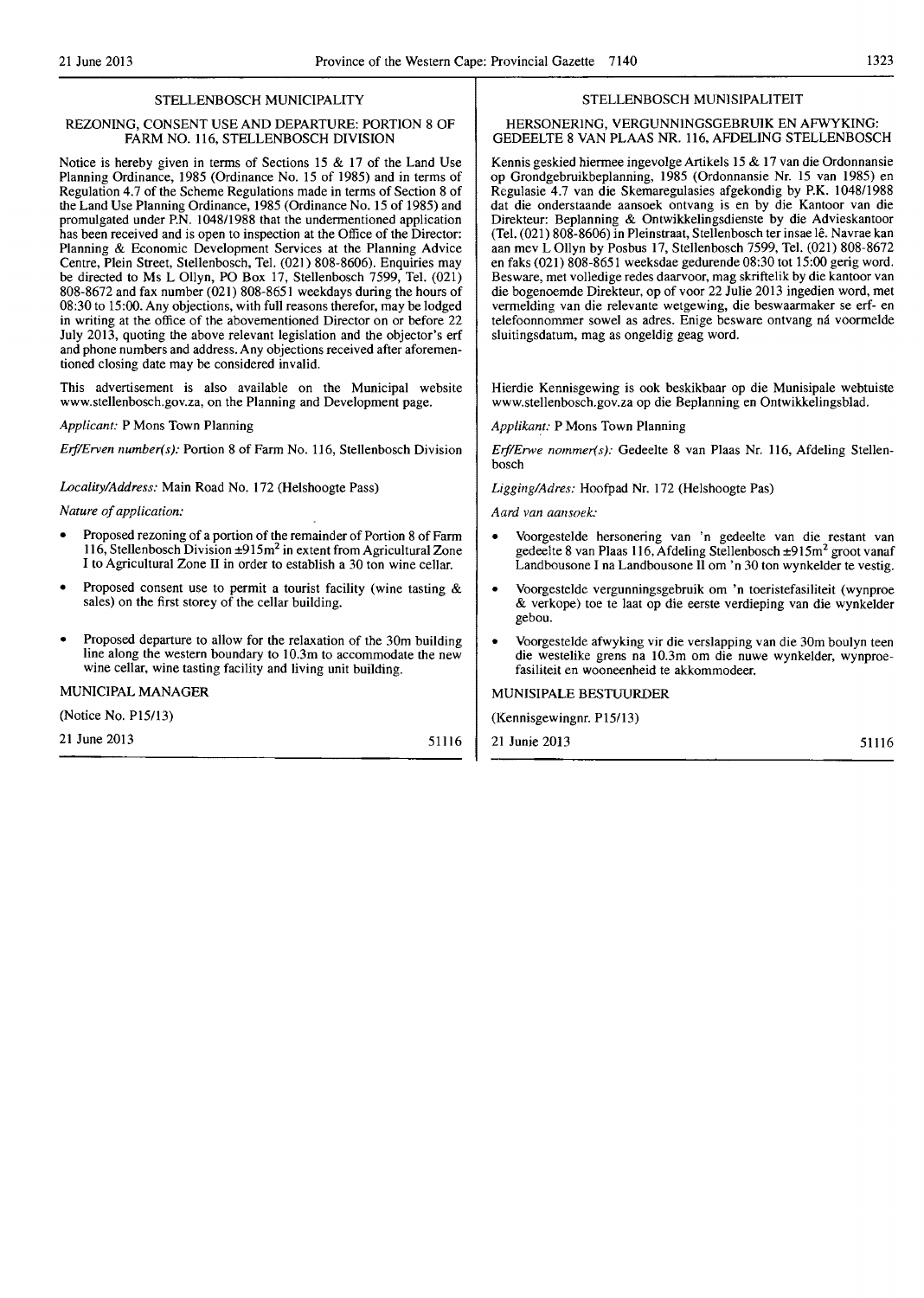## STELLENBOSCH MUNICIPALITY

### REZONING, CONSENT USE AND DEPARTURE: PORTION 8 OF FARM NO. 116, STELLENBOSCH DIVISION

Notice is hereby given in terms of Sections 15 & 17 of the Land Use Planning Ordinance, 1985 (Ordinance No. 15 of 1985) and in terms of Regulation 4.7 of the Scheme Regulations made in terms of Section 8 of the Land Use Planning Ordinance, 1985 (Ordinance No. 15 of 1985) and promulgated under P.N. 1048/1988 that the undermentioned application has been received and is open to inspection at the Office of the Director: Planning & Economic Development Services at the Planning Advice Centre, Plein Street, Stellenbosch, Tel. (021) 808-8606). Enquiries may be directed to Ms L Ollyn, PO Box 17, Stellenbosch 7599, Tel. (021) 808-8672 and fax number (021) 808-8651 weekdays during the hours of 08:30 to 15:00. Any objections, with full reasons therefor, may be lodged in writing at the office of the abovementioned Director on or before 22 July 2013, quoting the above relevant legislation and the objector's erf and phone numbers and address. Any objections received after aforementioned closing date may be considered invalid.

This advertisement is also available on the Municipal website www.stellenbosch.gov.za, on the Planning and Development page.

*Applicant:* P Mons Town Planning

*Erf/Erven number(s):* Portion 8 of Farm No. 116, Stellenbosch Division

*Locality/Address:* Main Road No. 172 (Helshoogte Pass)

*Nature of application:*

- Proposed rezoning of a portion of the remainder of Portion 8 of Farm 116, Stellenbosch Division ±915m² in extent from Agricultural Zone I to Agricultural Zone II in order to establish a 30 ton wine cellar.
- Proposed consent use to permit a tourist facility (wine tasting & sales) on the first storey of the cellar building.
- Proposed departure to allow for the relaxation of the 30m building line along the western boundary to 10.3m to accommodate the new wine cellar, wine tasting facility and living unit building.

MUNICIPAL MANAGER

(Notice No. P15/13)

21 June 2013 51116

## STELLENBOSCH MUNISIPALITEIT

### HERSONERING, VERGUNNINGSGEBRUIK EN AFWYKING: GEDEELTE 8 VAN PLAAS NR. 116, AFDELING STELLENBOSCH

Kennis geskied hiermee ingevolge Artikels 15 & 17 van die Ordonnansie op Grondgebruikbeplanning, 1985 (Ordonnansie Nr. 15 van 1985) en Regulasie 4.7 van die Skemaregulasies afgekondig by P.K. 1048/1988 dat die onderstaande aansoek ontvang is en by die Kantoor van die Direkteur: Beplanning & Ontwikkelingsdienste by die Advieskantoor (Tel. (021) 808-8606) in Pleinstraat, Stellenbosch ter insae lê. Navrae kan aan mev L Ollyn by Posbus 17, Stellenbosch 7599, Tel. (021) 808-8672 en faks (021) 808-8651 weeksdae gedurende 08:30 tot 15:00 gerig word. Besware, met volledige redes daarvoor, mag skriftelik by die kantoor van die bogenoemde Direkteur, op of voor 22 Julie 2013 ingedien word, met vermelding van die relevante wetgewing, die beswaarmaker se erf- en telefoonnommer sowel as adres. Enige besware ontvang ná voormelde sluitingsdatum, mag as ongeldig geag word.

Hierdie Kennisgewing is ook beskikbaar op die Munisipale webtuiste www.stellenbosch.gov.za op die Beplanning en Ontwikkelingsblad.

*Applikant:* P Mons Town Planning

*Erf/Erwe nommer(s):* Gedeelte 8 van Plaas Nr. 116, Afdeling Stellenbosch

*Ligging/Adres:* Hoofpad Nr. 172 (Helshoogte Pas)

*Aard van aansoek:*

- Voorgestelde hersonering van 'n gedeelte van die restant van gedeelte 8 van Plaas 116, Afdeling Stellenbosch ±915m² groot vanaf Landbousone I na Landbousone II om 'n 30 ton wynkelder te vestig.
- Voorgestelde vergunningsgebruik om 'n toeristefasiliteit (wynproe & verkope) toe te laat op die eerste verdieping van die wynkelder gebou.
- Voorgestelde afwyking vir die verslapping van die 30m boulyn teen die westelike grens na 10.3m om die nuwe wynkelder, wynproefasiliteit en wooneenheid te akkommodeer.

MUNISIPALE BESTUURDER

(Kennisgewingnr. P15/13)

21 Junie 2013 51116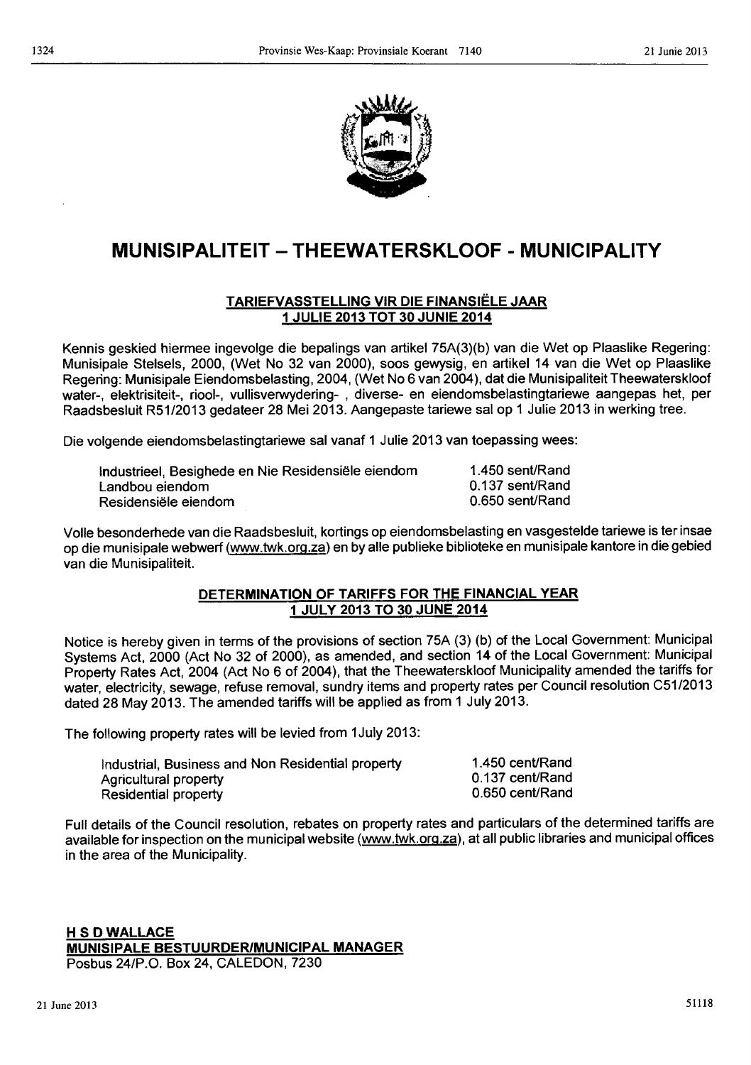# MUNISIPALITEIT – THEEWATERSKLOOF - MUNICIPALITY

## TARIEFVASSTELLING VIR DIE FINANSIËLE JAAR 1 JULIE 2013 TOT 30 JUNIE 2014

Kennis geskied hiermee ingevolge die bepalings van artikel 75A(3)(b) van die Wet op Plaaslike Regering: Munisipale Stelsels, 2000, (Wet No 32 van 2000), soos gewysig, en artikel 14 van die Wet op Plaaslike Regering: Munisipale Eiendomsbelasting, 2004, (Wet No 6 van 2004), dat die Munisipaliteit Theewaterskloof water-, elektrisiteit-, riool-, vullisverwydering- , diverse- en eiendomsbelastingtariewe aangepas het, per Raadsbesluit R51/2013 gedateer 28 Mei 2013. Aangepaste tariewe sal op 1 Julie 2013 in werking tree.

Die volgende eiendomsbelastingtariewe sal vanaf 1 Julie 2013 van toepassing wees:

| | |
|---|---|
| Industrieel, Besighede en Nie Residensiële eiendom | 1.450 sent/Rand |
| Landbou eiendom | 0.137 sent/Rand |
| Residensiële eiendom | 0.650 sent/Rand |

Volle besonderhede van die Raadsbesluit, kortings op eiendomsbelasting en vasgestelde tariewe is ter insae op die munisipale webwerf (www.twk.org.za) en by alle publieke biblioteke en munisipale kantore in die gebied van die Munisipaliteit.

## DETERMINATION OF TARIFFS FOR THE FINANCIAL YEAR 1 JULY 2013 TO 30 JUNE 2014

Notice is hereby given in terms of the provisions of section 75A (3) (b) of the Local Government: Municipal Systems Act, 2000 (Act No 32 of 2000), as amended, and section 14 of the Local Government: Municipal Property Rates Act, 2004 (Act No 6 of 2004), that the Theewaterskloof Municipality amended the tariffs for water, electricity, sewage, refuse removal, sundry items and property rates per Council resolution C51/2013 dated 28 May 2013. The amended tariffs will be applied as from 1 July 2013.

The following property rates will be levied from 1July 2013:

| | |
|---|---|
| Industrial, Business and Non Residential property | 1.450 cent/Rand |
| Agricultural property | 0.137 cent/Rand |
| Residential property | 0.650 cent/Rand |

Full details of the Council resolution, rebates on property rates and particulars of the determined tariffs are available for inspection on the municipal website (www.twk.org.za), at all public libraries and municipal offices in the area of the Municipality.

**H S D WALLACE**
**MUNISIPALE BESTUURDER/MUNICIPAL MANAGER**
Posbus 24/P.O. Box 24, CALEDON, 7230

21 June 2013 51118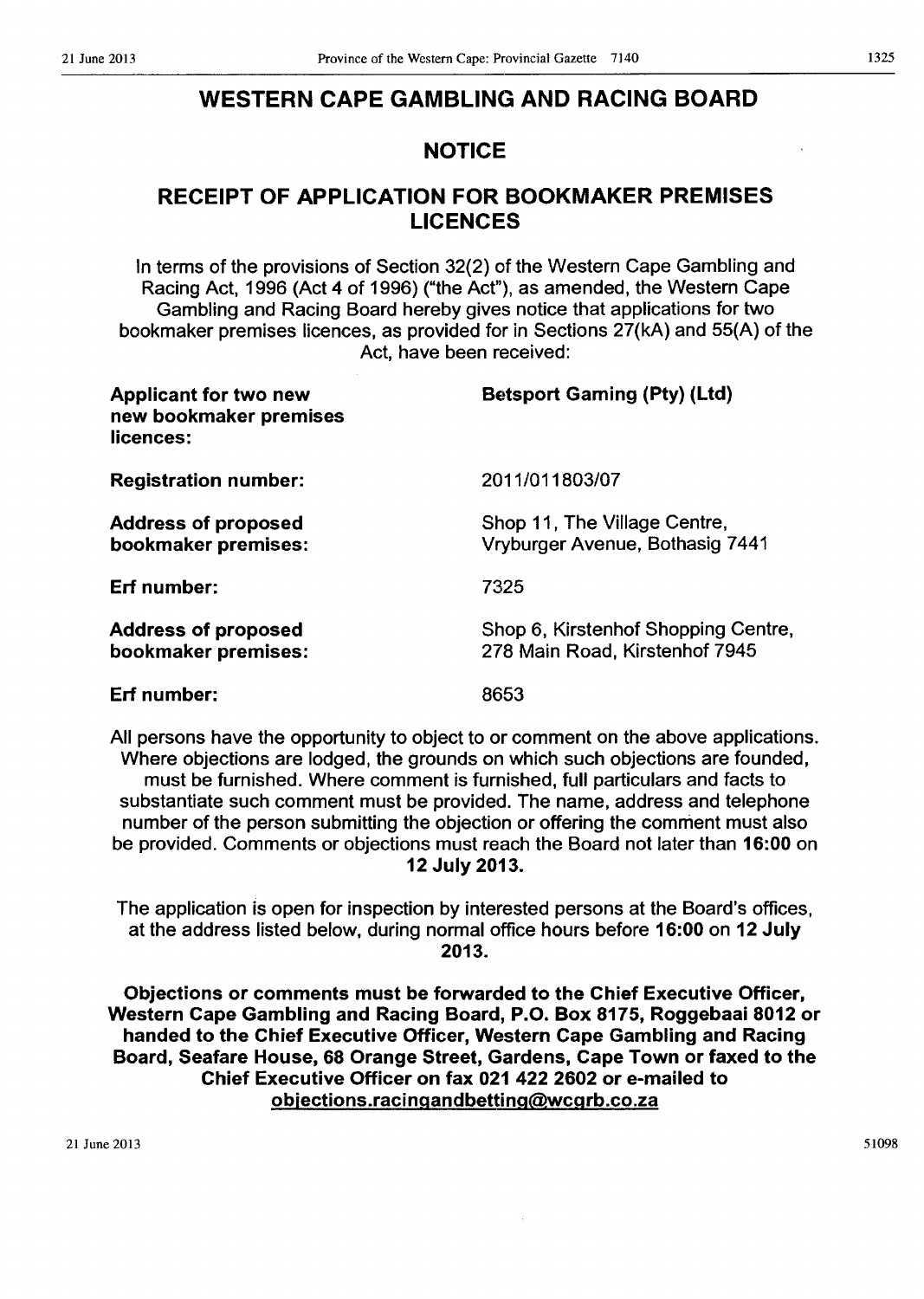# WESTERN CAPE GAMBLING AND RACING BOARD

## NOTICE

## RECEIPT OF APPLICATION FOR BOOKMAKER PREMISES LICENCES

In terms of the provisions of Section 32(2) of the Western Cape Gambling and Racing Act, 1996 (Act 4 of 1996) ("the Act"), as amended, the Western Cape Gambling and Racing Board hereby gives notice that applications for two bookmaker premises licences, as provided for in Sections 27(kA) and 55(A) of the Act, have been received:

| | |
|---|---|
| **Applicant for two new new bookmaker premises licences:** | **Betsport Gaming (Pty) (Ltd)** |
| **Registration number:** | 2011/011803/07 |
| **Address of proposed bookmaker premises:** | Shop 11, The Village Centre, Vryburger Avenue, Bothasig 7441 |
| **Erf number:** | 7325 |
| **Address of proposed bookmaker premises:** | Shop 6, Kirstenhof Shopping Centre, 278 Main Road, Kirstenhof 7945 |
| **Erf number:** | 8653 |

All persons have the opportunity to object to or comment on the above applications. Where objections are lodged, the grounds on which such objections are founded, must be furnished. Where comment is furnished, full particulars and facts to substantiate such comment must be provided. The name, address and telephone number of the person submitting the objection or offering the comment must also be provided. Comments or objections must reach the Board not later than **16:00** on **12 July 2013.**

The application is open for inspection by interested persons at the Board's offices, at the address listed below, during normal office hours before **16:00** on **12 July 2013.**

**Objections or comments must be forwarded to the Chief Executive Officer, Western Cape Gambling and Racing Board, P.O. Box 8175, Roggebaai 8012 or handed to the Chief Executive Officer, Western Cape Gambling and Racing Board, Seafare House, 68 Orange Street, Gardens, Cape Town or faxed to the Chief Executive Officer on fax 021 422 2602 or e-mailed to objections.racingandbetting@wcgrb.co.za**

21 June 2013 51098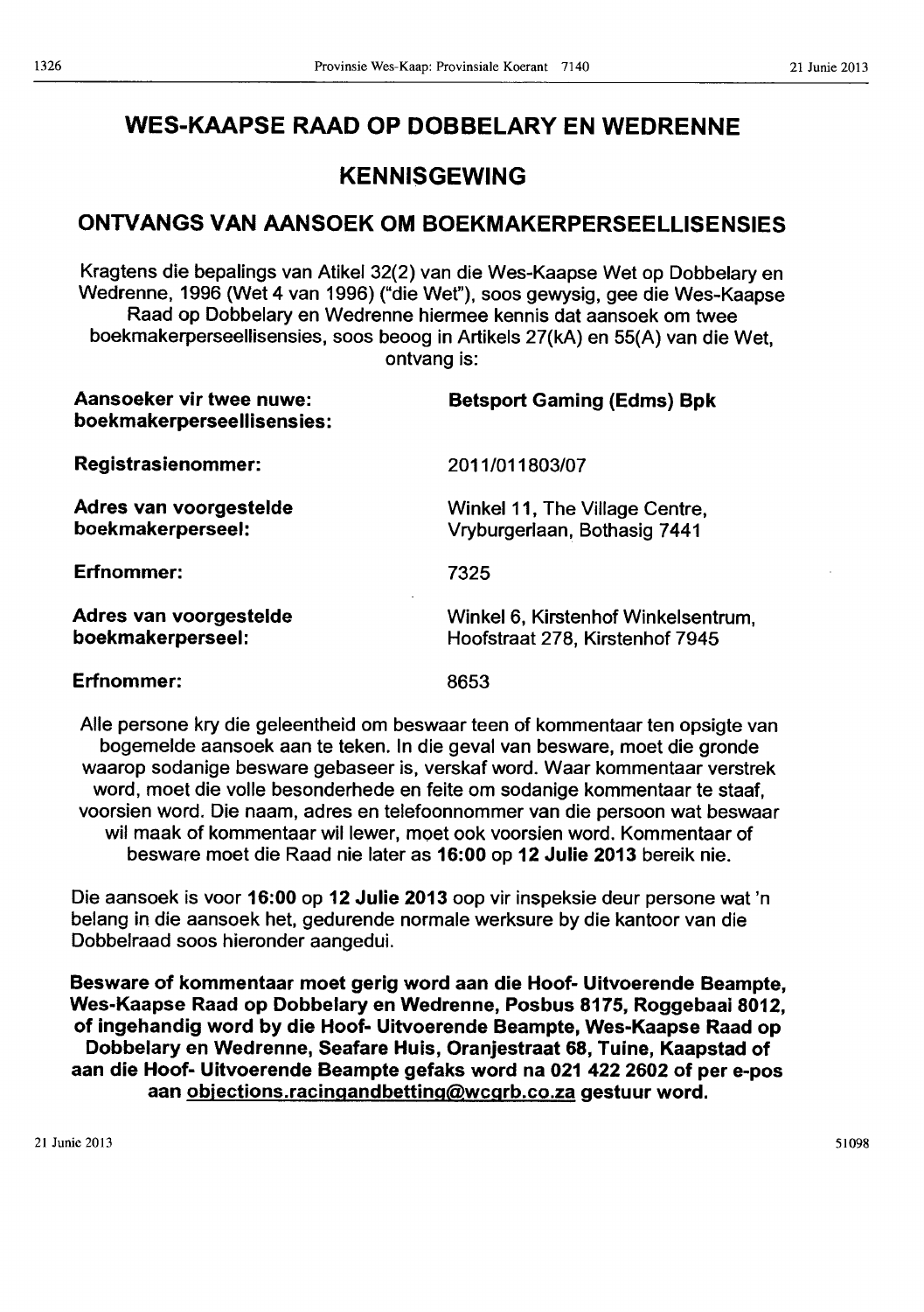# WES-KAAPSE RAAD OP DOBBELARY EN WEDRENNE

## KENNISGEWING

## ONTVANGS VAN AANSOEK OM BOEKMAKERPERSEELLISENSIES

Kragtens die bepalings van Atikel 32(2) van die Wes-Kaapse Wet op Dobbelary en Wedrenne, 1996 (Wet 4 van 1996) ("die Wet"), soos gewysig, gee die Wes-Kaapse Raad op Dobbelary en Wedrenne hiermee kennis dat aansoek om twee boekmakerperseellisensies, soos beoog in Artikels 27(kA) en 55(A) van die Wet, ontvang is:

| | |
|---|---|
| **Aansoeker vir twee nuwe: boekmakerperseellisensies:** | **Betsport Gaming (Edms) Bpk** |
| **Registrasienommer:** | 2011/011803/07 |
| **Adres van voorgestelde boekmakerperseel:** | Winkel 11, The Village Centre, Vryburgerlaan, Bothasig 7441 |
| **Erfnommer:** | 7325 |
| **Adres van voorgestelde boekmakerperseel:** | Winkel 6, Kirstenhof Winkelsentrum, Hoofstraat 278, Kirstenhof 7945 |
| **Erfnommer:** | 8653 |

Alle persone kry die geleentheid om beswaar teen of kommentaar ten opsigte van bogemelde aansoek aan te teken. In die geval van besware, moet die gronde waarop sodanige besware gebaseer is, verskaf word. Waar kommentaar verstrek word, moet die volle besonderhede en feite om sodanige kommentaar te staaf, voorsien word. Die naam, adres en telefoonnommer van die persoon wat beswaar wil maak of kommentaar wil lewer, moet ook voorsien word. Kommentaar of besware moet die Raad nie later as **16:00** op **12 Julie 2013** bereik nie.

Die aansoek is voor **16:00** op **12 Julie 2013** oop vir inspeksie deur persone wat 'n belang in die aansoek het, gedurende normale werksure by die kantoor van die Dobbelraad soos hieronder aangedui.

**Besware of kommentaar moet gerig word aan die Hoof- Uitvoerende Beampte, Wes-Kaapse Raad op Dobbelary en Wedrenne, Posbus 8175, Roggebaai 8012, of ingehandig word by die Hoof- Uitvoerende Beampte, Wes-Kaapse Raad op Dobbelary en Wedrenne, Seafare Huis, Oranjestraat 68, Tuine, Kaapstad of aan die Hoof- Uitvoerende Beampte gefaks word na 021 422 2602 of per e-pos aan objections.racingandbetting@wcgrb.co.za gestuur word.**

21 Junie 2013 51098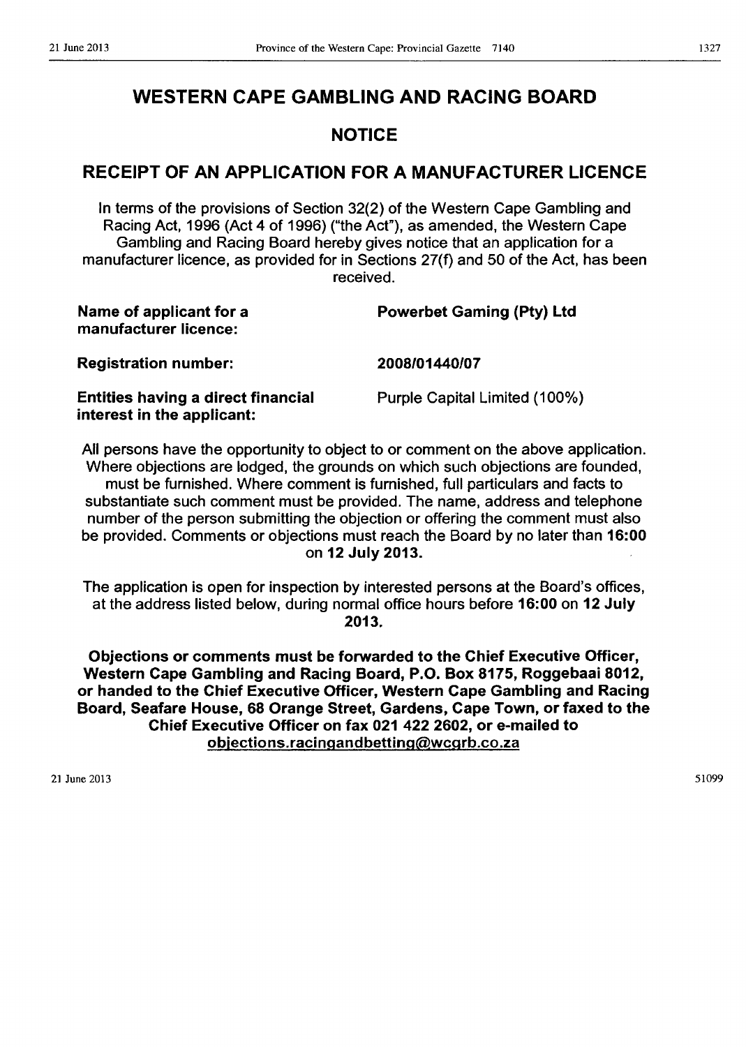# WESTERN CAPE GAMBLING AND RACING BOARD

## NOTICE

## RECEIPT OF AN APPLICATION FOR A MANUFACTURER LICENCE

In terms of the provisions of Section 32(2) of the Western Cape Gambling and Racing Act, 1996 (Act 4 of 1996) ("the Act"), as amended, the Western Cape Gambling and Racing Board hereby gives notice that an application for a manufacturer licence, as provided for in Sections 27(f) and 50 of the Act, has been received.

| | |
|---|---|
| **Name of applicant for a manufacturer licence:** | **Powerbet Gaming (Pty) Ltd** |
| **Registration number:** | **2008/01440/07** |
| **Entities having a direct financial interest in the applicant:** | Purple Capital Limited (100%) |

All persons have the opportunity to object to or comment on the above application. Where objections are lodged, the grounds on which such objections are founded, must be furnished. Where comment is furnished, full particulars and facts to substantiate such comment must be provided. The name, address and telephone number of the person submitting the objection or offering the comment must also be provided. Comments or objections must reach the Board by no later than **16:00** on **12 July 2013.**

The application is open for inspection by interested persons at the Board's offices, at the address listed below, during normal office hours before **16:00** on **12 July 2013.**

**Objections or comments must be forwarded to the Chief Executive Officer, Western Cape Gambling and Racing Board, P.O. Box 8175, Roggebaai 8012, or handed to the Chief Executive Officer, Western Cape Gambling and Racing Board, Seafare House, 68 Orange Street, Gardens, Cape Town, or faxed to the Chief Executive Officer on fax 021 422 2602, or e-mailed to objections.racingandbetting@wcgrb.co.za**

21 June 2013 51099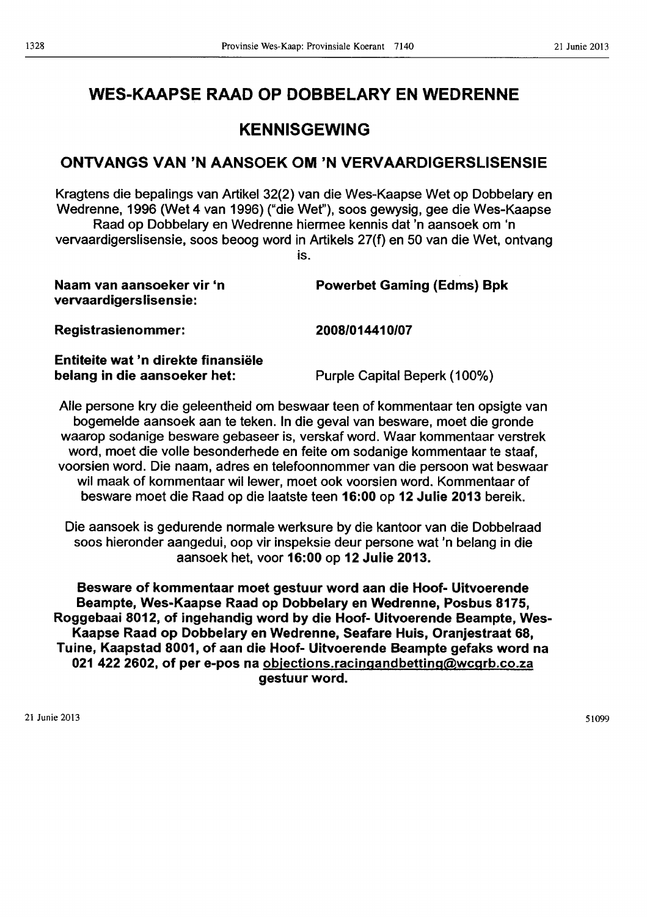# WES-KAAPSE RAAD OP DOBBELARY EN WEDRENNE

## KENNISGEWING

### ONTVANGS VAN 'N AANSOEK OM 'N VERVAARDIGERSLISENSIE

Kragtens die bepalings van Artikel 32(2) van die Wes-Kaapse Wet op Dobbelary en Wedrenne, 1996 (Wet 4 van 1996) ("die Wet"), soos gewysig, gee die Wes-Kaapse Raad op Dobbelary en Wedrenne hiermee kennis dat 'n aansoek om 'n vervaardigerslisensie, soos beoog word in Artikels 27(f) en 50 van die Wet, ontvang is.

| | |
|---|---|
| **Naam van aansoeker vir 'n vervaardigerslisensie:** | **Powerbet Gaming (Edms) Bpk** |
| **Registrasienommer:** | **2008/014410/07** |
| **Entiteite wat 'n direkte finansiële belang in die aansoeker het:** | Purple Capital Beperk (100%) |

Alle persone kry die geleentheid om beswaar teen of kommentaar ten opsigte van bogemelde aansoek aan te teken. In die geval van besware, moet die gronde waarop sodanige besware gebaseer is, verskaf word. Waar kommentaar verstrek word, moet die volle besonderhede en feite om sodanige kommentaar te staaf, voorsien word. Die naam, adres en telefoonnommer van die persoon wat beswaar wil maak of kommentaar wil lewer, moet ook voorsien word. Kommentaar of besware moet die Raad op die laatste teen **16:00** op **12 Julie 2013** bereik.

Die aansoek is gedurende normale werksure by die kantoor van die Dobbelraad soos hieronder aangedui, oop vir inspeksie deur persone wat 'n belang in die aansoek het, voor **16:00** op **12 Julie 2013.**

**Besware of kommentaar moet gestuur word aan die Hoof- Uitvoerende Beampte, Wes-Kaapse Raad op Dobbelary en Wedrenne, Posbus 8175, Roggebaai 8012, of ingehandig word by die Hoof- Uitvoerende Beampte, Wes-Kaapse Raad op Dobbelary en Wedrenne, Seafare Huis, Oranjestraat 68, Tuine, Kaapstad 8001, of aan die Hoof- Uitvoerende Beampte gefaks word na 021 422 2602, of per e-pos na objections.racingandbetting@wcgrb.co.za gestuur word.**

21 Junie 2013 51099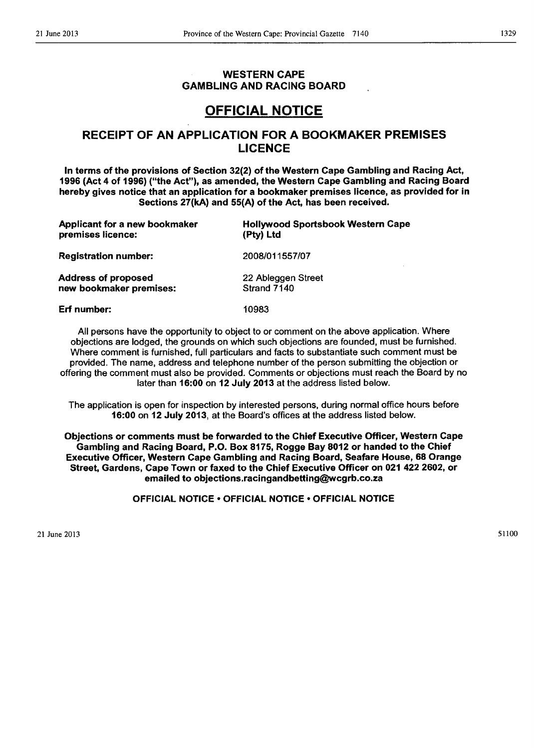**WESTERN CAPE**
**GAMBLING AND RACING BOARD**

# OFFICIAL NOTICE

## RECEIPT OF AN APPLICATION FOR A BOOKMAKER PREMISES LICENCE

**In terms of the provisions of Section 32(2) of the Western Cape Gambling and Racing Act, 1996 (Act 4 of 1996) ("the Act"), as amended, the Western Cape Gambling and Racing Board hereby gives notice that an application for a bookmaker premises licence, as provided for in Sections 27(kA) and 55(A) of the Act, has been received.**

| | |
|---|---|
| **Applicant for a new bookmaker premises licence:** | **Hollywood Sportsbook Western Cape (Pty) Ltd** |
| **Registration number:** | 2008/011557/07 |
| **Address of proposed new bookmaker premises:** | 22 Ableggen Street Strand 7140 |
| **Erf number:** | 10983 |

All persons have the opportunity to object to or comment on the above application. Where objections are lodged, the grounds on which such objections are founded, must be furnished. Where comment is furnished, full particulars and facts to substantiate such comment must be provided. The name, address and telephone number of the person submitting the objection or offering the comment must also be provided. Comments or objections must reach the Board by no later than **16:00** on **12 July 2013** at the address listed below.

The application is open for inspection by interested persons, during normal office hours before **16:00** on **12 July 2013**, at the Board's offices at the address listed below.

**Objections or comments must be forwarded to the Chief Executive Officer, Western Cape Gambling and Racing Board, P.O. Box 8175, Rogge Bay 8012 or handed to the Chief Executive Officer, Western Cape Gambling and Racing Board, Seafare House, 68 Orange Street, Gardens, Cape Town or faxed to the Chief Executive Officer on 021 422 2602, or emailed to objections.racingandbetting@wcgrb.co.za**

**OFFICIAL NOTICE • OFFICIAL NOTICE • OFFICIAL NOTICE**

21 June 2013 51100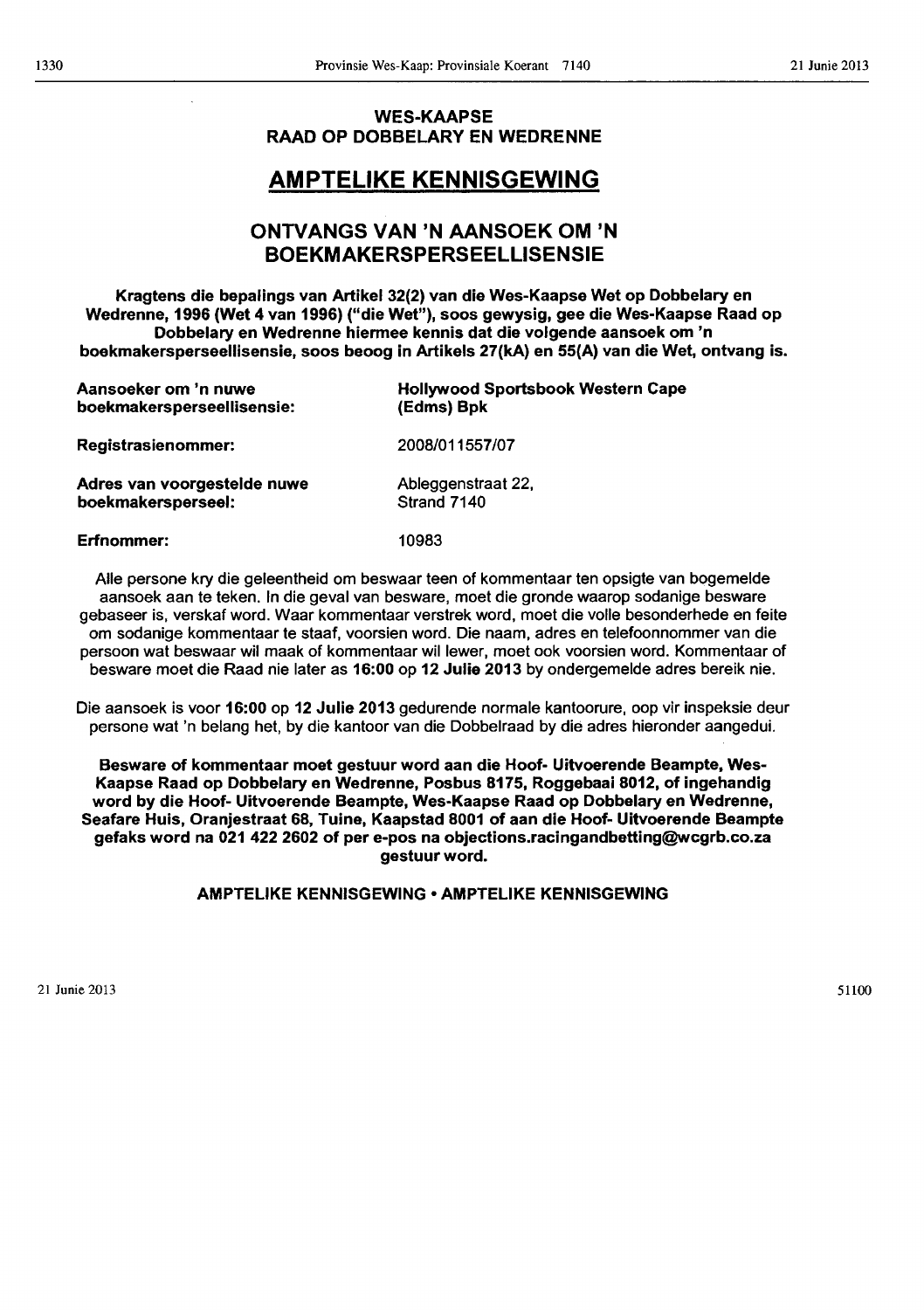## WES-KAAPSE RAAD OP DOBBELARY EN WEDRENNE

# AMPTELIKE KENNISGEWING

## ONTVANGS VAN 'N AANSOEK OM 'N BOEKMAKERSPERSEELLISENSIE

**Kragtens die bepalings van Artikel 32(2) van die Wes-Kaapse Wet op Dobbelary en Wedrenne, 1996 (Wet 4 van 1996) ("die Wet"), soos gewysig, gee die Wes-Kaapse Raad op Dobbelary en Wedrenne hiermee kennis dat die volgende aansoek om 'n boekmakersperseellisensie, soos beoog in Artikels 27(kA) en 55(A) van die Wet, ontvang is.**

| | |
|---|---|
| **Aansoeker om 'n nuwe boekmakersperseellisensie:** | **Hollywood Sportsbook Western Cape (Edms) Bpk** |
| **Registrasienommer:** | 2008/011557/07 |
| **Adres van voorgestelde nuwe boekmakersperseel:** | Ableggenstraat 22, Strand 7140 |
| **Erfnommer:** | 10983 |

Alle persone kry die geleentheid om beswaar teen of kommentaar ten opsigte van bogemelde aansoek aan te teken. In die geval van besware, moet die gronde waarop sodanige besware gebaseer is, verskaf word. Waar kommentaar verstrek word, moet die volle besonderhede en feite om sodanige kommentaar te staaf, voorsien word. Die naam, adres en telefoonnommer van die persoon wat beswaar wil maak of kommentaar wil lewer, moet ook voorsien word. Kommentaar of besware moet die Raad nie later as **16:00** op **12 Julie 2013** by ondergemelde adres bereik nie.

Die aansoek is voor **16:00** op **12 Julie 2013** gedurende normale kantoorure, oop vir inspeksie deur persone wat 'n belang het, by die kantoor van die Dobbelraad by die adres hieronder aangedui.

**Besware of kommentaar moet gestuur word aan die Hoof- Uitvoerende Beampte, Wes-Kaapse Raad op Dobbelary en Wedrenne, Posbus 8175, Roggebaai 8012, of ingehandig word by die Hoof- Uitvoerende Beampte, Wes-Kaapse Raad op Dobbelary en Wedrenne, Seafare Huis, Oranjestraat 68, Tuine, Kaapstad 8001 of aan die Hoof- Uitvoerende Beampte gefaks word na 021 422 2602 of per e-pos na objections.racingandbetting@wcgrb.co.za gestuur word.**

**AMPTELIKE KENNISGEWING • AMPTELIKE KENNISGEWING**

21 Junie 2013 51100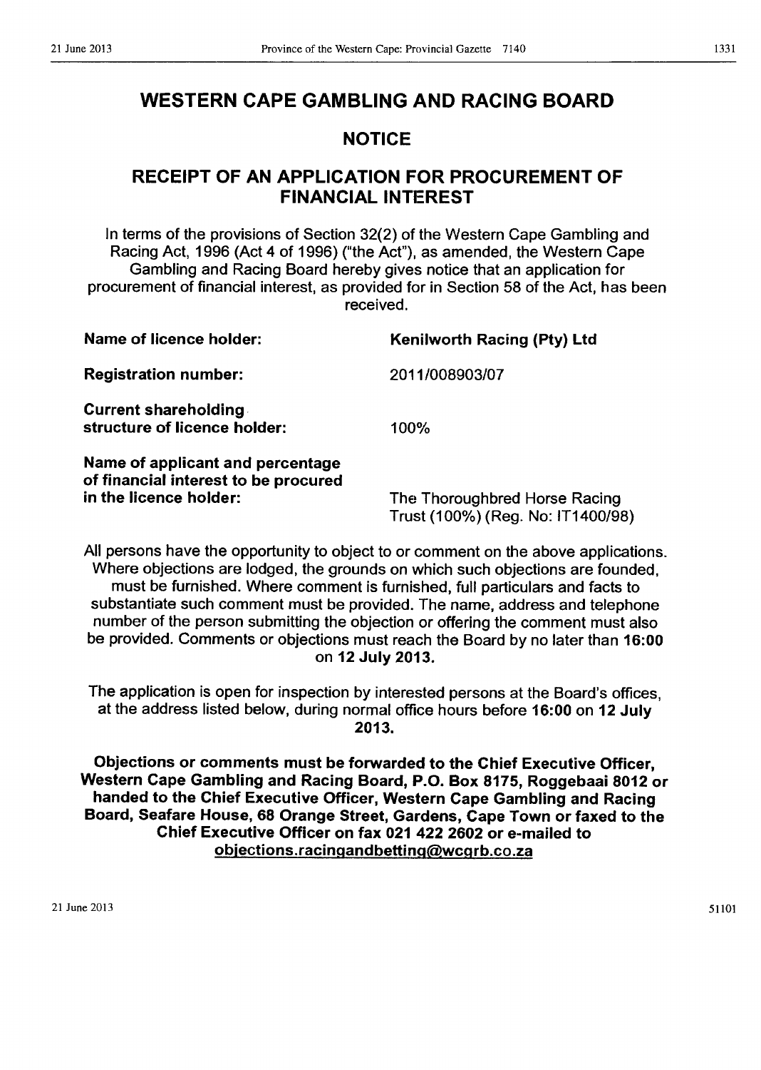# WESTERN CAPE GAMBLING AND RACING BOARD

## NOTICE

## RECEIPT OF AN APPLICATION FOR PROCUREMENT OF FINANCIAL INTEREST

In terms of the provisions of Section 32(2) of the Western Cape Gambling and Racing Act, 1996 (Act 4 of 1996) ("the Act"), as amended, the Western Cape Gambling and Racing Board hereby gives notice that an application for procurement of financial interest, as provided for in Section 58 of the Act, has been received.

| | |
|---|---|
| **Name of licence holder:** | **Kenilworth Racing (Pty) Ltd** |
| **Registration number:** | 2011/008903/07 |
| **Current shareholding structure of licence holder:** | 100% |
| **Name of applicant and percentage of financial interest to be procured in the licence holder:** | The Thoroughbred Horse Racing Trust (100%) (Reg. No: IT1400/98) |

All persons have the opportunity to object to or comment on the above applications. Where objections are lodged, the grounds on which such objections are founded, must be furnished. Where comment is furnished, full particulars and facts to substantiate such comment must be provided. The name, address and telephone number of the person submitting the objection or offering the comment must also be provided. Comments or objections must reach the Board by no later than **16:00 on 12 July 2013.**

The application is open for inspection by interested persons at the Board's offices, at the address listed below, during normal office hours before **16:00 on 12 July 2013.**

**Objections or comments must be forwarded to the Chief Executive Officer, Western Cape Gambling and Racing Board, P.O. Box 8175, Roggebaai 8012 or handed to the Chief Executive Officer, Western Cape Gambling and Racing Board, Seafare House, 68 Orange Street, Gardens, Cape Town or faxed to the Chief Executive Officer on fax 021 422 2602 or e-mailed to objections.racingandbetting@wcgrb.co.za**

21 June 2013 51101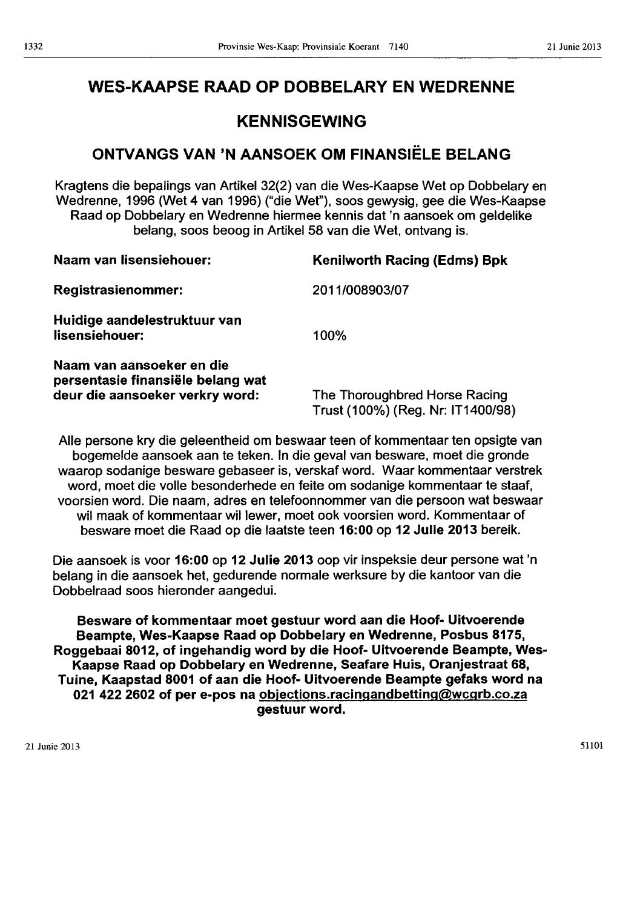# WES-KAAPSE RAAD OP DOBBELARY EN WEDRENNE

## KENNISGEWING

## ONTVANGS VAN 'N AANSOEK OM FINANSIËLE BELANG

Kragtens die bepalings van Artikel 32(2) van die Wes-Kaapse Wet op Dobbelary en Wedrenne, 1996 (Wet 4 van 1996) ("die Wet"), soos gewysig, gee die Wes-Kaapse Raad op Dobbelary en Wedrenne hiermee kennis dat 'n aansoek om geldelike belang, soos beoog in Artikel 58 van die Wet, ontvang is.

| | |
|---|---|
| **Naam van lisensiehouer:** | **Kenilworth Racing (Edms) Bpk** |
| **Registrasienommer:** | 2011/008903/07 |
| **Huidige aandelestruktuur van lisensiehouer:** | 100% |
| **Naam van aansoeker en die persentasie finansiële belang wat deur die aansoeker verkry word:** | The Thoroughbred Horse Racing Trust (100%) (Reg. Nr: IT1400/98) |

Alle persone kry die geleentheid om beswaar teen of kommentaar ten opsigte van bogemelde aansoek aan te teken. In die geval van besware, moet die gronde waarop sodanige besware gebaseer is, verskaf word. Waar kommentaar verstrek word, moet die volle besonderhede en feite om sodanige kommentaar te staaf, voorsien word. Die naam, adres en telefoonnommer van die persoon wat beswaar wil maak of kommentaar wil lewer, moet ook voorsien word. Kommentaar of besware moet die Raad op die laatste teen **16:00** op **12 Julie 2013** bereik.

Die aansoek is voor **16:00** op **12 Julie 2013** oop vir inspeksie deur persone wat 'n belang in die aansoek het, gedurende normale werksure by die kantoor van die Dobbelraad soos hieronder aangedui.

**Besware of kommentaar moet gestuur word aan die Hoof- Uitvoerende Beampte, Wes-Kaapse Raad op Dobbelary en Wedrenne, Posbus 8175, Roggebaai 8012, of ingehandig word by die Hoof- Uitvoerende Beampte, Wes-Kaapse Raad op Dobbelary en Wedrenne, Seafare Huis, Oranjestraat 68, Tuine, Kaapstad 8001 of aan die Hoof- Uitvoerende Beampte gefaks word na 021 422 2602 of per e-pos na objections.racingandbetting@wcgrb.co.za gestuur word.**

21 Junie 2013

51101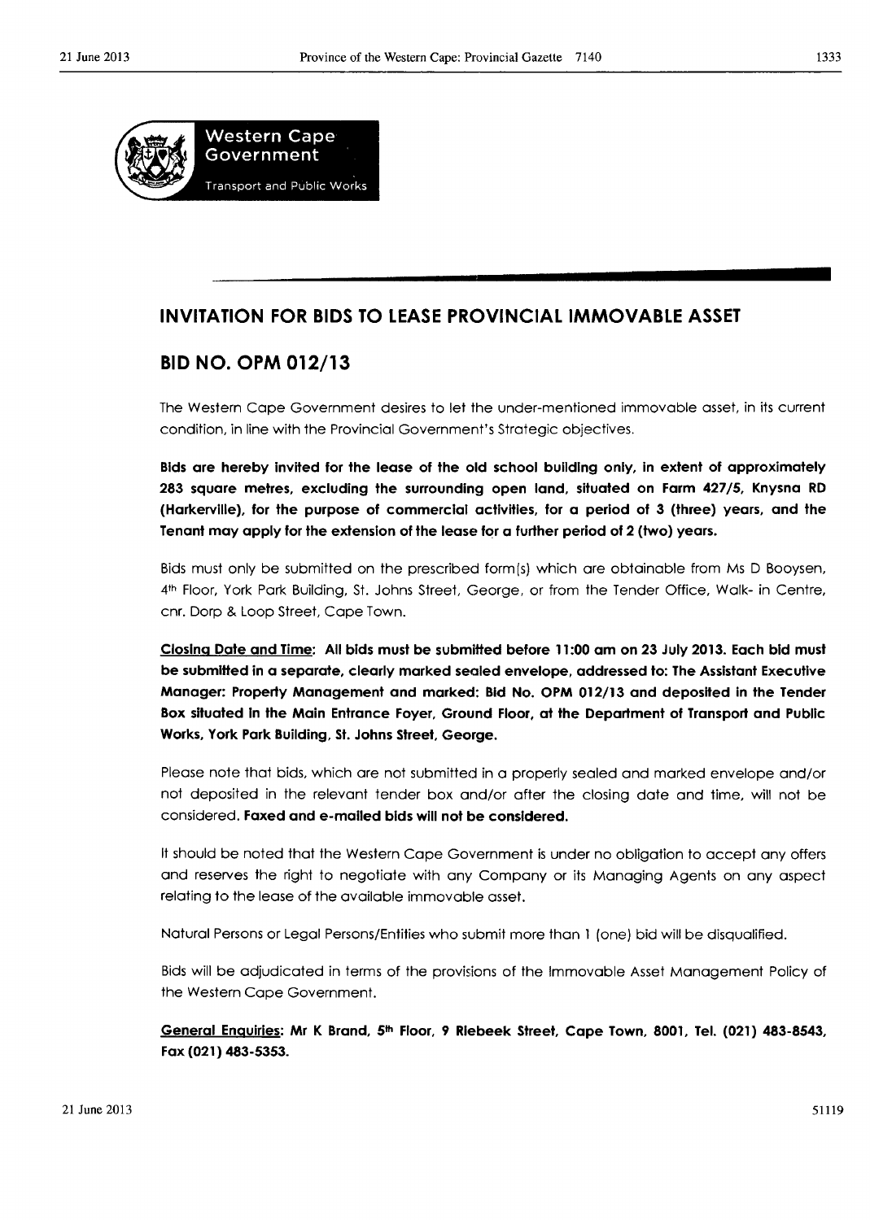**Western Cape Government**

Transport and Public Works

## INVITATION FOR BIDS TO LEASE PROVINCIAL IMMOVABLE ASSET

## BID NO. OPM 012/13

The Western Cape Government desires to let the under-mentioned immovable asset, in its current condition, in line with the Provincial Government's Strategic objectives.

**Bids are hereby invited for the lease of the old school building only, in extent of approximately 283 square metres, excluding the surrounding open land, situated on Farm 427/5, Knysna RD (Harkerville), for the purpose of commercial activities, for a period of 3 (three) years, and the Tenant may apply for the extension of the lease for a further period of 2 (two) years.**

Bids must only be submitted on the prescribed form(s) which are obtainable from Ms D Booysen, 4th Floor, York Park Building, St. Johns Street, George, or from the Tender Office, Walk- in Centre, cnr. Dorp & Loop Street, Cape Town.

**Closing Date and Time: All bids must be submitted before 11:00 am on 23 July 2013. Each bid must be submitted in a separate, clearly marked sealed envelope, addressed to: The Assistant Executive Manager: Property Management and marked: Bid No. OPM 012/13 and deposited in the Tender Box situated in the Main Entrance Foyer, Ground Floor, at the Department of Transport and Public Works, York Park Building, St. Johns Street, George.**

Please note that bids, which are not submitted in a properly sealed and marked envelope and/or not deposited in the relevant tender box and/or after the closing date and time, will not be considered. **Faxed and e-mailed bids will not be considered.**

It should be noted that the Western Cape Government is under no obligation to accept any offers and reserves the right to negotiate with any Company or its Managing Agents on any aspect relating to the lease of the available immovable asset.

Natural Persons or Legal Persons/Entities who submit more than 1 (one) bid will be disqualified.

Bids will be adjudicated in terms of the provisions of the Immovable Asset Management Policy of the Western Cape Government.

**General Enquiries: Mr K Brand, 5th Floor, 9 Riebeek Street, Cape Town, 8001, Tel. (021) 483-8543, Fax (021) 483-5353.**

21 June 2013 51119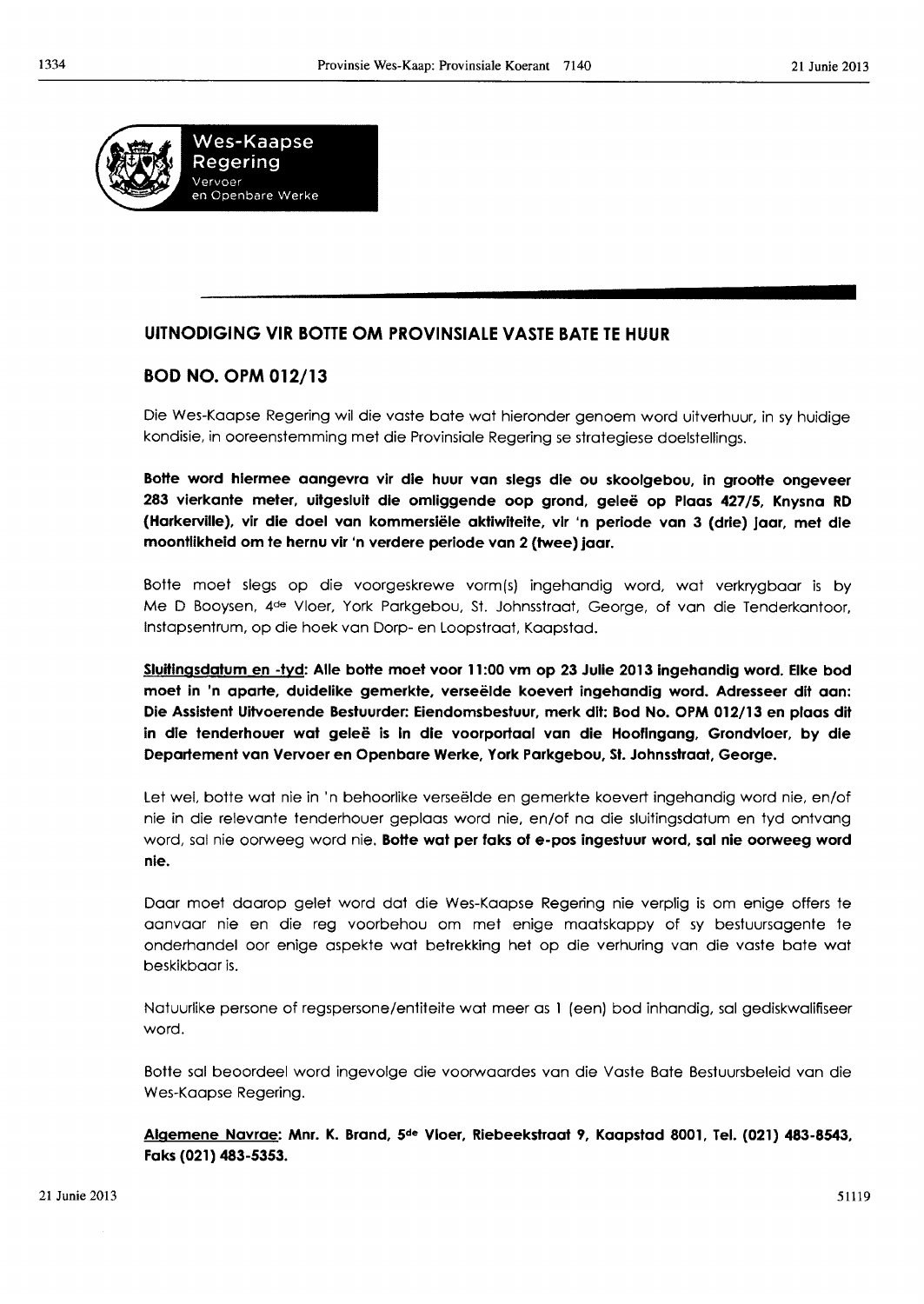Wes-Kaapse Regering
Vervoer
en Openbare Werke

## UITNODIGING VIR BOTTE OM PROVINSIALE VASTE BATE TE HUUR

## BOD NO. OPM 012/13

Die Wes-Kaapse Regering wil die vaste bate wat hieronder genoem word uitverhuur, in sy huidige kondisie, in ooreenstemming met die Provinsiale Regering se strategiese doelstellings.

**Botte word hiermee aangevra vir die huur van slegs die ou skoolgebou, in grootte ongeveer 283 vierkante meter, uitgesluit die omliggende oop grond, geleë op Plaas 427/5, Knysna RD (Harkerville), vir die doel van kommersiële aktiwiteite, vir 'n periode van 3 (drie) jaar, met die moontlikheid om te hernu vir 'n verdere periode van 2 (twee) jaar.**

Botte moet slegs op die voorgeskrewe vorm(s) ingehandig word, wat verkrygbaar is by Me D Booysen, 4de Vloer, York Parkgebou, St. Johnsstraat, George, of van die Tenderkantoor, Instapsentrum, op die hoek van Dorp- en Loopstraat, Kaapstad.

**Sluitingsdatum en -tyd: Alle botte moet voor 11:00 vm op 23 Julie 2013 ingehandig word. Elke bod moet in 'n aparte, duidelike gemerkte, verseëlde koevert ingehandig word. Adresseer dit aan: Die Assistent Uitvoerende Bestuurder: Eiendomsbestuur, merk dit: Bod No. OPM 012/13 en plaas dit in die tenderhouer wat geleë is in die voorportaal van die Hoofingang, Grondvloer, by die Departement van Vervoer en Openbare Werke, York Parkgebou, St. Johnsstraat, George.**

Let wel, botte wat nie in 'n behoorlike verseëlde en gemerkte koevert ingehandig word nie, en/of nie in die relevante tenderhouer geplaas word nie, en/of na die sluitingsdatum en tyd ontvang word, sal nie oorweeg word nie. **Botte wat per faks of e-pos ingestuur word, sal nie oorweeg word nie.**

Daar moet daarop gelet word dat die Wes-Kaapse Regering nie verplig is om enige offers te aanvaar nie en die reg voorbehou om met enige maatskappy of sy bestuursagente te onderhandel oor enige aspekte wat betrekking het op die verhuring van die vaste bate wat beskikbaar is.

Natuurlike persone of regspersone/entiteite wat meer as 1 (een) bod inhandig, sal gediskwalifiseer word.

Botte sal beoordeel word ingevolge die voorwaardes van die Vaste Bate Bestuursbeleid van die Wes-Kaapse Regering.

**Algemene Navrae: Mnr. K. Brand, 5de Vloer, Riebeekstraat 9, Kaapstad 8001, Tel. (021) 483-8543, Faks (021) 483-5353.**

21 Junie 2013 51119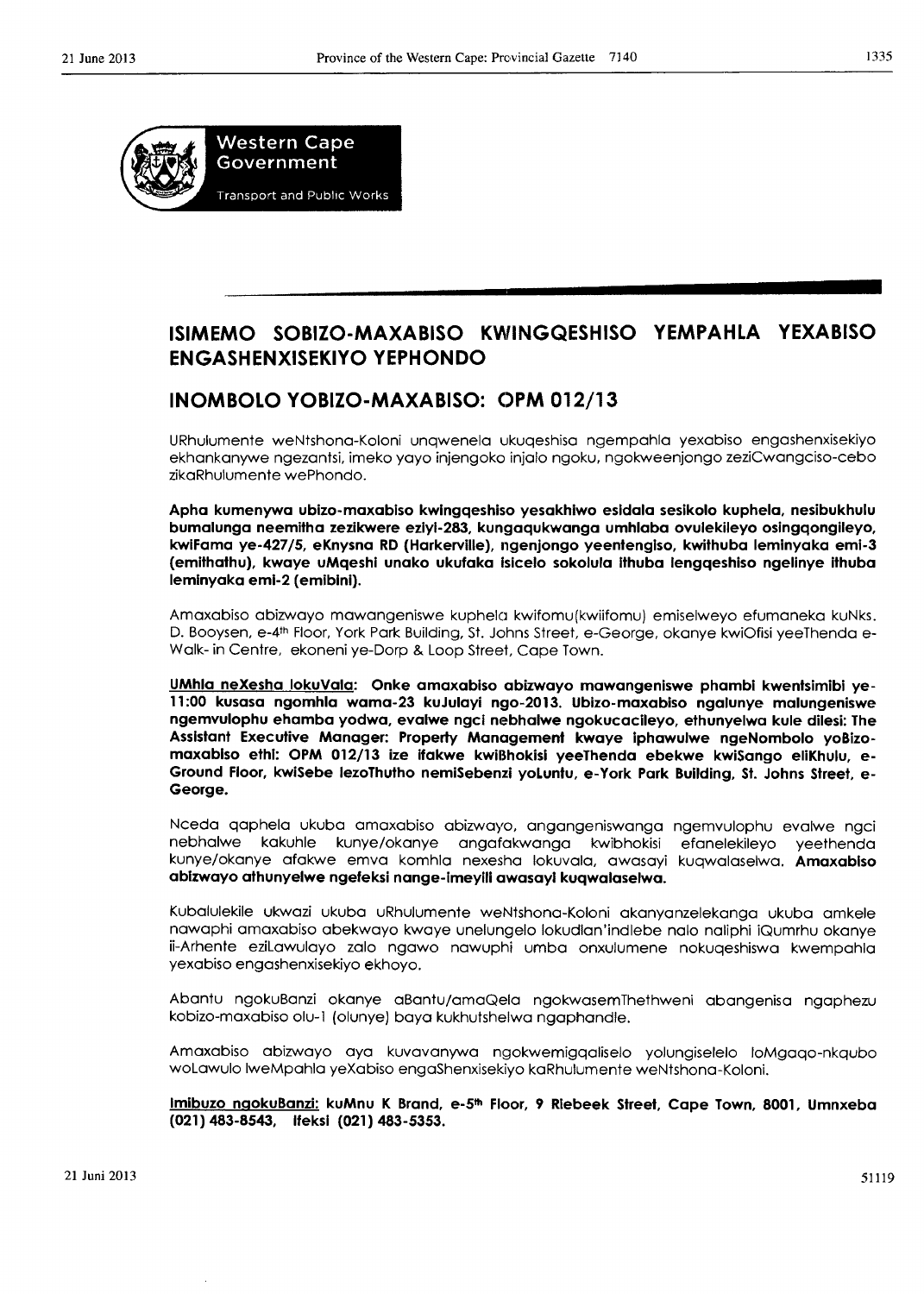Western Cape Government

Transport and Public Works

## ISIMEMO SOBIZO-MAXABISO KWINGQESHISO YEMPAHLA YEXABISO ENGASHENXISEKIYO YEPHONDO

## INOMBOLO YOBIZO-MAXABISO: OPM 012/13

URhulumente weNtshona-Koloni unqwenela ukuqeshisa ngempahla yexabiso engashenxisekiyo ekhankanywe ngezantsi, imeko yayo injengoko injalo ngoku, ngokweenjongo zeziCwangciso-cebo zikaRhulumente wePhondo.

**Apha kumenywa ubizo-maxabiso kwingqeshiso yesakhiwo esidala sesikolo kuphela, nesibukhulu bumalunga neemitha zezikwere eziyi-283, kungaqukwanga umhlaba ovulekileyo osingqongileyo, kwiFama ye-427/5, eKnysna RD (Harkerville), ngenjongo yeentengiso, kwithuba leminyaka emi-3 (emithathu), kwaye uMqeshi unako ukufaka isicelo sokolula ithuba lengqeshiso ngelinye ithuba leminyaka emi-2 (emibini).**

Amaxabiso abizwayo mawangeniswe kuphela kwifomu(kwiifomu) emiselweyo efumaneka kuNks. D. Booysen, e-4th Floor, York Park Building, St. Johns Street, e-George, okanye kwiOfisi yeeThenda e-Walk- in Centre, ekoneni ye-Dorp & Loop Street, Cape Town.

**UMhla neXesha lokuVala: Onke amaxabiso abizwayo mawangeniswe phambi kwentsimbi ye-11:00 kusasa ngomhla wama-23 kuJulayi ngo-2013. Ubizo-maxabiso ngalunye malungeniswe ngemvulophu ehamba yodwa, evalwe ngci nebhalwe ngokucacileyo, ethunyelwa kule dilesi: The Assistant Executive Manager: Property Management kwaye iphawulwe ngeNombolo yoBizo-maxabiso ethi: OPM 012/13 ize ifakwe kwiBhokisi yeeThenda ebekwe kwiSango eliKhulu, e-Ground Floor, kwiSebe lezoThutho nemiSebenzi yoLuntu, e-York Park Building, St. Johns Street, e-George.**

Nceda qaphela ukuba amaxabiso abizwayo, angangeniswanga ngemvulophu evalwe ngci nebhalwe kakuhle kunye/okanye angafakwanga kwibhokisi efanelekileyo yeethenda kunye/okanye afakwe emva komhla nexesha lokuvala, awasayi kuqwalaselwa. **Amaxabiso abizwayo athunyelwe ngefeksi nange-imeyili awasayi kuqwalaselwa.**

Kubalulekile ukwazi ukuba uRhulumente weNtshona-Koloni akanyanzelekanga ukuba amkele nawaphi amaxabiso abekwayo kwaye unelungelo lokudlan'indlebe nalo naliphi iQumrhu okanye ii-Arhente eziLawulayo zalo ngawo nawuphi umba onxulumene nokuqeshiswa kwempahla yexabiso engashenxisekiyo ekhoyo.

Abantu ngokuBanzi okanye aBantu/amaQela ngokwasemThethweni abangenisa ngaphezu kobizo-maxabiso olu-1 (olunye) baya kukhutshelwa ngaphandle.

Amaxabiso abizwayo aya kuvavanywa ngokwemigqaliselo yolungiselelo loMgaqo-nkqubo woLawulo lweMpahla yeXabiso engaShenxisekiyo kaRhulumente weNtshona-Koloni.

**Imibuzo ngokuBanzi: kuMnu K Brand, e-5th Floor, 9 Riebeek Street, Cape Town, 8001, Umnxeba (021) 483-8543, Ifeksi (021) 483-5353.**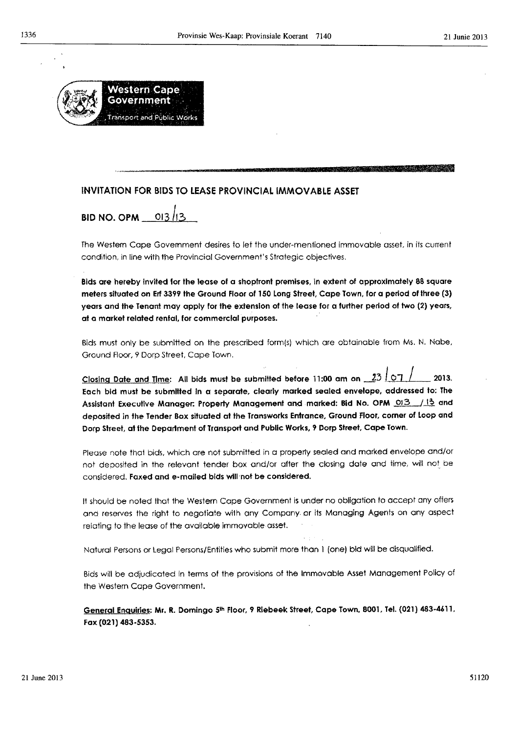Western Cape Government

Transport and Public Works

## INVITATION FOR BIDS TO LEASE PROVINCIAL IMMOVABLE ASSET

**BID NO. OPM 013/13**

The Western Cape Government desires to let the under-mentioned immovable asset, in its current condition, in line with the Provincial Government's Strategic objectives.

**Bids are hereby invited for the lease of a shopfront premises, in extent of approximately 88 square meters situated on Erf 3399 the Ground Floor of 150 Long Street, Cape Town, for a period of three (3) years and the Tenant may apply for the extension of the lease for a further period of two (2) years, at a market related rental, for commercial purposes.**

Bids must only be submitted on the prescribed form(s) which are obtainable from Ms. N. Nabe, Ground Floor, 9 Dorp Street, Cape Town.

**Closing Date and Time: All bids must be submitted before 11:00 am on 23/07/2013. Each bid must be submitted in a separate, clearly marked sealed envelope, addressed to: The Assistant Executive Manager: Property Management and marked: Bid No. OPM 013/13 and deposited in the Tender Box situated at the Transworks Entrance, Ground Floor, corner of Loop and Dorp Street, at the Department of Transport and Public Works, 9 Dorp Street, Cape Town.**

Please note that bids, which are not submitted in a properly sealed and marked envelope and/or not deposited in the relevant tender box and/or after the closing date and time, will not be considered. **Faxed and e-mailed bids will not be considered.**

It should be noted that the Western Cape Government is under no obligation to accept any offers and reserves the right to negotiate with any Company or its Managing Agents on any aspect relating to the lease of the available immovable asset.

Natural Persons or Legal Persons/Entities who submit more than 1 (one) bid will be disqualified.

Bids will be adjudicated in terms of the provisions of the Immovable Asset Management Policy of the Western Cape Government.

**General Enquiries: Mr. R. Domingo 5th Floor, 9 Riebeek Street, Cape Town, 8001, Tel. (021) 483-4611, Fax (021) 483-5353.**

51120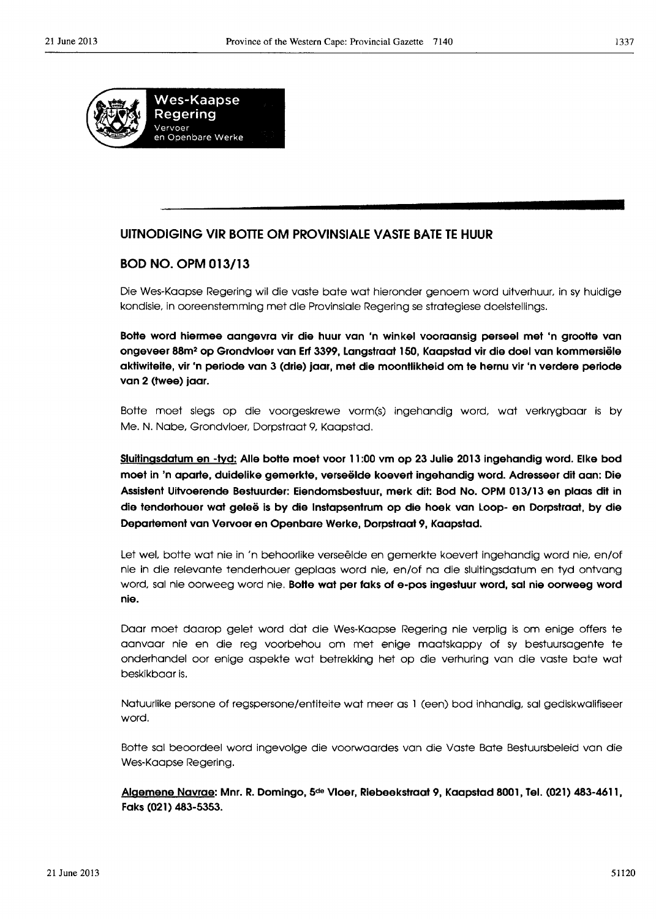**Wes-Kaapse Regering**
Vervoer en Openbare Werke

## UITNODIGING VIR BOTTE OM PROVINSIALE VASTE BATE TE HUUR

## BOD NO. OPM 013/13

Die Wes-Kaapse Regering wil die vaste bate wat hieronder genoem word uitverhuur, in sy huidige kondisie, in ooreenstemming met die Provinsiale Regering se strategiese doelstellings.

**Botte word hiermee aangevra vir die huur van 'n winkel vooraansig perseel met 'n grootte van ongeveer 88m² op Grondvloer van Erf 3399, Langstraat 150, Kaapstad vir die doel van kommersiële aktiwiteite, vir 'n periode van 3 (drie) jaar, met die moontlikheid om te hernu vir 'n verdere periode van 2 (twee) jaar.**

Botte moet slegs op die voorgeskrewe vorm(s) ingehandig word, wat verkrygbaar is by Me. N. Nabe, Grondvloer, Dorpstraat 9, Kaapstad.

**Sluitingsdatum en -tyd: Alle botte moet voor 11:00 vm op 23 Julie 2013 ingehandig word. Elke bod moet in 'n aparte, duidelike gemerkte, verseëlde koevert ingehandig word. Adresseer dit aan: Die Assistent Uitvoerende Bestuurder: Eiendomsbestuur, merk dit: Bod No. OPM 013/13 en plaas dit in die tenderhouer wat geleë is by die Instapsentrum op die hoek van Loop- en Dorpstraat, by die Departement van Vervoer en Openbare Werke, Dorpstraat 9, Kaapstad.**

Let wel, botte wat nie in 'n behoorlike verseëlde en gemerkte koevert ingehandig word nie, en/of nie in die relevante tenderhouer geplaas word nie, en/of na die sluitingsdatum en tyd ontvang word, sal nie oorweeg word nie. **Botte wat per faks of e-pos ingestuur word, sal nie oorweeg word nie.**

Daar moet daarop gelet word dat die Wes-Kaapse Regering nie verplig is om enige offers te aanvaar nie en die reg voorbehou om met enige maatskappy of sy bestuursagente te onderhandel oor enige aspekte wat betrekking het op die verhuring van die vaste bate wat beskikbaar is.

Natuurlike persone of regspersone/entiteite wat meer as 1 (een) bod inhandig, sal gediskwalifiseer word.

Botte sal beoordeel word ingevolge die voorwaardes van die Vaste Bate Bestuursbeleid van die Wes-Kaapse Regering.

**Algemene Navrae: Mnr. R. Domingo, 5de Vloer, Riebeekstraat 9, Kaapstad 8001, Tel. (021) 483-4611, Faks (021) 483-5353.**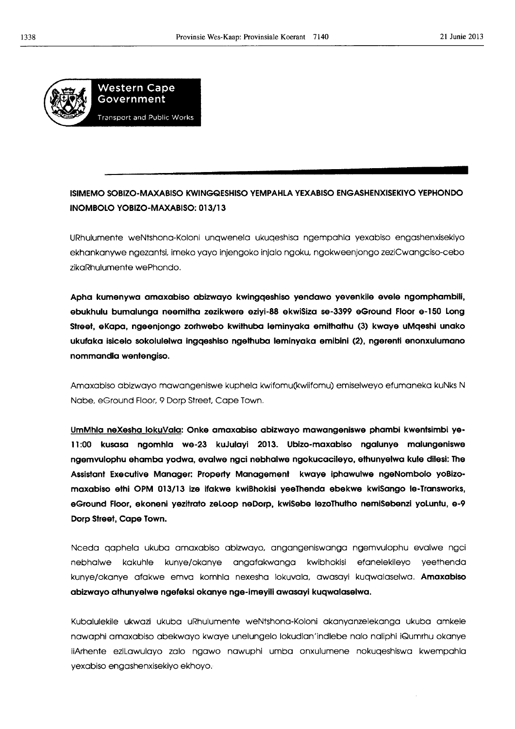Western Cape Government

Transport and Public Works

**ISIMEMO SOBIZO-MAXABISO KWINGQESHISO YEMPAHLA YEXABISO ENGASHENXISEKIYO YEPHONDO INOMBOLO YOBIZO-MAXABISO: 013/13**

URhulumente weNtshona-Koloni unqwenela ukuqeshisa ngempahla yexabiso engashenxisekiyo ekhankanywe ngezantsi, imeko yayo injengoko injalo ngoku, ngokweenjongo zeziCwangciso-cebo zikaRhulumente wePhondo.

**Apha kumenywa amaxabiso abizwayo kwingqeshiso yendawo yevenkile evele ngomphambili, ebukhulu bumalunga neemitha zezikwere eziyi-88 ekwiSiza se-3399 eGround Floor e-150 Long Street, eKapa, ngeenjongo zorhwebo kwithuba leminyaka emithathu (3) kwaye uMqeshi unako ukufaka isicelo sokolulelwa ingqeshiso ngethuba leminyaka emibini (2), ngerenti enonxulumano nommandla wentengiso.**

Amaxabiso abizwayo mawangeniswe kuphela kwifomu(kwiifomu) emiselweyo efumaneka kuNks N Nabe, eGround Floor, 9 Dorp Street, Cape Town.

<u>UmMhla neXesha lokuVala</u>: **Onke amaxabiso abizwayo mawangeniswe phambi kwentsimbi ye-11:00 kusasa ngomhla we-23 kuJulayi 2013. Ubizo-maxabiso ngalunye malungeniswe ngemvulophu ehamba yodwa, evalwe ngci nebhalwe ngokucacileyo, ethunyelwa kule dilesi: The Assistant Executive Manager: Property Management kwaye iphawulwe ngeNombolo yoBizo-maxabiso ethi OPM 013/13 ize ifakwe kwiBhokisi yeeThenda ebekwe kwiSango le-Transworks, eGround Floor, ekoneni yezitrato zeLoop neDorp, kwiSebe lezoThutho nemiSebenzi yoLuntu, e-9 Dorp Street, Cape Town.**

Nceda qaphela ukuba amaxabiso abizwayo, angangeniswanga ngemvulophu evalwe ngci nebhalwe kakuhle kunye/okanye angafakwanga kwibhokisi efanelekileyo yeethenda kunye/okanye afakwe emva komhla nexesha lokuvala, awasayi kuqwalaselwa. **Amaxabiso abizwayo athunyelwe ngefeksi okanye nge-imeyili awasayi kuqwalaselwa.**

Kubalulekile ukwazi ukuba uRhulumente weNtshona-Koloni akanyanzelekanga ukuba amkele nawaphi amaxabiso abekwayo kwaye unelungelo lokudlan'indlebe nalo naliphi iQumrhu okanye iiArhente eziLawulayo zalo ngawo nawuphi umba onxulumene nokuqeshiswa kwempahla yexabiso engashenxisekiyo ekhoyo.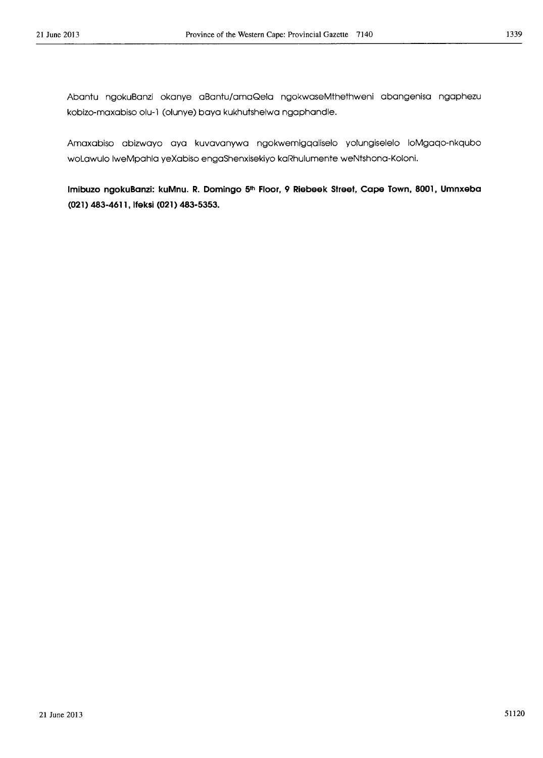Abantu ngokuBanzi okanye aBantu/amaQela ngokwaseMthethweni abangenisa ngaphezu kobizo-maxabiso olu-1 (olunye) baya kukhutshelwa ngaphandle.

Amaxabiso abizwayo aya kuvavanywa ngokwemigqaliselo yolungiselelo loMgaqo-nkqubo woLawulo lweMpahla yeXabiso engaShenxisekiyo kaRhulumente weNtshona-Koloni.

**Imibuzo ngokuBanzi: kuMnu. R. Domingo 5th Floor, 9 Riebeek Street, Cape Town, 8001, Umnxeba (021) 483-4611, Ifeksi (021) 483-5353.**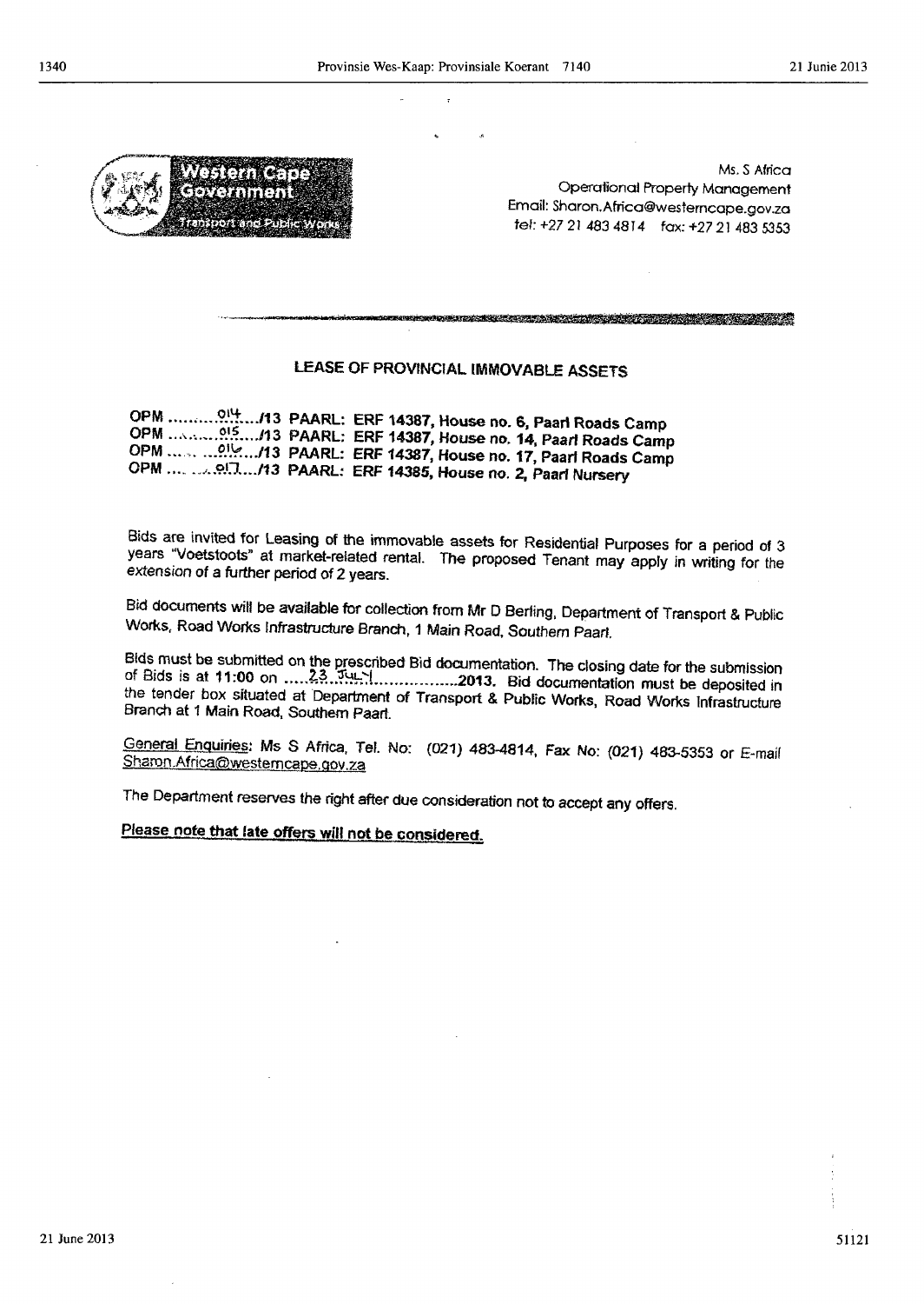Western Cape Government
Transport and Public Works

Ms. S Africa
Operational Property Management
Email: Sharon.Africa@westerncape.gov.za
tel: +27 21 483 4814 fax: +27 21 483 5353

## LEASE OF PROVINCIAL IMMOVABLE ASSETS

**OPM .........014..../13 PAARL: ERF 14387, House no. 6, Paarl Roads Camp**
**OPM .........015..../13 PAARL: ERF 14387, House no. 14, Paarl Roads Camp**
**OPM .........016..../13 PAARL: ERF 14387, House no. 17, Paarl Roads Camp**
**OPM .........017..../13 PAARL: ERF 14385, House no. 2, Paarl Nursery**

Bids are invited for Leasing of the immovable assets for Residential Purposes for a period of 3 years "Voetstoots" at market-related rental. The proposed Tenant may apply in writing for the extension of a further period of 2 years.

Bid documents will be available for collection from Mr D Berling, Department of Transport & Public Works, Road Works Infrastructure Branch, 1 Main Road, Southern Paarl.

Bids must be submitted on the prescribed Bid documentation. The closing date for the submission of Bids is at **11:00** on .....23 JULY.................**2013.** Bid documentation must be deposited in the tender box situated at Department of Transport & Public Works, Road Works Infrastructure Branch at 1 Main Road, Southern Paarl.

General Enquiries: Ms S Africa, Tel. No: (021) 483-4814, Fax No: (021) 483-5353 or E-mail Sharon.Africa@westerncape.gov.za

The Department reserves the right after due consideration not to accept any offers.

**Please note that late offers will not be considered.**

51121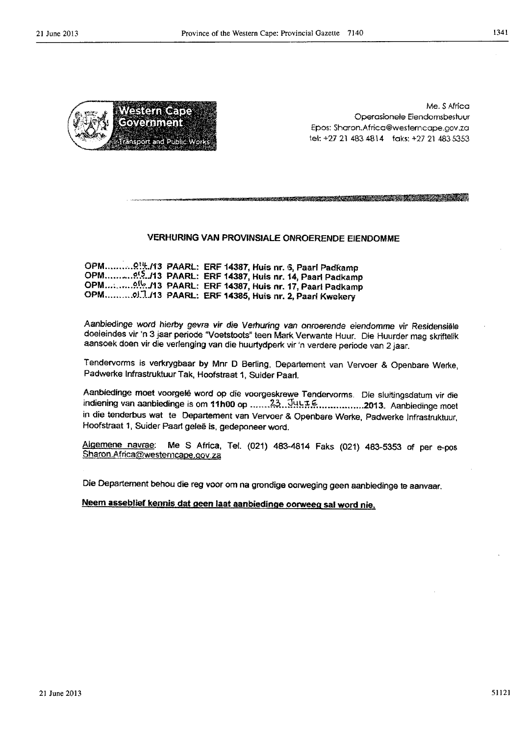Western Cape Government
Transport and Public Works

Me. S Africa
Operasionele Eiendomsbestuur
Epos: Sharon.Africa@westerncape.gov.za
tel: +27 21 483 4814 faks: +27 21 483 5353

## VERHURING VAN PROVINSIALE ONROERENDE EIENDOMME

**OPM..........014../13 PAARL: ERF 14387, Huis nr. 6, Paarl Padkamp**
**OPM..........015../13 PAARL: ERF 14387, Huis nr. 14, Paarl Padkamp**
**OPM..........016../13 PAARL: ERF 14387, Huis nr. 17, Paarl Padkamp**
**OPM..........017../13 PAARL: ERF 14385, Huis nr. 2, Paarl Kwekery**

*Aanbiedinge word hierby gevra vir die Verhuring van onroerende eiendomme vir Residensiële* doeleindes vir 'n 3 jaar periode "Voetstoots" teen Mark Verwante Huur. Die Huurder mag skriftelik aansoek doen vir die verlenging van die huurtydperk vir 'n verdere periode van 2 jaar.

Tendervorms is verkrygbaar by Mnr D Berling, Departement van Vervoer & Openbare Werke, Padwerke Infrastruktuur Tak, Hoofstraat 1, Suider Paarl.

Aanbiedinge moet voorgelê word op die voorgeskrewe Tendervorms. Die sluitingsdatum vir die indiening van aanbiedinge is om **11h00** op ......23 JULIE..............**2013**. Aanbiedinge moet in die tenderbus wat te Departement van Vervoer & Openbare Werke, Padwerke Infrastruktuur, Hoofstraat 1, Suider Paarl geleë is, gedeponeer word.

Algemene navrae: Me S Africa, Tel. (021) 483-4814 Faks (021) 483-5353 of per e-pos Sharon.Africa@westerncape.gov.za

Die Departement behou die reg voor om na grondige oorweging geen aanbiedinge te aanvaar.

**Neem asseblief kennis dat geen laat aanbiedinge oorweeg sal word nie.**